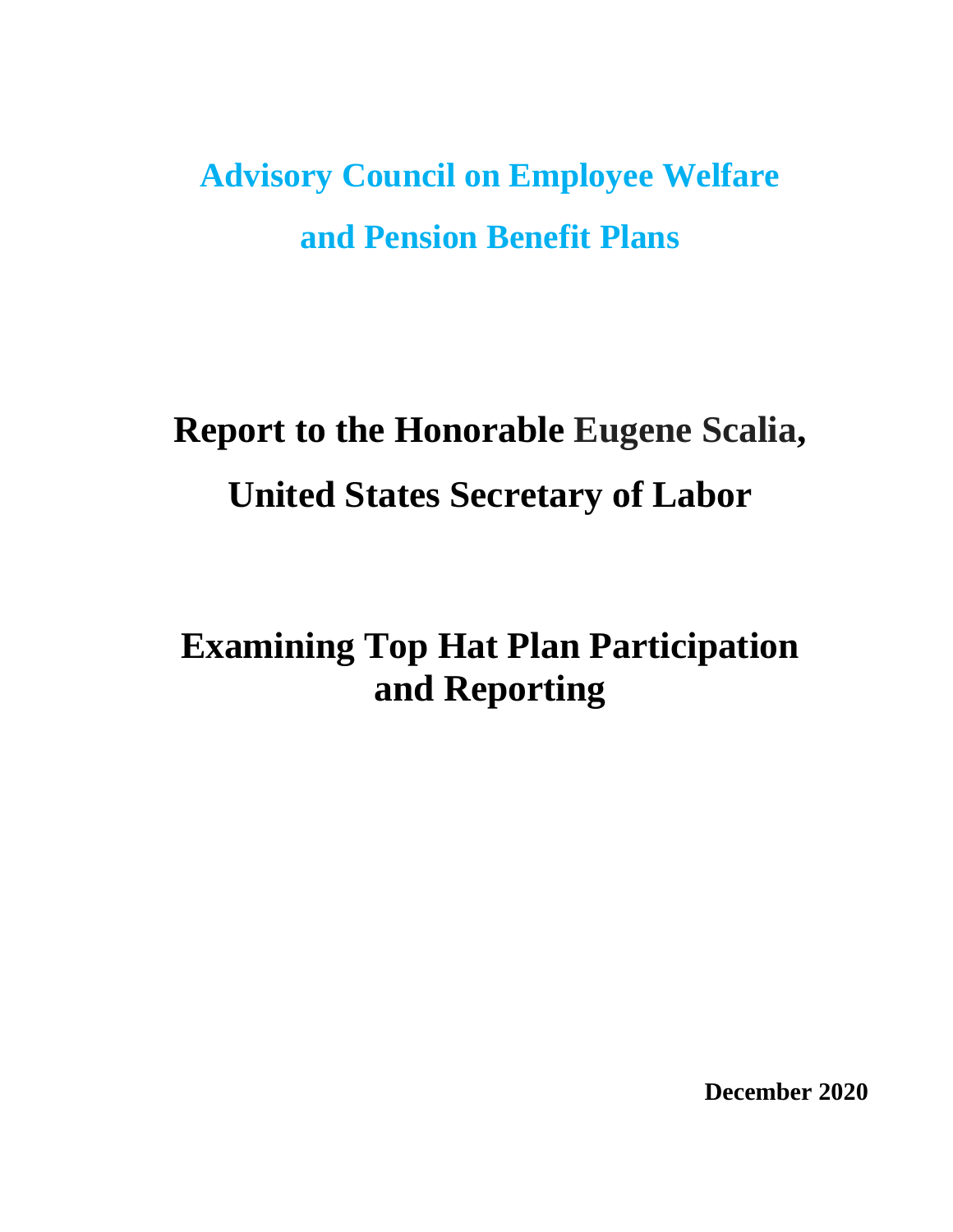# Advisory Council on Employee Welfare and Pension Benefit Plans

## Report to the Honorable Eugene Scalia, United States Secretary of Labor

## Examining Top Hat Plan Participation and Reporting

**December 2020**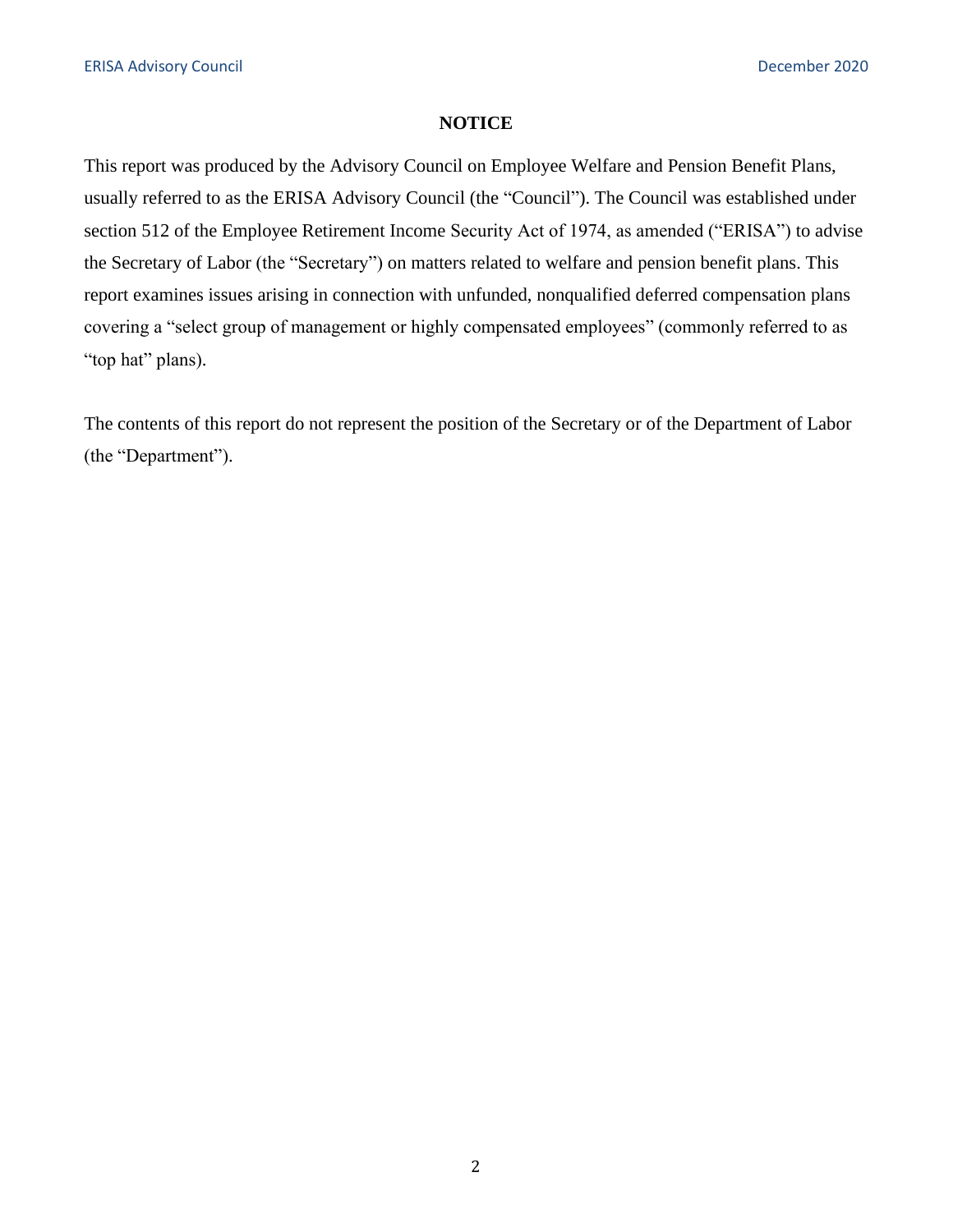**NOTICE**

This report was produced by the Advisory Council on Employee Welfare and Pension Benefit Plans, usually referred to as the ERISA Advisory Council (the "Council"). The Council was established under section 512 of the Employee Retirement Income Security Act of 1974, as amended ("ERISA") to advise the Secretary of Labor (the "Secretary") on matters related to welfare and pension benefit plans. This report examines issues arising in connection with unfunded, nonqualified deferred compensation plans covering a "select group of management or highly compensated employees" (commonly referred to as "top hat" plans).

The contents of this report do not represent the position of the Secretary or of the Department of Labor (the "Department").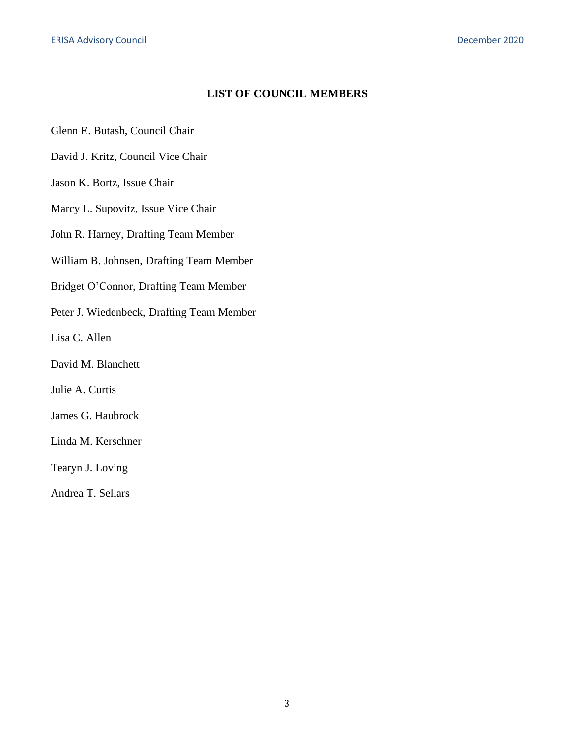## LIST OF COUNCIL MEMBERS

Glenn E. Butash, Council Chair

David J. Kritz, Council Vice Chair

Jason K. Bortz, Issue Chair

Marcy L. Supovitz, Issue Vice Chair

John R. Harney, Drafting Team Member

William B. Johnsen, Drafting Team Member

Bridget O'Connor, Drafting Team Member

Peter J. Wiedenbeck, Drafting Team Member

Lisa C. Allen

David M. Blanchett

Julie A. Curtis

James G. Haubrock

Linda M. Kerschner

Tearyn J. Loving

Andrea T. Sellars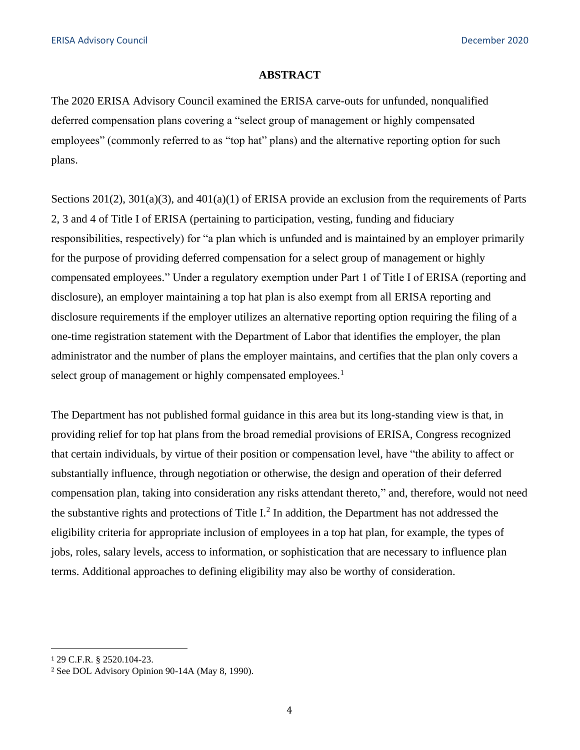## ABSTRACT

The 2020 ERISA Advisory Council examined the ERISA carve-outs for unfunded, nonqualified deferred compensation plans covering a "select group of management or highly compensated employees" (commonly referred to as "top hat" plans) and the alternative reporting option for such plans.

Sections 201(2), 301(a)(3), and 401(a)(1) of ERISA provide an exclusion from the requirements of Parts 2, 3 and 4 of Title I of ERISA (pertaining to participation, vesting, funding and fiduciary responsibilities, respectively) for "a plan which is unfunded and is maintained by an employer primarily for the purpose of providing deferred compensation for a select group of management or highly compensated employees." Under a regulatory exemption under Part 1 of Title I of ERISA (reporting and disclosure), an employer maintaining a top hat plan is also exempt from all ERISA reporting and disclosure requirements if the employer utilizes an alternative reporting option requiring the filing of a one-time registration statement with the Department of Labor that identifies the employer, the plan administrator and the number of plans the employer maintains, and certifies that the plan only covers a select group of management or highly compensated employees.[1]

The Department has not published formal guidance in this area but its long-standing view is that, in providing relief for top hat plans from the broad remedial provisions of ERISA, Congress recognized that certain individuals, by virtue of their position or compensation level, have "the ability to affect or substantially influence, through negotiation or otherwise, the design and operation of their deferred compensation plan, taking into consideration any risks attendant thereto," and, therefore, would not need the substantive rights and protections of Title I.[2] In addition, the Department has not addressed the eligibility criteria for appropriate inclusion of employees in a top hat plan, for example, the types of jobs, roles, salary levels, access to information, or sophistication that are necessary to influence plan terms. Additional approaches to defining eligibility may also be worthy of consideration.

---

[1] 29 C.F.R. § 2520.104-23.

[2] See DOL Advisory Opinion 90-14A (May 8, 1990).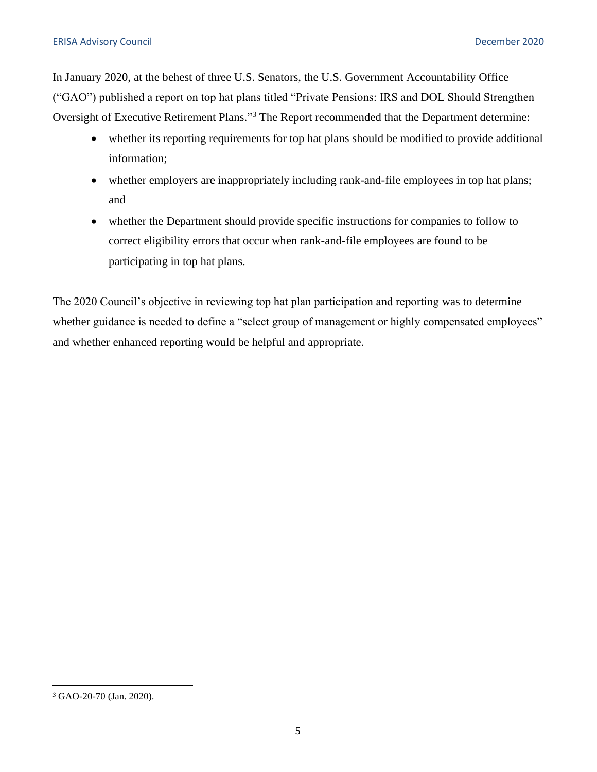In January 2020, at the behest of three U.S. Senators, the U.S. Government Accountability Office ("GAO") published a report on top hat plans titled "Private Pensions: IRS and DOL Should Strengthen Oversight of Executive Retirement Plans."[3] The Report recommended that the Department determine:

- whether its reporting requirements for top hat plans should be modified to provide additional information;
- whether employers are inappropriately including rank-and-file employees in top hat plans; and
- whether the Department should provide specific instructions for companies to follow to correct eligibility errors that occur when rank-and-file employees are found to be participating in top hat plans.

The 2020 Council's objective in reviewing top hat plan participation and reporting was to determine whether guidance is needed to define a "select group of management or highly compensated employees" and whether enhanced reporting would be helpful and appropriate.

[3] GAO-20-70 (Jan. 2020).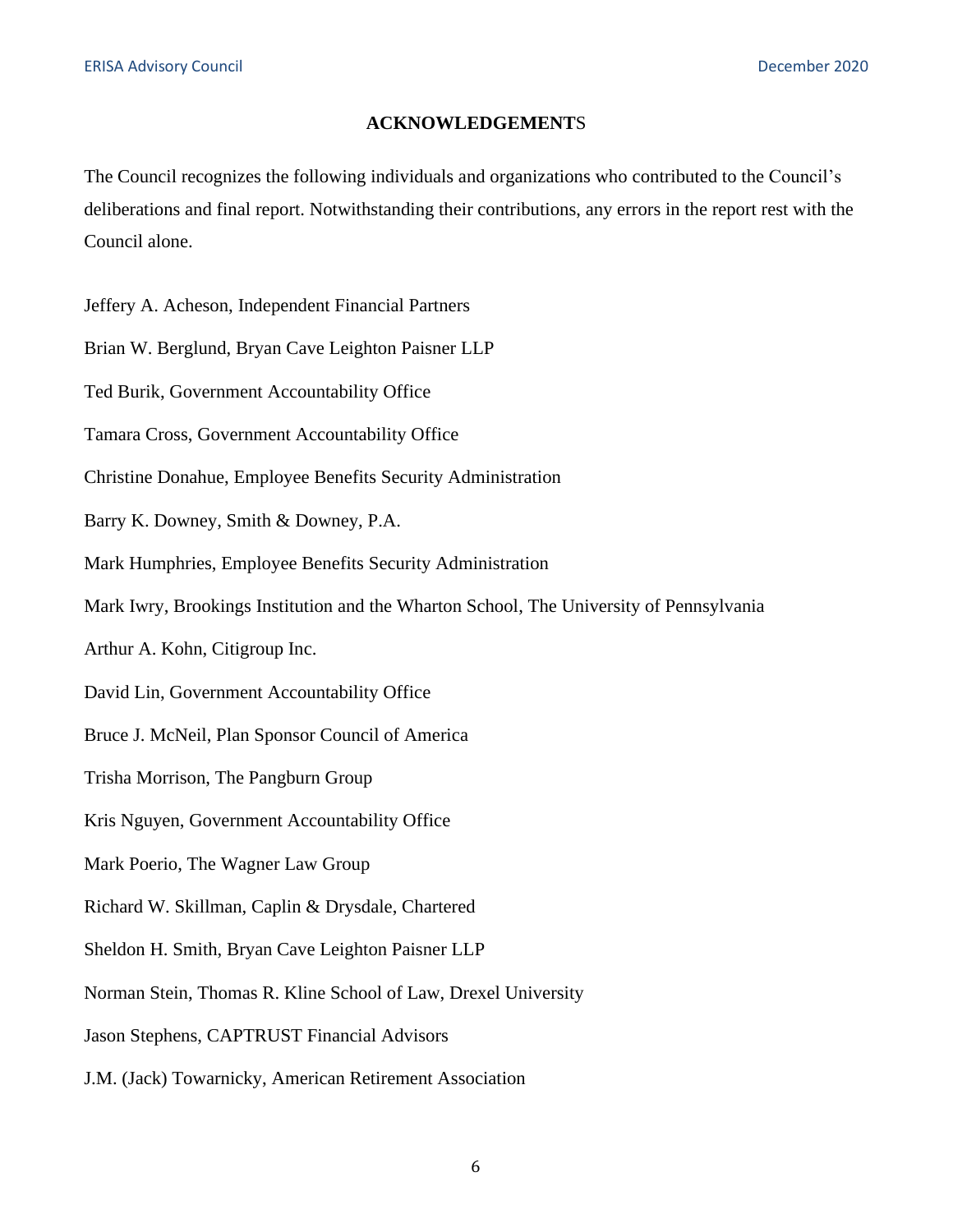## ACKNOWLEDGEMENTS

The Council recognizes the following individuals and organizations who contributed to the Council's deliberations and final report. Notwithstanding their contributions, any errors in the report rest with the Council alone.

Jeffery A. Acheson, Independent Financial Partners

Brian W. Berglund, Bryan Cave Leighton Paisner LLP

Ted Burik, Government Accountability Office

Tamara Cross, Government Accountability Office

Christine Donahue, Employee Benefits Security Administration

Barry K. Downey, Smith & Downey, P.A.

Mark Humphries, Employee Benefits Security Administration

Mark Iwry, Brookings Institution and the Wharton School, The University of Pennsylvania

Arthur A. Kohn, Citigroup Inc.

David Lin, Government Accountability Office

Bruce J. McNeil, Plan Sponsor Council of America

Trisha Morrison, The Pangburn Group

Kris Nguyen, Government Accountability Office

Mark Poerio, The Wagner Law Group

Richard W. Skillman, Caplin & Drysdale, Chartered

Sheldon H. Smith, Bryan Cave Leighton Paisner LLP

Norman Stein, Thomas R. Kline School of Law, Drexel University

Jason Stephens, CAPTRUST Financial Advisors

J.M. (Jack) Towarnicky, American Retirement Association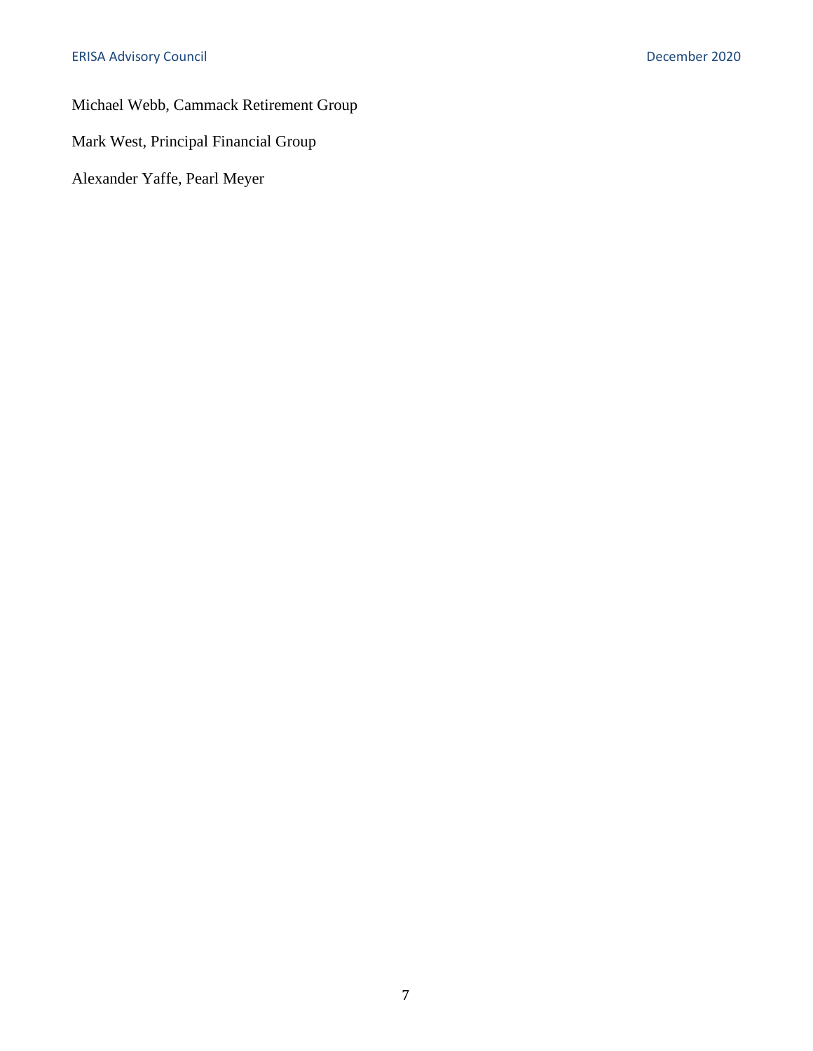Michael Webb, Cammack Retirement Group

Mark West, Principal Financial Group

Alexander Yaffe, Pearl Meyer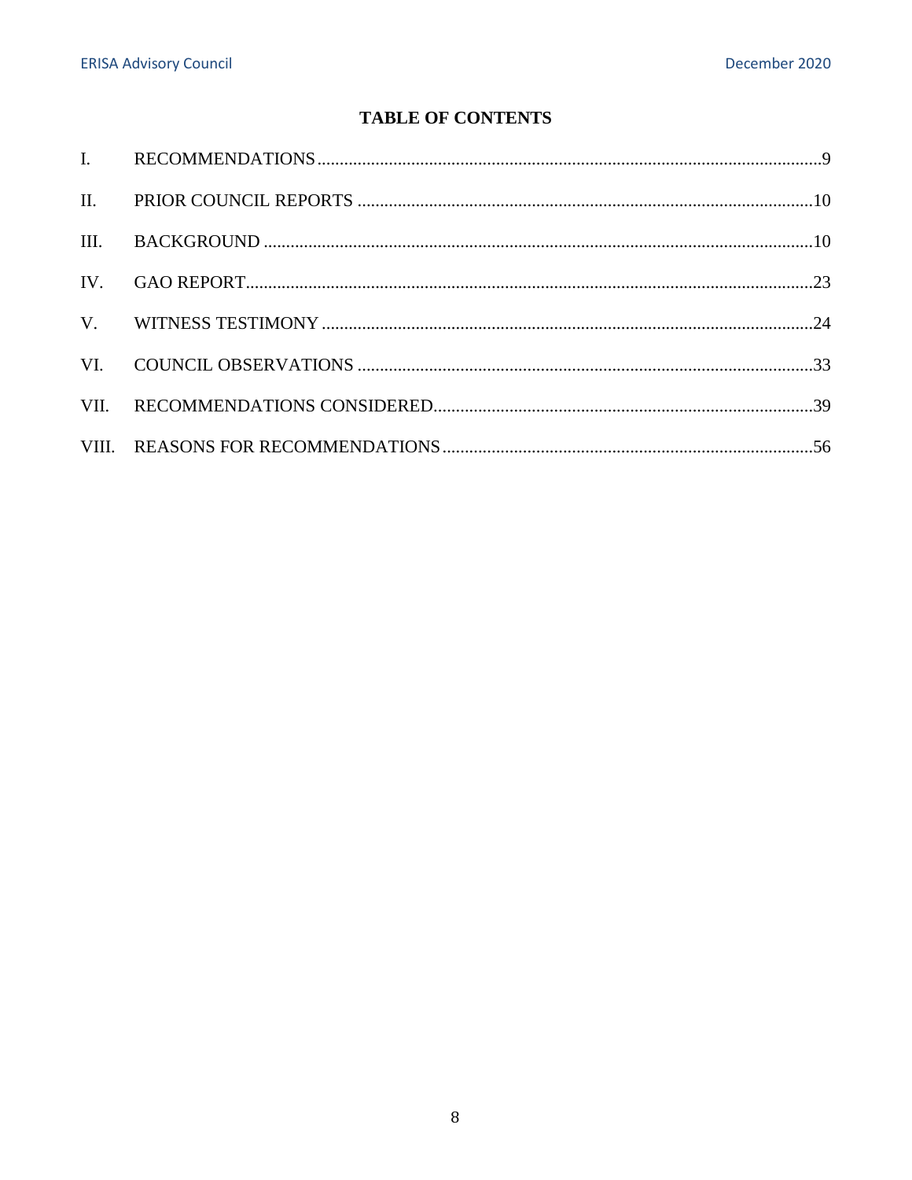## TABLE OF CONTENTS

I. RECOMMENDATIONS ........................................................ 9

II. PRIOR COUNCIL REPORTS ........................................................ 10

III. BACKGROUND ........................................................ 10

IV. GAO REPORT ........................................................ 23

V. WITNESS TESTIMONY ........................................................ 24

VI. COUNCIL OBSERVATIONS ........................................................ 33

VII. RECOMMENDATIONS CONSIDERED ........................................................ 39

VIII. REASONS FOR RECOMMENDATIONS ........................................................ 56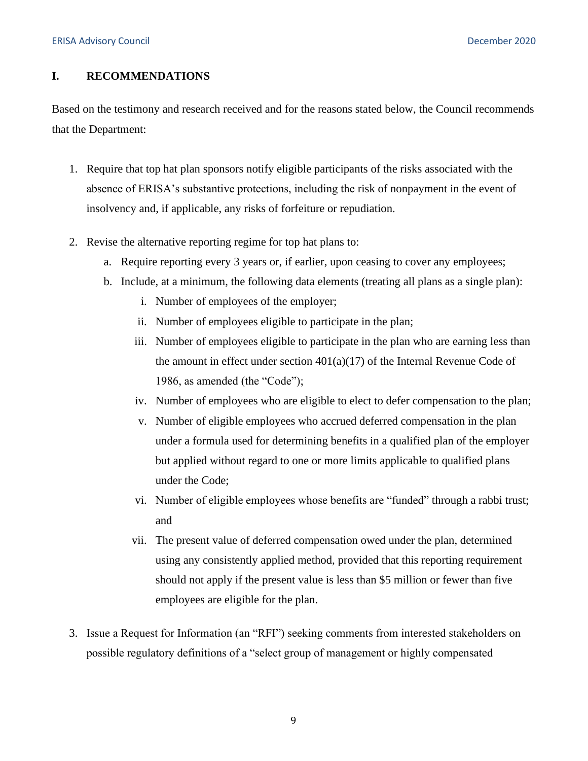## I. RECOMMENDATIONS

Based on the testimony and research received and for the reasons stated below, the Council recommends that the Department:

1. Require that top hat plan sponsors notify eligible participants of the risks associated with the absence of ERISA's substantive protections, including the risk of nonpayment in the event of insolvency and, if applicable, any risks of forfeiture or repudiation.

2. Revise the alternative reporting regime for top hat plans to:
   a. Require reporting every 3 years or, if earlier, upon ceasing to cover any employees;
   b. Include, at a minimum, the following data elements (treating all plans as a single plan):
      i. Number of employees of the employer;
      ii. Number of employees eligible to participate in the plan;
      iii. Number of employees eligible to participate in the plan who are earning less than the amount in effect under section 401(a)(17) of the Internal Revenue Code of 1986, as amended (the "Code");
      iv. Number of employees who are eligible to elect to defer compensation to the plan;
      v. Number of eligible employees who accrued deferred compensation in the plan under a formula used for determining benefits in a qualified plan of the employer but applied without regard to one or more limits applicable to qualified plans under the Code;
      vi. Number of eligible employees whose benefits are "funded" through a rabbi trust; and
      vii. The present value of deferred compensation owed under the plan, determined using any consistently applied method, provided that this reporting requirement should not apply if the present value is less than $5 million or fewer than five employees are eligible for the plan.

3. Issue a Request for Information (an "RFI") seeking comments from interested stakeholders on possible regulatory definitions of a "select group of management or highly compensated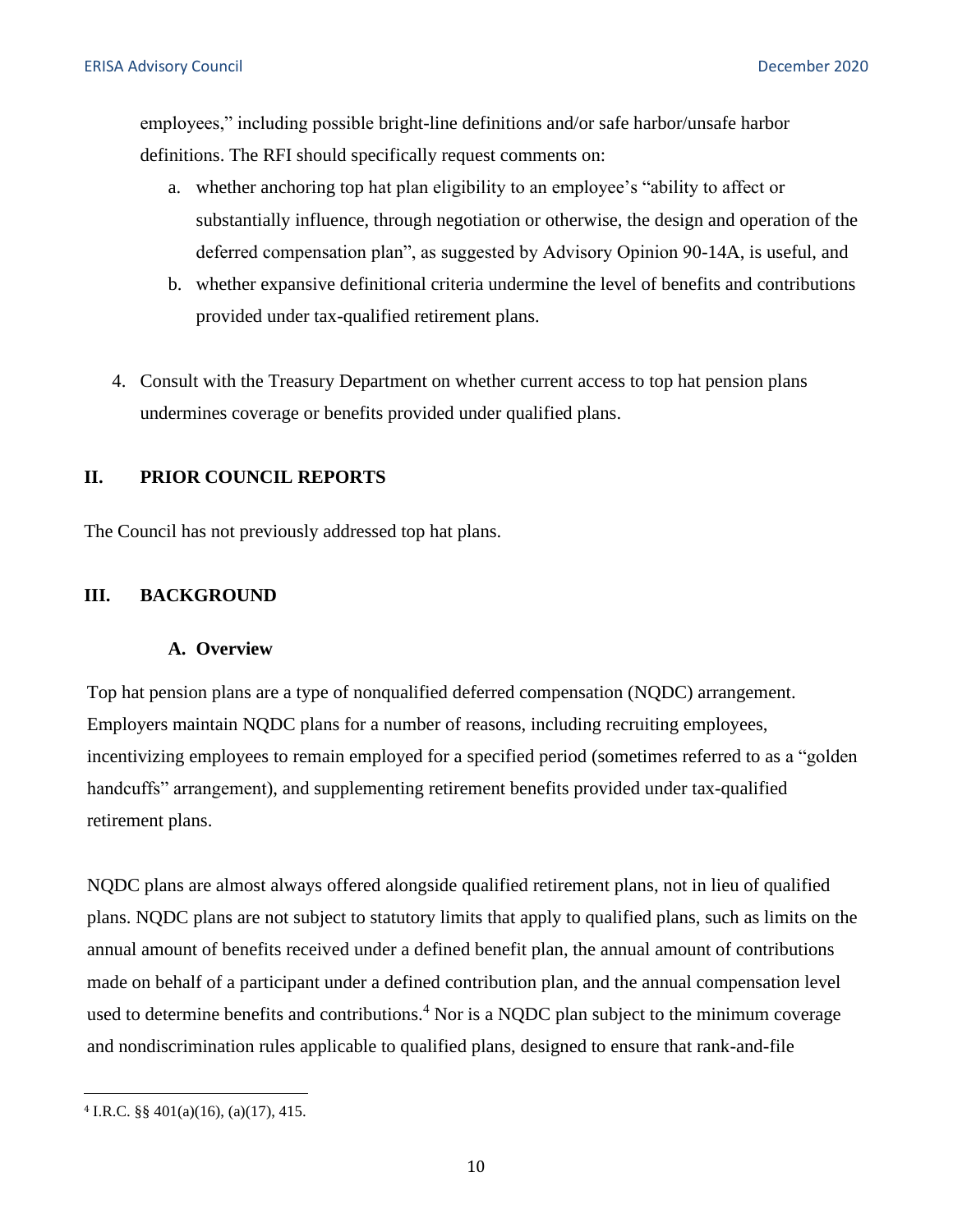employees," including possible bright-line definitions and/or safe harbor/unsafe harbor definitions. The RFI should specifically request comments on:

   a. whether anchoring top hat plan eligibility to an employee's "ability to affect or substantially influence, through negotiation or otherwise, the design and operation of the deferred compensation plan", as suggested by Advisory Opinion 90-14A, is useful, and
   b. whether expansive definitional criteria undermine the level of benefits and contributions provided under tax-qualified retirement plans.

4. Consult with the Treasury Department on whether current access to top hat pension plans undermines coverage or benefits provided under qualified plans.

## II. PRIOR COUNCIL REPORTS

The Council has not previously addressed top hat plans.

## III. BACKGROUND

### A. Overview

Top hat pension plans are a type of nonqualified deferred compensation (NQDC) arrangement. Employers maintain NQDC plans for a number of reasons, including recruiting employees, incentivizing employees to remain employed for a specified period (sometimes referred to as a "golden handcuffs" arrangement), and supplementing retirement benefits provided under tax-qualified retirement plans.

NQDC plans are almost always offered alongside qualified retirement plans, not in lieu of qualified plans. NQDC plans are not subject to statutory limits that apply to qualified plans, such as limits on the annual amount of benefits received under a defined benefit plan, the annual amount of contributions made on behalf of a participant under a defined contribution plan, and the annual compensation level used to determine benefits and contributions.[4] Nor is a NQDC plan subject to the minimum coverage and nondiscrimination rules applicable to qualified plans, designed to ensure that rank-and-file

---

[4] I.R.C. §§ 401(a)(16), (a)(17), 415.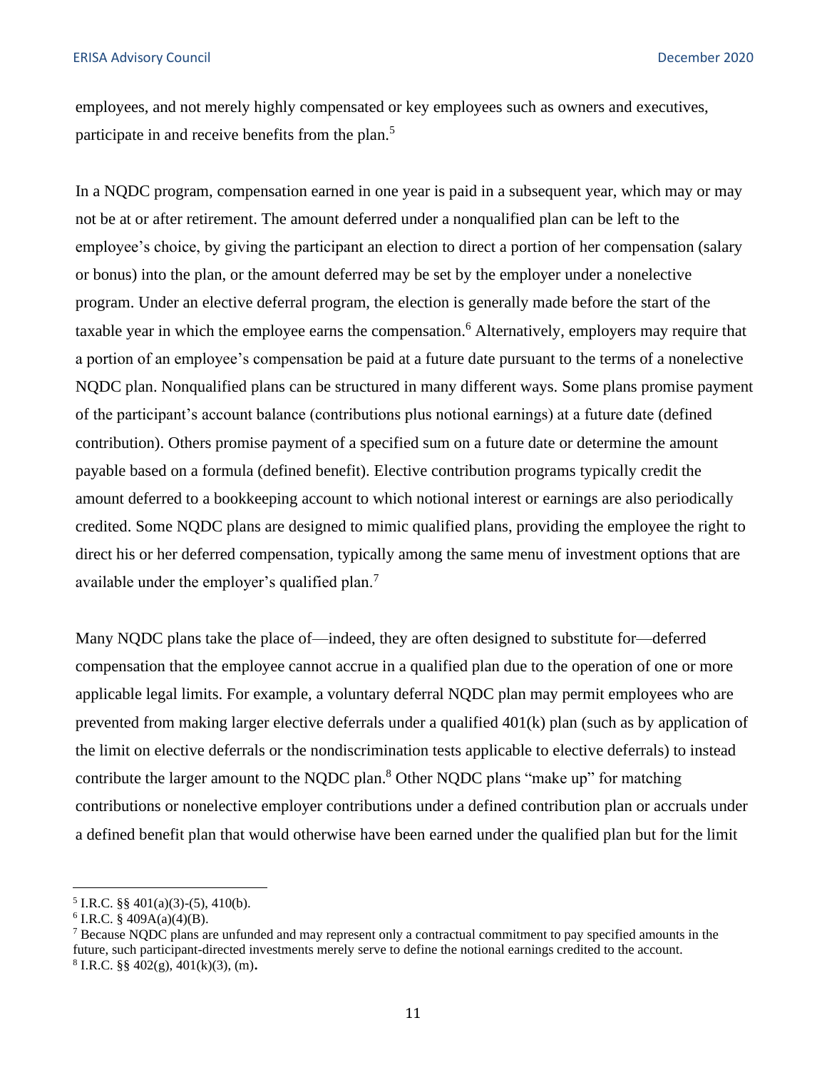employees, and not merely highly compensated or key employees such as owners and executives, participate in and receive benefits from the plan.[5]

In a NQDC program, compensation earned in one year is paid in a subsequent year, which may or may not be at or after retirement. The amount deferred under a nonqualified plan can be left to the employee's choice, by giving the participant an election to direct a portion of her compensation (salary or bonus) into the plan, or the amount deferred may be set by the employer under a nonelective program. Under an elective deferral program, the election is generally made before the start of the taxable year in which the employee earns the compensation.[6] Alternatively, employers may require that a portion of an employee's compensation be paid at a future date pursuant to the terms of a nonelective NQDC plan. Nonqualified plans can be structured in many different ways. Some plans promise payment of the participant's account balance (contributions plus notional earnings) at a future date (defined contribution). Others promise payment of a specified sum on a future date or determine the amount payable based on a formula (defined benefit). Elective contribution programs typically credit the amount deferred to a bookkeeping account to which notional interest or earnings are also periodically credited. Some NQDC plans are designed to mimic qualified plans, providing the employee the right to direct his or her deferred compensation, typically among the same menu of investment options that are available under the employer's qualified plan.[7]

Many NQDC plans take the place of—indeed, they are often designed to substitute for—deferred compensation that the employee cannot accrue in a qualified plan due to the operation of one or more applicable legal limits. For example, a voluntary deferral NQDC plan may permit employees who are prevented from making larger elective deferrals under a qualified 401(k) plan (such as by application of the limit on elective deferrals or the nondiscrimination tests applicable to elective deferrals) to instead contribute the larger amount to the NQDC plan.[8] Other NQDC plans "make up" for matching contributions or nonelective employer contributions under a defined contribution plan or accruals under a defined benefit plan that would otherwise have been earned under the qualified plan but for the limit

---

[5] I.R.C. §§ 401(a)(3)-(5), 410(b).

[6] I.R.C. § 409A(a)(4)(B).

[7] Because NQDC plans are unfunded and may represent only a contractual commitment to pay specified amounts in the future, such participant-directed investments merely serve to define the notional earnings credited to the account.

[8] I.R.C. §§ 402(g), 401(k)(3), (m).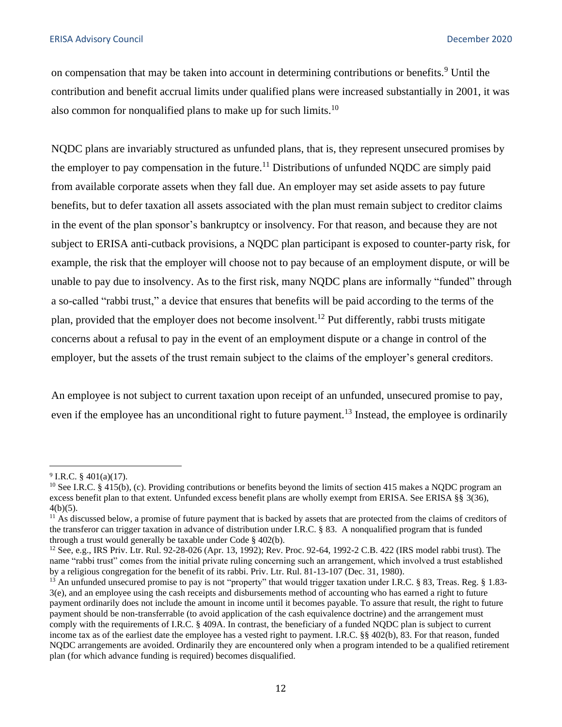on compensation that may be taken into account in determining contributions or benefits.[9] Until the contribution and benefit accrual limits under qualified plans were increased substantially in 2001, it was also common for nonqualified plans to make up for such limits.[10]

NQDC plans are invariably structured as unfunded plans, that is, they represent unsecured promises by the employer to pay compensation in the future.[11] Distributions of unfunded NQDC are simply paid from available corporate assets when they fall due. An employer may set aside assets to pay future benefits, but to defer taxation all assets associated with the plan must remain subject to creditor claims in the event of the plan sponsor's bankruptcy or insolvency. For that reason, and because they are not subject to ERISA anti-cutback provisions, a NQDC plan participant is exposed to counter-party risk, for example, the risk that the employer will choose not to pay because of an employment dispute, or will be unable to pay due to insolvency. As to the first risk, many NQDC plans are informally "funded" through a so-called "rabbi trust," a device that ensures that benefits will be paid according to the terms of the plan, provided that the employer does not become insolvent.[12] Put differently, rabbi trusts mitigate concerns about a refusal to pay in the event of an employment dispute or a change in control of the employer, but the assets of the trust remain subject to the claims of the employer's general creditors.

An employee is not subject to current taxation upon receipt of an unfunded, unsecured promise to pay, even if the employee has an unconditional right to future payment.[13] Instead, the employee is ordinarily

---

[9] I.R.C. § 401(a)(17).

[10] See I.R.C. § 415(b), (c). Providing contributions or benefits beyond the limits of section 415 makes a NQDC program an excess benefit plan to that extent. Unfunded excess benefit plans are wholly exempt from ERISA. See ERISA §§ 3(36), 4(b)(5).

[11] As discussed below, a promise of future payment that is backed by assets that are protected from the claims of creditors of the transferor can trigger taxation in advance of distribution under I.R.C. § 83. A nonqualified program that is funded through a trust would generally be taxable under Code § 402(b).

[12] See, e.g., IRS Priv. Ltr. Rul. 92-28-026 (Apr. 13, 1992); Rev. Proc. 92-64, 1992-2 C.B. 422 (IRS model rabbi trust). The name "rabbi trust" comes from the initial private ruling concerning such an arrangement, which involved a trust established by a religious congregation for the benefit of its rabbi. Priv. Ltr. Rul. 81-13-107 (Dec. 31, 1980).

[13] An unfunded unsecured promise to pay is not "property" that would trigger taxation under I.R.C. § 83, Treas. Reg. § 1.83-3(e), and an employee using the cash receipts and disbursements method of accounting who has earned a right to future payment ordinarily does not include the amount in income until it becomes payable. To assure that result, the right to future payment should be non-transferrable (to avoid application of the cash equivalence doctrine) and the arrangement must comply with the requirements of I.R.C. § 409A. In contrast, the beneficiary of a funded NQDC plan is subject to current income tax as of the earliest date the employee has a vested right to payment. I.R.C. §§ 402(b), 83. For that reason, funded NQDC arrangements are avoided. Ordinarily they are encountered only when a program intended to be a qualified retirement plan (for which advance funding is required) becomes disqualified.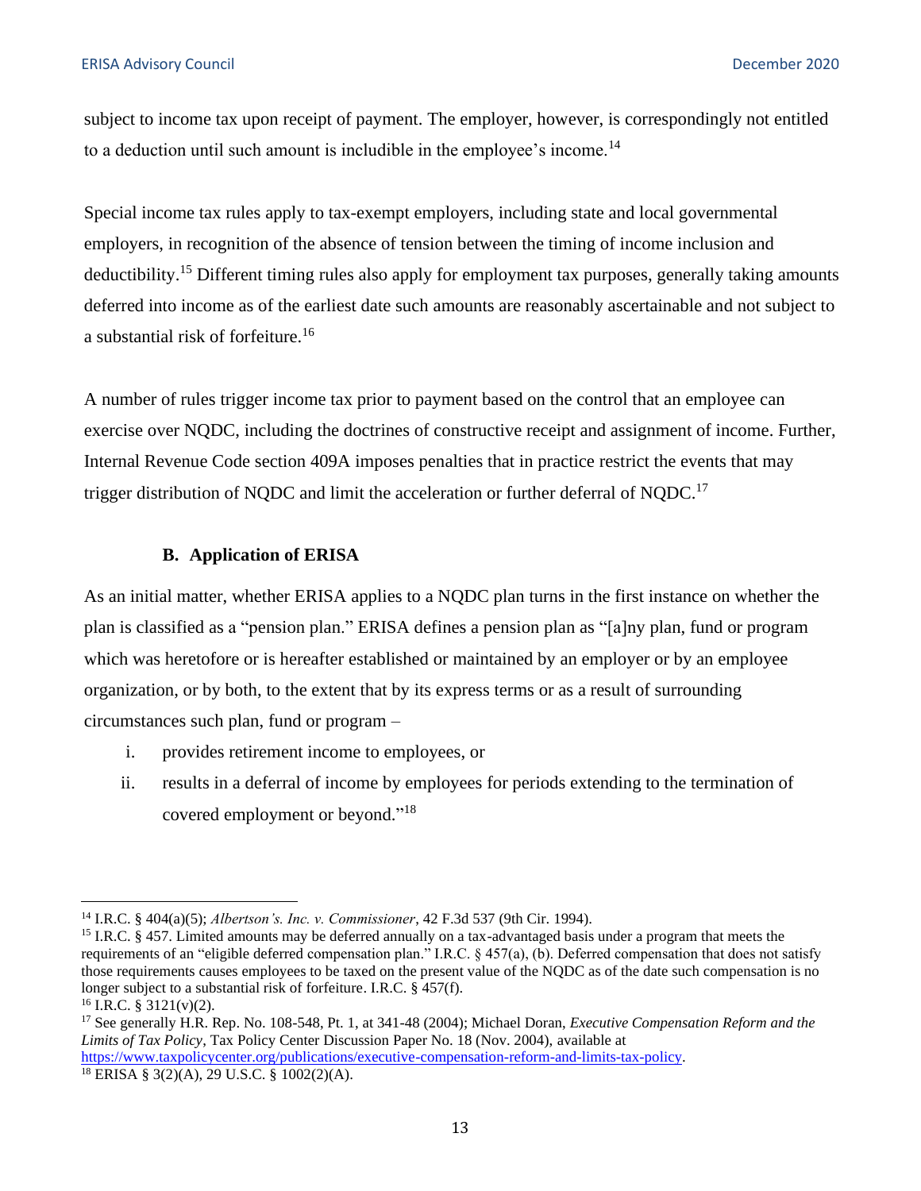subject to income tax upon receipt of payment. The employer, however, is correspondingly not entitled to a deduction until such amount is includible in the employee's income.[14]

Special income tax rules apply to tax-exempt employers, including state and local governmental employers, in recognition of the absence of tension between the timing of income inclusion and deductibility.[15] Different timing rules also apply for employment tax purposes, generally taking amounts deferred into income as of the earliest date such amounts are reasonably ascertainable and not subject to a substantial risk of forfeiture.[16]

A number of rules trigger income tax prior to payment based on the control that an employee can exercise over NQDC, including the doctrines of constructive receipt and assignment of income. Further, Internal Revenue Code section 409A imposes penalties that in practice restrict the events that may trigger distribution of NQDC and limit the acceleration or further deferral of NQDC.[17]

### B. Application of ERISA

As an initial matter, whether ERISA applies to a NQDC plan turns in the first instance on whether the plan is classified as a "pension plan." ERISA defines a pension plan as "[a]ny plan, fund or program which was heretofore or is hereafter established or maintained by an employer or by an employee organization, or by both, to the extent that by its express terms or as a result of surrounding circumstances such plan, fund or program –

i. provides retirement income to employees, or
ii. results in a deferral of income by employees for periods extending to the termination of covered employment or beyond."[18]

---

[14] I.R.C. § 404(a)(5); *Albertson's. Inc. v. Commissioner*, 42 F.3d 537 (9th Cir. 1994).

[15] I.R.C. § 457. Limited amounts may be deferred annually on a tax-advantaged basis under a program that meets the requirements of an "eligible deferred compensation plan." I.R.C. § 457(a), (b). Deferred compensation that does not satisfy those requirements causes employees to be taxed on the present value of the NQDC as of the date such compensation is no longer subject to a substantial risk of forfeiture. I.R.C. § 457(f).

[16] I.R.C. § 3121(v)(2).

[17] See generally H.R. Rep. No. 108-548, Pt. 1, at 341-48 (2004); Michael Doran, *Executive Compensation Reform and the Limits of Tax Policy*, Tax Policy Center Discussion Paper No. 18 (Nov. 2004), available at https://www.taxpolicycenter.org/publications/executive-compensation-reform-and-limits-tax-policy.

[18] ERISA § 3(2)(A), 29 U.S.C. § 1002(2)(A).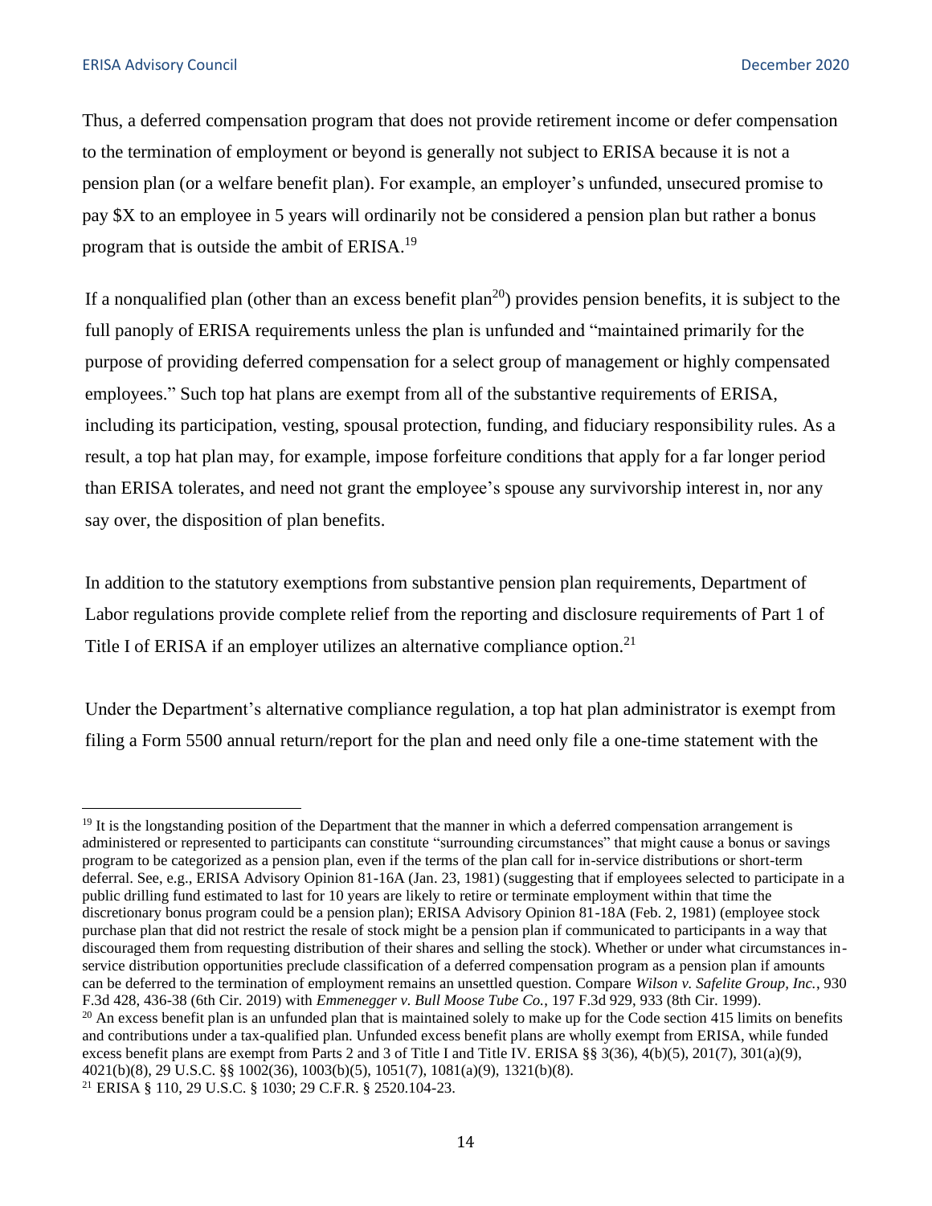Thus, a deferred compensation program that does not provide retirement income or defer compensation to the termination of employment or beyond is generally not subject to ERISA because it is not a pension plan (or a welfare benefit plan). For example, an employer's unfunded, unsecured promise to pay $X to an employee in 5 years will ordinarily not be considered a pension plan but rather a bonus program that is outside the ambit of ERISA.[19]

If a nonqualified plan (other than an excess benefit plan[20]) provides pension benefits, it is subject to the full panoply of ERISA requirements unless the plan is unfunded and "maintained primarily for the purpose of providing deferred compensation for a select group of management or highly compensated employees." Such top hat plans are exempt from all of the substantive requirements of ERISA, including its participation, vesting, spousal protection, funding, and fiduciary responsibility rules. As a result, a top hat plan may, for example, impose forfeiture conditions that apply for a far longer period than ERISA tolerates, and need not grant the employee's spouse any survivorship interest in, nor any say over, the disposition of plan benefits.

In addition to the statutory exemptions from substantive pension plan requirements, Department of Labor regulations provide complete relief from the reporting and disclosure requirements of Part 1 of Title I of ERISA if an employer utilizes an alternative compliance option.[21]

Under the Department's alternative compliance regulation, a top hat plan administrator is exempt from filing a Form 5500 annual return/report for the plan and need only file a one-time statement with the

---

[19] It is the longstanding position of the Department that the manner in which a deferred compensation arrangement is administered or represented to participants can constitute "surrounding circumstances" that might cause a bonus or savings program to be categorized as a pension plan, even if the terms of the plan call for in-service distributions or short-term deferral. See, e.g., ERISA Advisory Opinion 81-16A (Jan. 23, 1981) (suggesting that if employees selected to participate in a public drilling fund estimated to last for 10 years are likely to retire or terminate employment within that time the discretionary bonus program could be a pension plan); ERISA Advisory Opinion 81-18A (Feb. 2, 1981) (employee stock purchase plan that did not restrict the resale of stock might be a pension plan if communicated to participants in a way that discouraged them from requesting distribution of their shares and selling the stock). Whether or under what circumstances in-service distribution opportunities preclude classification of a deferred compensation program as a pension plan if amounts can be deferred to the termination of employment remains an unsettled question. Compare *Wilson v. Safelite Group, Inc.*, 930 F.3d 428, 436-38 (6th Cir. 2019) with *Emmenegger v. Bull Moose Tube Co.,* 197 F.3d 929, 933 (8th Cir. 1999).

[20] An excess benefit plan is an unfunded plan that is maintained solely to make up for the Code section 415 limits on benefits and contributions under a tax-qualified plan. Unfunded excess benefit plans are wholly exempt from ERISA, while funded excess benefit plans are exempt from Parts 2 and 3 of Title I and Title IV. ERISA §§ 3(36), 4(b)(5), 201(7), 301(a)(9), 4021(b)(8), 29 U.S.C. §§ 1002(36), 1003(b)(5), 1051(7), 1081(a)(9), 1321(b)(8).

[21] ERISA § 110, 29 U.S.C. § 1030; 29 C.F.R. § 2520.104-23.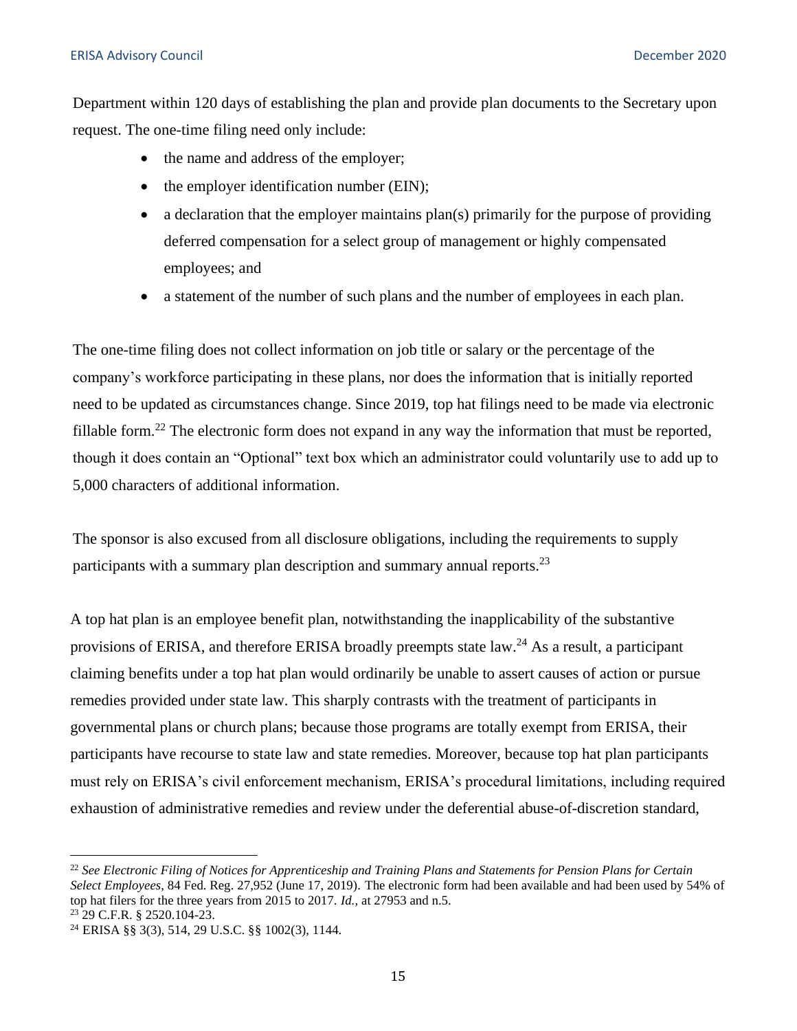Department within 120 days of establishing the plan and provide plan documents to the Secretary upon request. The one-time filing need only include:

- the name and address of the employer;
- the employer identification number (EIN);
- a declaration that the employer maintains plan(s) primarily for the purpose of providing deferred compensation for a select group of management or highly compensated employees; and
- a statement of the number of such plans and the number of employees in each plan.

The one-time filing does not collect information on job title or salary or the percentage of the company's workforce participating in these plans, nor does the information that is initially reported need to be updated as circumstances change. Since 2019, top hat filings need to be made via electronic fillable form.[22] The electronic form does not expand in any way the information that must be reported, though it does contain an "Optional" text box which an administrator could voluntarily use to add up to 5,000 characters of additional information.

The sponsor is also excused from all disclosure obligations, including the requirements to supply participants with a summary plan description and summary annual reports.[23]

A top hat plan is an employee benefit plan, notwithstanding the inapplicability of the substantive provisions of ERISA, and therefore ERISA broadly preempts state law.[24] As a result, a participant claiming benefits under a top hat plan would ordinarily be unable to assert causes of action or pursue remedies provided under state law. This sharply contrasts with the treatment of participants in governmental plans or church plans; because those programs are totally exempt from ERISA, their participants have recourse to state law and state remedies. Moreover, because top hat plan participants must rely on ERISA's civil enforcement mechanism, ERISA's procedural limitations, including required exhaustion of administrative remedies and review under the deferential abuse-of-discretion standard,

---

[22] *See Electronic Filing of Notices for Apprenticeship and Training Plans and Statements for Pension Plans for Certain Select Employees*, 84 Fed. Reg. 27,952 (June 17, 2019). The electronic form had been available and had been used by 54% of top hat filers for the three years from 2015 to 2017. *Id.*, at 27953 and n.5.

[23] 29 C.F.R. § 2520.104-23.

[24] ERISA §§ 3(3), 514, 29 U.S.C. §§ 1002(3), 1144.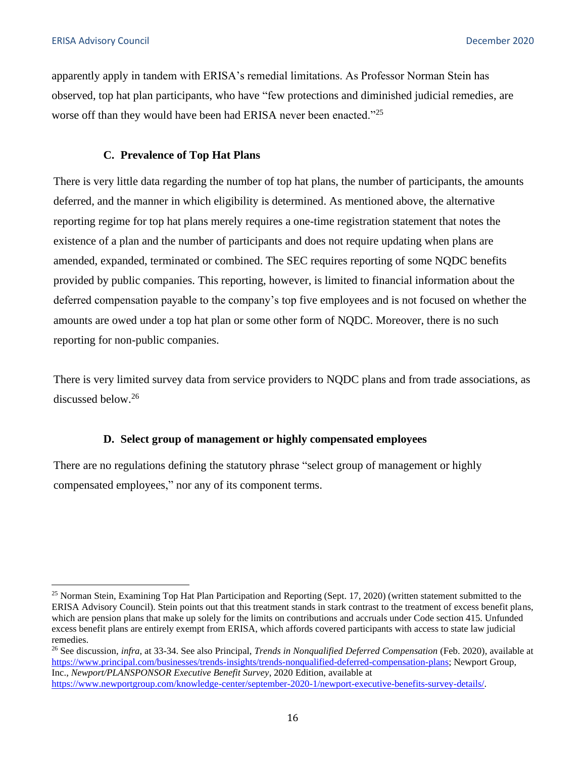apparently apply in tandem with ERISA's remedial limitations. As Professor Norman Stein has observed, top hat plan participants, who have "few protections and diminished judicial remedies, are worse off than they would have been had ERISA never been enacted."[25]

### C. Prevalence of Top Hat Plans

There is very little data regarding the number of top hat plans, the number of participants, the amounts deferred, and the manner in which eligibility is determined. As mentioned above, the alternative reporting regime for top hat plans merely requires a one-time registration statement that notes the existence of a plan and the number of participants and does not require updating when plans are amended, expanded, terminated or combined. The SEC requires reporting of some NQDC benefits provided by public companies. This reporting, however, is limited to financial information about the deferred compensation payable to the company's top five employees and is not focused on whether the amounts are owed under a top hat plan or some other form of NQDC. Moreover, there is no such reporting for non-public companies.

There is very limited survey data from service providers to NQDC plans and from trade associations, as discussed below.[26]

### D. Select group of management or highly compensated employees

There are no regulations defining the statutory phrase "select group of management or highly compensated employees," nor any of its component terms.

---

[25] Norman Stein, Examining Top Hat Plan Participation and Reporting (Sept. 17, 2020) (written statement submitted to the ERISA Advisory Council). Stein points out that this treatment stands in stark contrast to the treatment of excess benefit plans, which are pension plans that make up solely for the limits on contributions and accruals under Code section 415. Unfunded excess benefit plans are entirely exempt from ERISA, which affords covered participants with access to state law judicial remedies.

[26] See discussion, *infra*, at 33-34. See also Principal, *Trends in Nonqualified Deferred Compensation* (Feb. 2020), available at https://www.principal.com/businesses/trends-insights/trends-nonqualified-deferred-compensation-plans; Newport Group, Inc., *Newport/PLANSPONSOR Executive Benefit Survey*, 2020 Edition, available at https://www.newportgroup.com/knowledge-center/september-2020-1/newport-executive-benefits-survey-details/.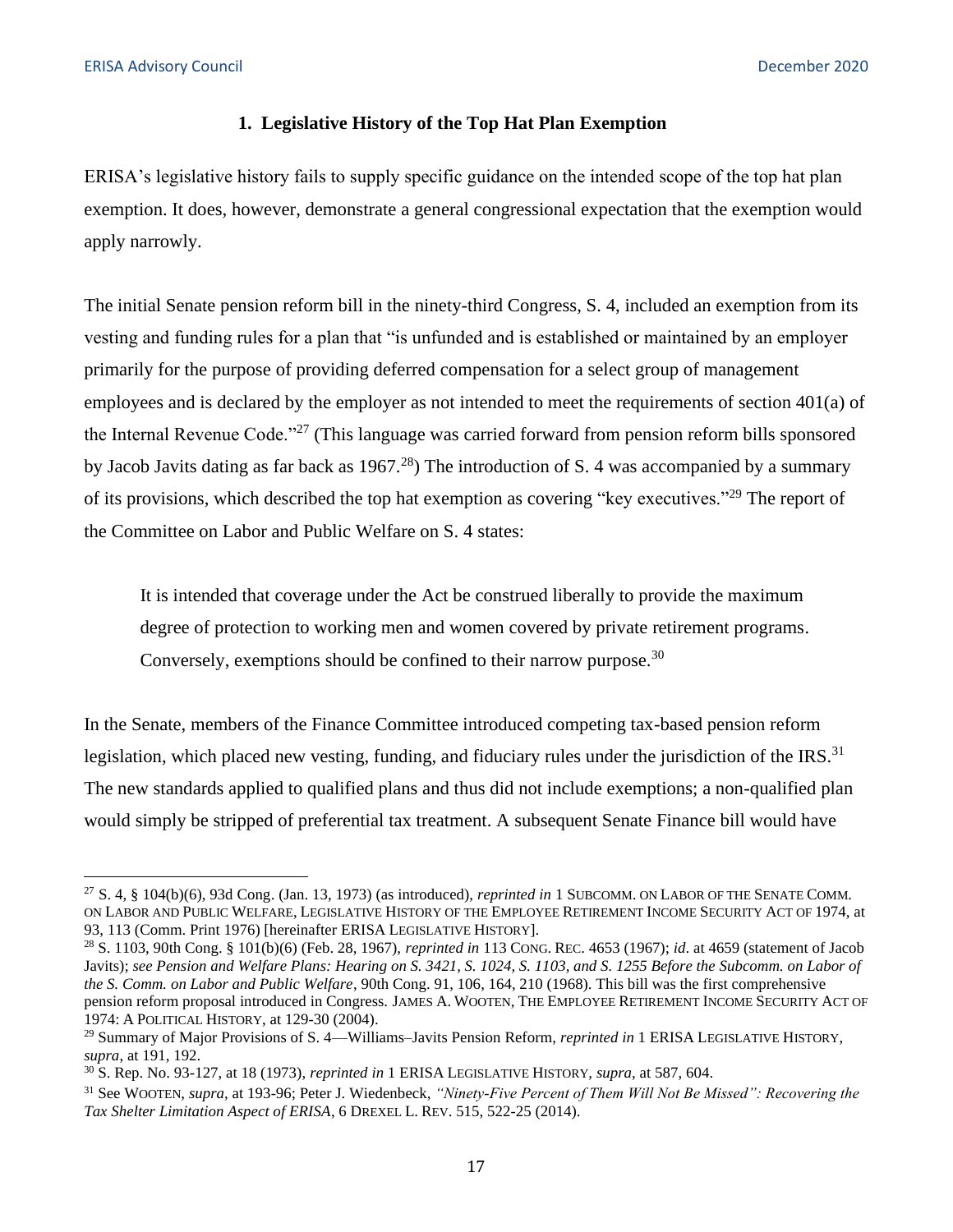### 1. Legislative History of the Top Hat Plan Exemption

ERISA's legislative history fails to supply specific guidance on the intended scope of the top hat plan exemption. It does, however, demonstrate a general congressional expectation that the exemption would apply narrowly.

The initial Senate pension reform bill in the ninety-third Congress, S. 4, included an exemption from its vesting and funding rules for a plan that "is unfunded and is established or maintained by an employer primarily for the purpose of providing deferred compensation for a select group of management employees and is declared by the employer as not intended to meet the requirements of section 401(a) of the Internal Revenue Code."[27] (This language was carried forward from pension reform bills sponsored by Jacob Javits dating as far back as 1967.[28]) The introduction of S. 4 was accompanied by a summary of its provisions, which described the top hat exemption as covering "key executives."[29] The report of the Committee on Labor and Public Welfare on S. 4 states:

> It is intended that coverage under the Act be construed liberally to provide the maximum degree of protection to working men and women covered by private retirement programs. Conversely, exemptions should be confined to their narrow purpose.[30]

In the Senate, members of the Finance Committee introduced competing tax-based pension reform legislation, which placed new vesting, funding, and fiduciary rules under the jurisdiction of the IRS.[31] The new standards applied to qualified plans and thus did not include exemptions; a non-qualified plan would simply be stripped of preferential tax treatment. A subsequent Senate Finance bill would have

---

[27] S. 4, § 104(b)(6), 93d Cong. (Jan. 13, 1973) (as introduced), *reprinted in* 1 SUBCOMM. ON LABOR OF THE SENATE COMM. ON LABOR AND PUBLIC WELFARE, LEGISLATIVE HISTORY OF THE EMPLOYEE RETIREMENT INCOME SECURITY ACT OF 1974, at 93, 113 (Comm. Print 1976) [hereinafter ERISA LEGISLATIVE HISTORY].

[28] S. 1103, 90th Cong. § 101(b)(6) (Feb. 28, 1967), *reprinted in* 113 CONG. REC. 4653 (1967); *id*. at 4659 (statement of Jacob Javits); *see Pension and Welfare Plans: Hearing on S. 3421, S. 1024, S. 1103, and S. 1255 Before the Subcomm. on Labor of the S. Comm. on Labor and Public Welfare*, 90th Cong. 91, 106, 164, 210 (1968). This bill was the first comprehensive pension reform proposal introduced in Congress. JAMES A. WOOTEN, THE EMPLOYEE RETIREMENT INCOME SECURITY ACT OF 1974: A POLITICAL HISTORY, at 129-30 (2004).

[29] Summary of Major Provisions of S. 4—Williams–Javits Pension Reform, *reprinted in* 1 ERISA LEGISLATIVE HISTORY, *supra*, at 191, 192.

[30] S. Rep. No. 93-127, at 18 (1973), *reprinted in* 1 ERISA LEGISLATIVE HISTORY, *supra*, at 587, 604.

[31] See WOOTEN, *supra*, at 193-96; Peter J. Wiedenbeck, *"Ninety-Five Percent of Them Will Not Be Missed": Recovering the Tax Shelter Limitation Aspect of ERISA*, 6 DREXEL L. REV. 515, 522-25 (2014).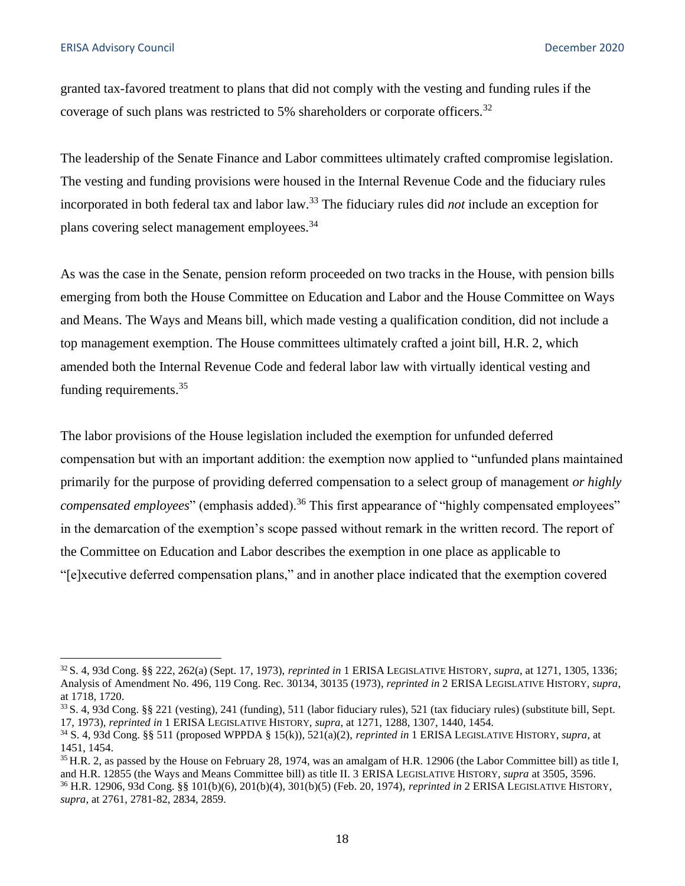granted tax-favored treatment to plans that did not comply with the vesting and funding rules if the coverage of such plans was restricted to 5% shareholders or corporate officers.[32]

The leadership of the Senate Finance and Labor committees ultimately crafted compromise legislation. The vesting and funding provisions were housed in the Internal Revenue Code and the fiduciary rules incorporated in both federal tax and labor law.[33] The fiduciary rules did *not* include an exception for plans covering select management employees.[34]

As was the case in the Senate, pension reform proceeded on two tracks in the House, with pension bills emerging from both the House Committee on Education and Labor and the House Committee on Ways and Means. The Ways and Means bill, which made vesting a qualification condition, did not include a top management exemption. The House committees ultimately crafted a joint bill, H.R. 2, which amended both the Internal Revenue Code and federal labor law with virtually identical vesting and funding requirements.[35]

The labor provisions of the House legislation included the exemption for unfunded deferred compensation but with an important addition: the exemption now applied to "unfunded plans maintained primarily for the purpose of providing deferred compensation to a select group of management *or highly compensated employees*" (emphasis added).[36] This first appearance of "highly compensated employees" in the demarcation of the exemption's scope passed without remark in the written record. The report of the Committee on Education and Labor describes the exemption in one place as applicable to "[e]xecutive deferred compensation plans," and in another place indicated that the exemption covered

---

[32] S. 4, 93d Cong. §§ 222, 262(a) (Sept. 17, 1973), *reprinted in* 1 ERISA LEGISLATIVE HISTORY, *supra*, at 1271, 1305, 1336; Analysis of Amendment No. 496, 119 Cong. Rec. 30134, 30135 (1973), *reprinted in* 2 ERISA LEGISLATIVE HISTORY, *supra*, at 1718, 1720.

[33] S. 4, 93d Cong. §§ 221 (vesting), 241 (funding), 511 (labor fiduciary rules), 521 (tax fiduciary rules) (substitute bill, Sept. 17, 1973), *reprinted in* 1 ERISA LEGISLATIVE HISTORY, *supra*, at 1271, 1288, 1307, 1440, 1454.

[34] S. 4, 93d Cong. §§ 511 (proposed WPPDA § 15(k)), 521(a)(2), *reprinted in* 1 ERISA LEGISLATIVE HISTORY, *supra*, at 1451, 1454.

[35] H.R. 2, as passed by the House on February 28, 1974, was an amalgam of H.R. 12906 (the Labor Committee bill) as title I, and H.R. 12855 (the Ways and Means Committee bill) as title II. 3 ERISA LEGISLATIVE HISTORY, *supra* at 3505, 3596.

[36] H.R. 12906, 93d Cong. §§ 101(b)(6), 201(b)(4), 301(b)(5) (Feb. 20, 1974), *reprinted in* 2 ERISA LEGISLATIVE HISTORY, *supra*, at 2761, 2781-82, 2834, 2859.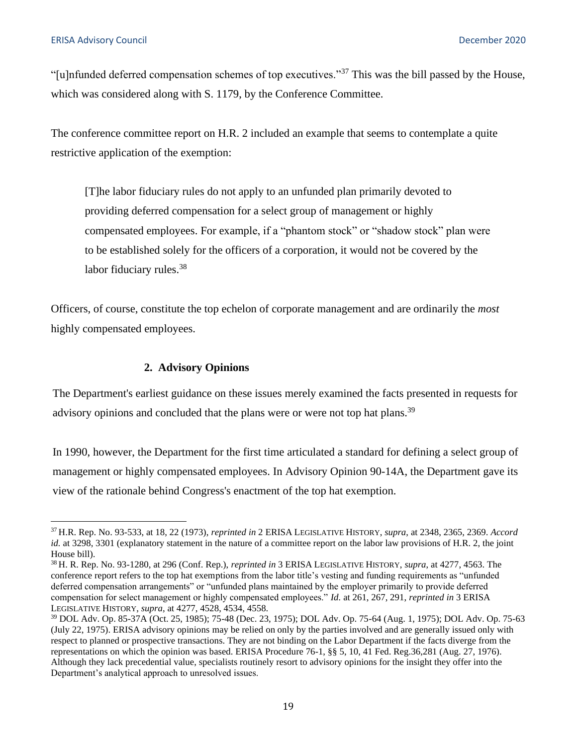"[u]nfunded deferred compensation schemes of top executives."[37] This was the bill passed by the House, which was considered along with S. 1179, by the Conference Committee.

The conference committee report on H.R. 2 included an example that seems to contemplate a quite restrictive application of the exemption:

> [T]he labor fiduciary rules do not apply to an unfunded plan primarily devoted to providing deferred compensation for a select group of management or highly compensated employees. For example, if a "phantom stock" or "shadow stock" plan were to be established solely for the officers of a corporation, it would not be covered by the labor fiduciary rules.[38]

Officers, of course, constitute the top echelon of corporate management and are ordinarily the *most* highly compensated employees.

### 2. Advisory Opinions

The Department's earliest guidance on these issues merely examined the facts presented in requests for advisory opinions and concluded that the plans were or were not top hat plans.[39]

In 1990, however, the Department for the first time articulated a standard for defining a select group of management or highly compensated employees. In Advisory Opinion 90-14A, the Department gave its view of the rationale behind Congress's enactment of the top hat exemption.

---

[37] H.R. Rep. No. 93-533, at 18, 22 (1973), *reprinted in* 2 ERISA LEGISLATIVE HISTORY, *supra*, at 2348, 2365, 2369. *Accord id.* at 3298, 3301 (explanatory statement in the nature of a committee report on the labor law provisions of H.R. 2, the joint House bill).

[38] H. R. Rep. No. 93-1280, at 296 (Conf. Rep.), *reprinted in* 3 ERISA LEGISLATIVE HISTORY, *supra*, at 4277, 4563. The conference report refers to the top hat exemptions from the labor title's vesting and funding requirements as "unfunded deferred compensation arrangements" or "unfunded plans maintained by the employer primarily to provide deferred compensation for select management or highly compensated employees." *Id.* at 261, 267, 291, *reprinted in* 3 ERISA LEGISLATIVE HISTORY, *supra*, at 4277, 4528, 4534, 4558.

[39] DOL Adv. Op. 85-37A (Oct. 25, 1985); 75-48 (Dec. 23, 1975); DOL Adv. Op. 75-64 (Aug. 1, 1975); DOL Adv. Op. 75-63 (July 22, 1975). ERISA advisory opinions may be relied on only by the parties involved and are generally issued only with respect to planned or prospective transactions. They are not binding on the Labor Department if the facts diverge from the representations on which the opinion was based. ERISA Procedure 76-1, §§ 5, 10, 41 Fed. Reg.36,281 (Aug. 27, 1976). Although they lack precedential value, specialists routinely resort to advisory opinions for the insight they offer into the Department's analytical approach to unresolved issues.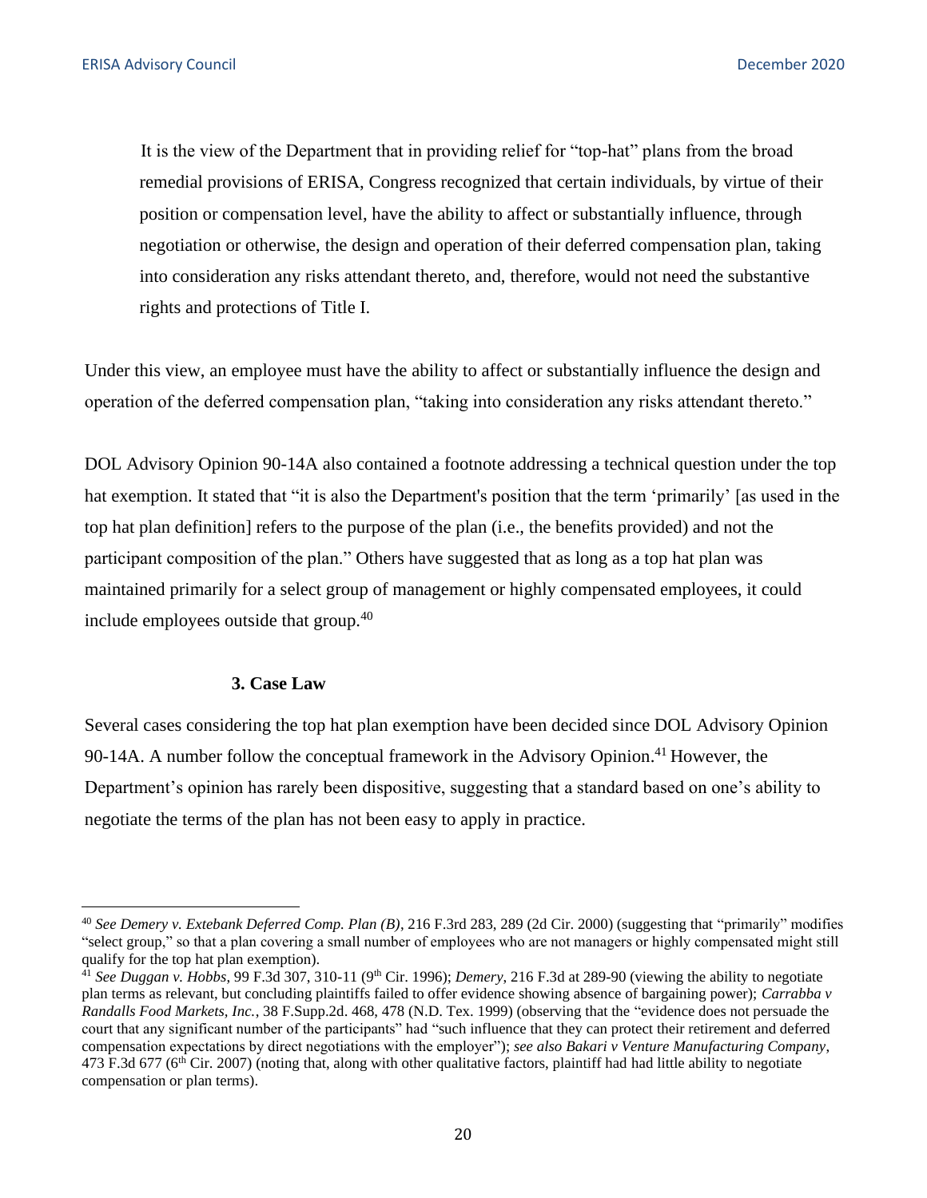> It is the view of the Department that in providing relief for "top-hat" plans from the broad remedial provisions of ERISA, Congress recognized that certain individuals, by virtue of their position or compensation level, have the ability to affect or substantially influence, through negotiation or otherwise, the design and operation of their deferred compensation plan, taking into consideration any risks attendant thereto, and, therefore, would not need the substantive rights and protections of Title I.

Under this view, an employee must have the ability to affect or substantially influence the design and operation of the deferred compensation plan, "taking into consideration any risks attendant thereto."

DOL Advisory Opinion 90-14A also contained a footnote addressing a technical question under the top hat exemption. It stated that "it is also the Department's position that the term 'primarily' [as used in the top hat plan definition] refers to the purpose of the plan (i.e., the benefits provided) and not the participant composition of the plan." Others have suggested that as long as a top hat plan was maintained primarily for a select group of management or highly compensated employees, it could include employees outside that group.[40]

### 3. Case Law

Several cases considering the top hat plan exemption have been decided since DOL Advisory Opinion 90-14A. A number follow the conceptual framework in the Advisory Opinion.[41] However, the Department's opinion has rarely been dispositive, suggesting that a standard based on one's ability to negotiate the terms of the plan has not been easy to apply in practice.

---

[40] *See Demery v. Extebank Deferred Comp. Plan (B)*, 216 F.3rd 283, 289 (2d Cir. 2000) (suggesting that "primarily" modifies "select group," so that a plan covering a small number of employees who are not managers or highly compensated might still qualify for the top hat plan exemption).

[41] *See Duggan v. Hobbs*, 99 F.3d 307, 310-11 (9th Cir. 1996); *Demery*, 216 F.3d at 289-90 (viewing the ability to negotiate plan terms as relevant, but concluding plaintiffs failed to offer evidence showing absence of bargaining power); *Carrabba v Randalls Food Markets, Inc.*, 38 F.Supp.2d. 468, 478 (N.D. Tex. 1999) (observing that the "evidence does not persuade the court that any significant number of the participants" had "such influence that they can protect their retirement and deferred compensation expectations by direct negotiations with the employer"); *see also Bakari v Venture Manufacturing Company*, 473 F.3d 677 (6th Cir. 2007) (noting that, along with other qualitative factors, plaintiff had had little ability to negotiate compensation or plan terms).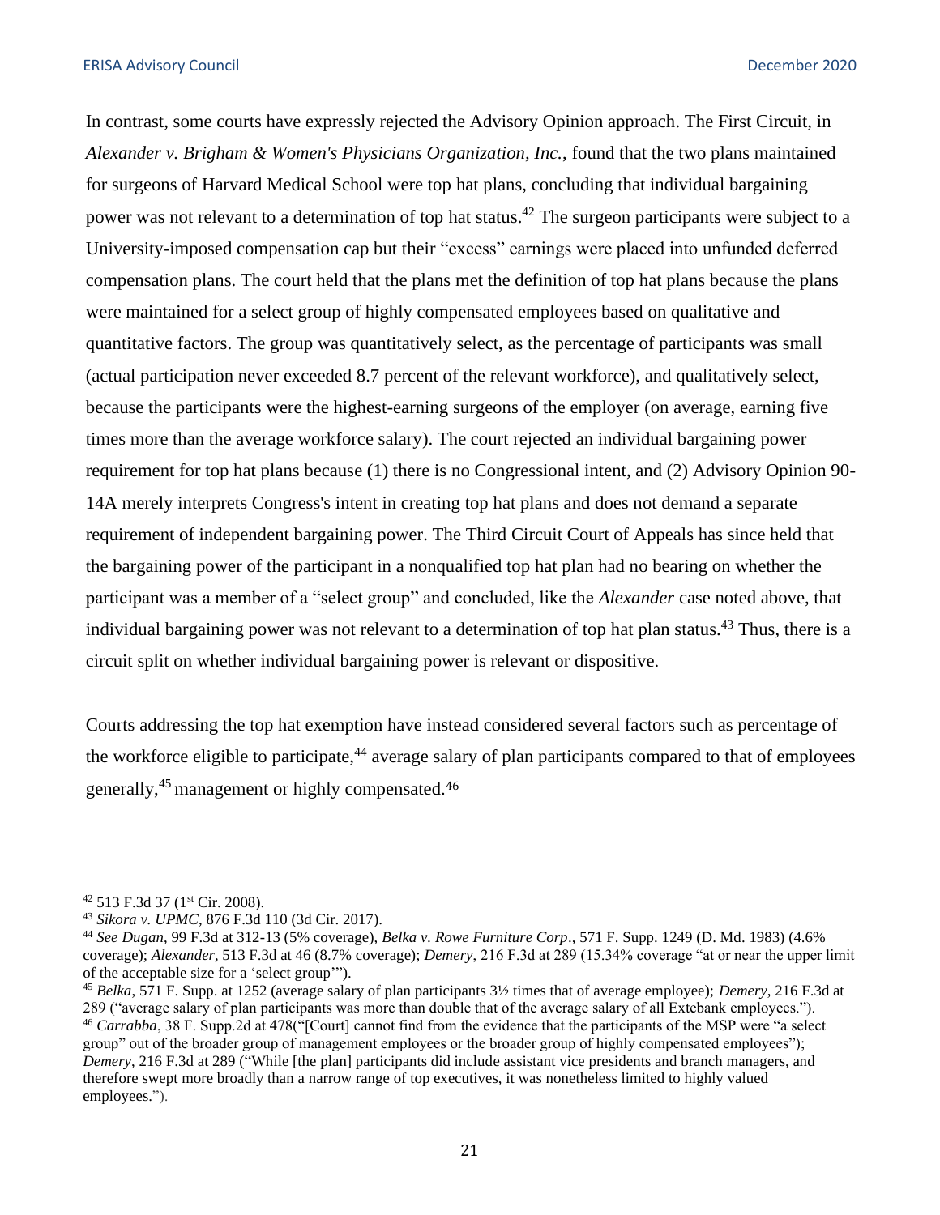In contrast, some courts have expressly rejected the Advisory Opinion approach. The First Circuit, in *Alexander v. Brigham & Women's Physicians Organization, Inc.*, found that the two plans maintained for surgeons of Harvard Medical School were top hat plans, concluding that individual bargaining power was not relevant to a determination of top hat status.[42] The surgeon participants were subject to a University-imposed compensation cap but their "excess" earnings were placed into unfunded deferred compensation plans. The court held that the plans met the definition of top hat plans because the plans were maintained for a select group of highly compensated employees based on qualitative and quantitative factors. The group was quantitatively select, as the percentage of participants was small (actual participation never exceeded 8.7 percent of the relevant workforce), and qualitatively select, because the participants were the highest-earning surgeons of the employer (on average, earning five times more than the average workforce salary). The court rejected an individual bargaining power requirement for top hat plans because (1) there is no Congressional intent, and (2) Advisory Opinion 90-14A merely interprets Congress's intent in creating top hat plans and does not demand a separate requirement of independent bargaining power. The Third Circuit Court of Appeals has since held that the bargaining power of the participant in a nonqualified top hat plan had no bearing on whether the participant was a member of a "select group" and concluded, like the *Alexander* case noted above, that individual bargaining power was not relevant to a determination of top hat plan status.[43] Thus, there is a circuit split on whether individual bargaining power is relevant or dispositive.

Courts addressing the top hat exemption have instead considered several factors such as percentage of the workforce eligible to participate,[44] average salary of plan participants compared to that of employees generally,[45] management or highly compensated.[46]

---

[42] 513 F.3d 37 (1st Cir. 2008).

[43] *Sikora v. UPMC*, 876 F.3d 110 (3d Cir. 2017).

[44] *See Dugan*, 99 F.3d at 312-13 (5% coverage), *Belka v. Rowe Furniture Corp*., 571 F. Supp. 1249 (D. Md. 1983) (4.6% coverage); *Alexander*, 513 F.3d at 46 (8.7% coverage); *Demery*, 216 F.3d at 289 (15.34% coverage "at or near the upper limit of the acceptable size for a 'select group'").

[45] *Belka*, 571 F. Supp. at 1252 (average salary of plan participants 3½ times that of average employee); *Demery*, 216 F.3d at 289 ("average salary of plan participants was more than double that of the average salary of all Extebank employees.").

[46] *Carrabba*, 38 F. Supp.2d at 478("[Court] cannot find from the evidence that the participants of the MSP were "a select group" out of the broader group of management employees or the broader group of highly compensated employees"); *Demery*, 216 F.3d at 289 ("While [the plan] participants did include assistant vice presidents and branch managers, and therefore swept more broadly than a narrow range of top executives, it was nonetheless limited to highly valued employees.").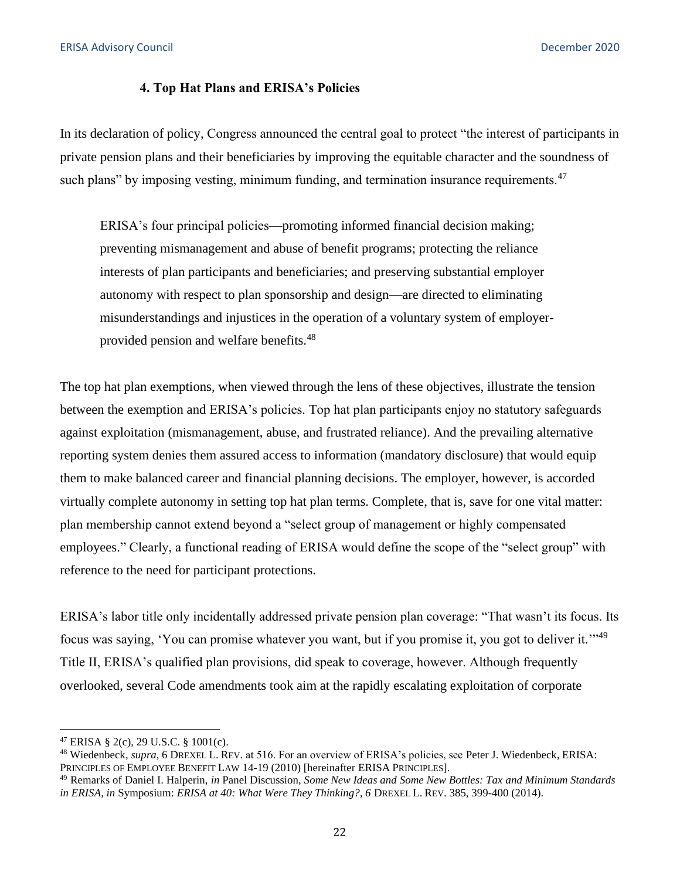#### 4. Top Hat Plans and ERISA's Policies

In its declaration of policy, Congress announced the central goal to protect "the interest of participants in private pension plans and their beneficiaries by improving the equitable character and the soundness of such plans" by imposing vesting, minimum funding, and termination insurance requirements.[47]

> ERISA's four principal policies—promoting informed financial decision making; preventing mismanagement and abuse of benefit programs; protecting the reliance interests of plan participants and beneficiaries; and preserving substantial employer autonomy with respect to plan sponsorship and design—are directed to eliminating misunderstandings and injustices in the operation of a voluntary system of employer-provided pension and welfare benefits.[48]

The top hat plan exemptions, when viewed through the lens of these objectives, illustrate the tension between the exemption and ERISA's policies. Top hat plan participants enjoy no statutory safeguards against exploitation (mismanagement, abuse, and frustrated reliance). And the prevailing alternative reporting system denies them assured access to information (mandatory disclosure) that would equip them to make balanced career and financial planning decisions. The employer, however, is accorded virtually complete autonomy in setting top hat plan terms. Complete, that is, save for one vital matter: plan membership cannot extend beyond a "select group of management or highly compensated employees." Clearly, a functional reading of ERISA would define the scope of the "select group" with reference to the need for participant protections.

ERISA's labor title only incidentally addressed private pension plan coverage: "That wasn't its focus. Its focus was saying, 'You can promise whatever you want, but if you promise it, you got to deliver it.'"[49] Title II, ERISA's qualified plan provisions, did speak to coverage, however. Although frequently overlooked, several Code amendments took aim at the rapidly escalating exploitation of corporate

---

[47] ERISA § 2(c), 29 U.S.C. § 1001(c).

[48] Wiedenbeck, *supra*, 6 DREXEL L. REV. at 516. For an overview of ERISA's policies, see Peter J. Wiedenbeck, ERISA: PRINCIPLES OF EMPLOYEE BENEFIT LAW 14-19 (2010) [hereinafter ERISA PRINCIPLES].

[49] Remarks of Daniel I. Halperin, *in* Panel Discussion, *Some New Ideas and Some New Bottles: Tax and Minimum Standards in ERISA, in* Symposium: *ERISA at 40: What Were They Thinking?, 6* DREXEL L. REV. 385, 399-400 (2014).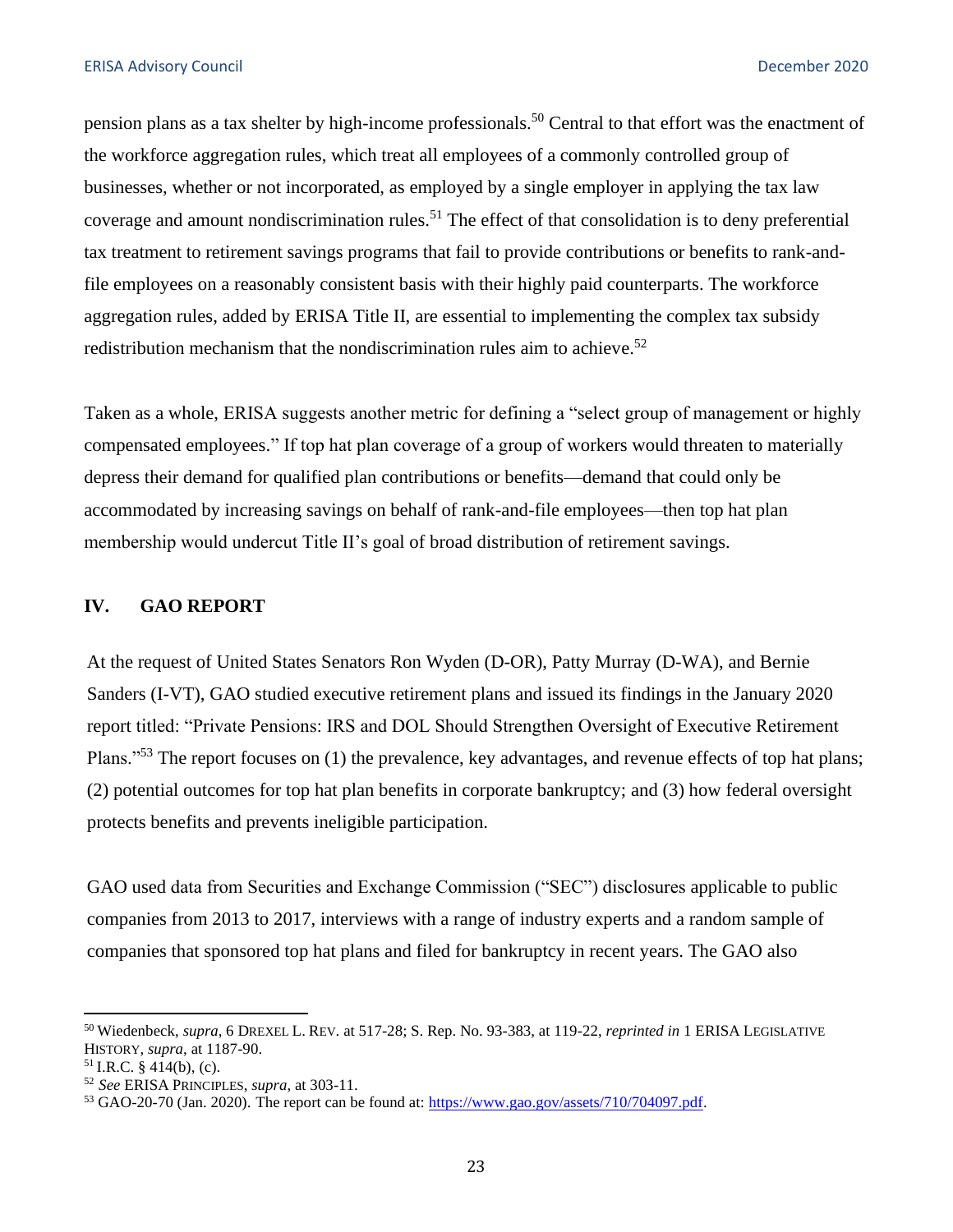pension plans as a tax shelter by high-income professionals.[50] Central to that effort was the enactment of the workforce aggregation rules, which treat all employees of a commonly controlled group of businesses, whether or not incorporated, as employed by a single employer in applying the tax law coverage and amount nondiscrimination rules.[51] The effect of that consolidation is to deny preferential tax treatment to retirement savings programs that fail to provide contributions or benefits to rank-and-file employees on a reasonably consistent basis with their highly paid counterparts. The workforce aggregation rules, added by ERISA Title II, are essential to implementing the complex tax subsidy redistribution mechanism that the nondiscrimination rules aim to achieve.[52]

Taken as a whole, ERISA suggests another metric for defining a "select group of management or highly compensated employees." If top hat plan coverage of a group of workers would threaten to materially depress their demand for qualified plan contributions or benefits—demand that could only be accommodated by increasing savings on behalf of rank-and-file employees—then top hat plan membership would undercut Title II's goal of broad distribution of retirement savings.

## IV. GAO REPORT

At the request of United States Senators Ron Wyden (D-OR), Patty Murray (D-WA), and Bernie Sanders (I-VT), GAO studied executive retirement plans and issued its findings in the January 2020 report titled: "Private Pensions: IRS and DOL Should Strengthen Oversight of Executive Retirement Plans."[53] The report focuses on (1) the prevalence, key advantages, and revenue effects of top hat plans; (2) potential outcomes for top hat plan benefits in corporate bankruptcy; and (3) how federal oversight protects benefits and prevents ineligible participation.

GAO used data from Securities and Exchange Commission ("SEC") disclosures applicable to public companies from 2013 to 2017, interviews with a range of industry experts and a random sample of companies that sponsored top hat plans and filed for bankruptcy in recent years. The GAO also

---

[50] Wiedenbeck, *supra*, 6 DREXEL L. REV. at 517-28; S. Rep. No. 93-383, at 119-22, *reprinted in* 1 ERISA LEGISLATIVE HISTORY, *supra*, at 1187-90.

[51] I.R.C. § 414(b), (c).

[52] *See* ERISA PRINCIPLES, *supra*, at 303-11.

[53] GAO-20-70 (Jan. 2020). The report can be found at: https://www.gao.gov/assets/710/704097.pdf.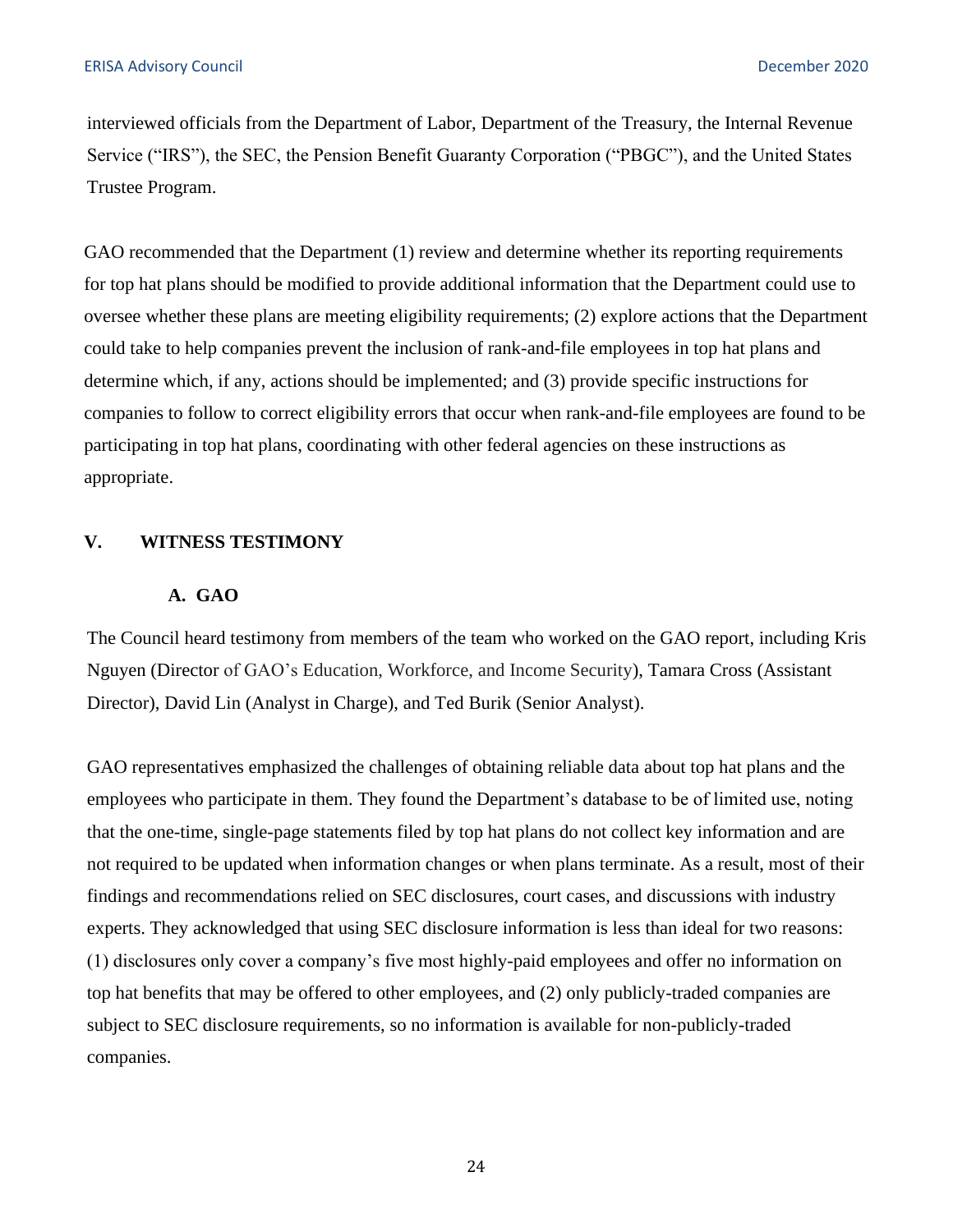interviewed officials from the Department of Labor, Department of the Treasury, the Internal Revenue Service ("IRS"), the SEC, the Pension Benefit Guaranty Corporation ("PBGC"), and the United States Trustee Program.

GAO recommended that the Department (1) review and determine whether its reporting requirements for top hat plans should be modified to provide additional information that the Department could use to oversee whether these plans are meeting eligibility requirements; (2) explore actions that the Department could take to help companies prevent the inclusion of rank-and-file employees in top hat plans and determine which, if any, actions should be implemented; and (3) provide specific instructions for companies to follow to correct eligibility errors that occur when rank-and-file employees are found to be participating in top hat plans, coordinating with other federal agencies on these instructions as appropriate.

## V. WITNESS TESTIMONY

### A. GAO

The Council heard testimony from members of the team who worked on the GAO report, including Kris Nguyen (Director of GAO's Education, Workforce, and Income Security), Tamara Cross (Assistant Director), David Lin (Analyst in Charge), and Ted Burik (Senior Analyst).

GAO representatives emphasized the challenges of obtaining reliable data about top hat plans and the employees who participate in them. They found the Department's database to be of limited use, noting that the one-time, single-page statements filed by top hat plans do not collect key information and are not required to be updated when information changes or when plans terminate. As a result, most of their findings and recommendations relied on SEC disclosures, court cases, and discussions with industry experts. They acknowledged that using SEC disclosure information is less than ideal for two reasons: (1) disclosures only cover a company's five most highly-paid employees and offer no information on top hat benefits that may be offered to other employees, and (2) only publicly-traded companies are subject to SEC disclosure requirements, so no information is available for non-publicly-traded companies.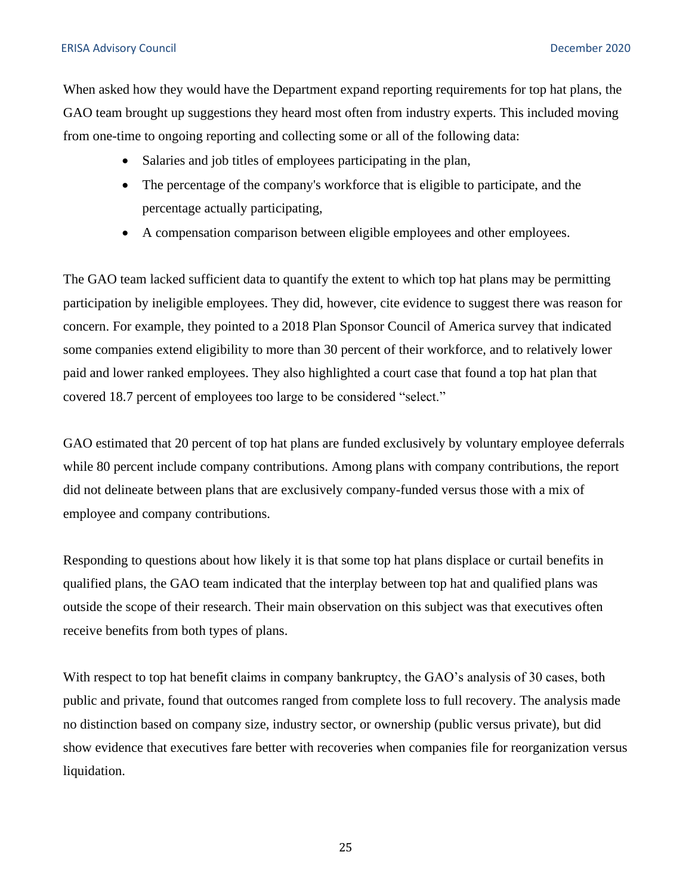When asked how they would have the Department expand reporting requirements for top hat plans, the GAO team brought up suggestions they heard most often from industry experts. This included moving from one-time to ongoing reporting and collecting some or all of the following data:

- Salaries and job titles of employees participating in the plan,
- The percentage of the company's workforce that is eligible to participate, and the percentage actually participating,
- A compensation comparison between eligible employees and other employees.

The GAO team lacked sufficient data to quantify the extent to which top hat plans may be permitting participation by ineligible employees. They did, however, cite evidence to suggest there was reason for concern. For example, they pointed to a 2018 Plan Sponsor Council of America survey that indicated some companies extend eligibility to more than 30 percent of their workforce, and to relatively lower paid and lower ranked employees. They also highlighted a court case that found a top hat plan that covered 18.7 percent of employees too large to be considered "select."

GAO estimated that 20 percent of top hat plans are funded exclusively by voluntary employee deferrals while 80 percent include company contributions. Among plans with company contributions, the report did not delineate between plans that are exclusively company-funded versus those with a mix of employee and company contributions.

Responding to questions about how likely it is that some top hat plans displace or curtail benefits in qualified plans, the GAO team indicated that the interplay between top hat and qualified plans was outside the scope of their research. Their main observation on this subject was that executives often receive benefits from both types of plans.

With respect to top hat benefit claims in company bankruptcy, the GAO's analysis of 30 cases, both public and private, found that outcomes ranged from complete loss to full recovery. The analysis made no distinction based on company size, industry sector, or ownership (public versus private), but did show evidence that executives fare better with recoveries when companies file for reorganization versus liquidation.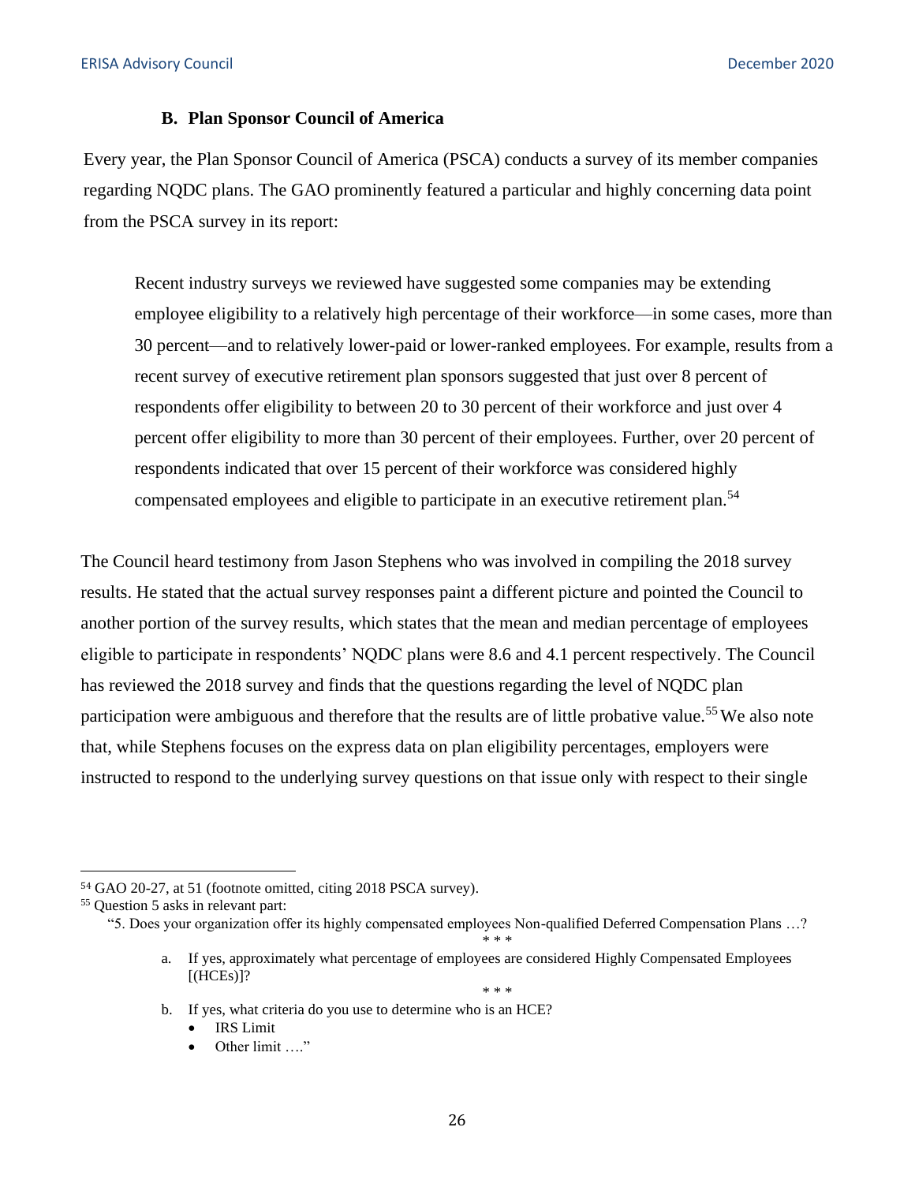### B. Plan Sponsor Council of America

Every year, the Plan Sponsor Council of America (PSCA) conducts a survey of its member companies regarding NQDC plans. The GAO prominently featured a particular and highly concerning data point from the PSCA survey in its report:

> Recent industry surveys we reviewed have suggested some companies may be extending employee eligibility to a relatively high percentage of their workforce—in some cases, more than 30 percent—and to relatively lower-paid or lower-ranked employees. For example, results from a recent survey of executive retirement plan sponsors suggested that just over 8 percent of respondents offer eligibility to between 20 to 30 percent of their workforce and just over 4 percent offer eligibility to more than 30 percent of their employees. Further, over 20 percent of respondents indicated that over 15 percent of their workforce was considered highly compensated employees and eligible to participate in an executive retirement plan.[54]

The Council heard testimony from Jason Stephens who was involved in compiling the 2018 survey results. He stated that the actual survey responses paint a different picture and pointed the Council to another portion of the survey results, which states that the mean and median percentage of employees eligible to participate in respondents' NQDC plans were 8.6 and 4.1 percent respectively. The Council has reviewed the 2018 survey and finds that the questions regarding the level of NQDC plan participation were ambiguous and therefore that the results are of little probative value.[55] We also note that, while Stephens focuses on the express data on plan eligibility percentages, employers were instructed to respond to the underlying survey questions on that issue only with respect to their single

---

[54] GAO 20-27, at 51 (footnote omitted, citing 2018 PSCA survey).

[55] Question 5 asks in relevant part:

"5. Does your organization offer its highly compensated employees Non-qualified Deferred Compensation Plans …?

\* \* \*

a. If yes, approximately what percentage of employees are considered Highly Compensated Employees [(HCEs)]?

\* \* \*

b. If yes, what criteria do you use to determine who is an HCE?
- IRS Limit
- Other limit …."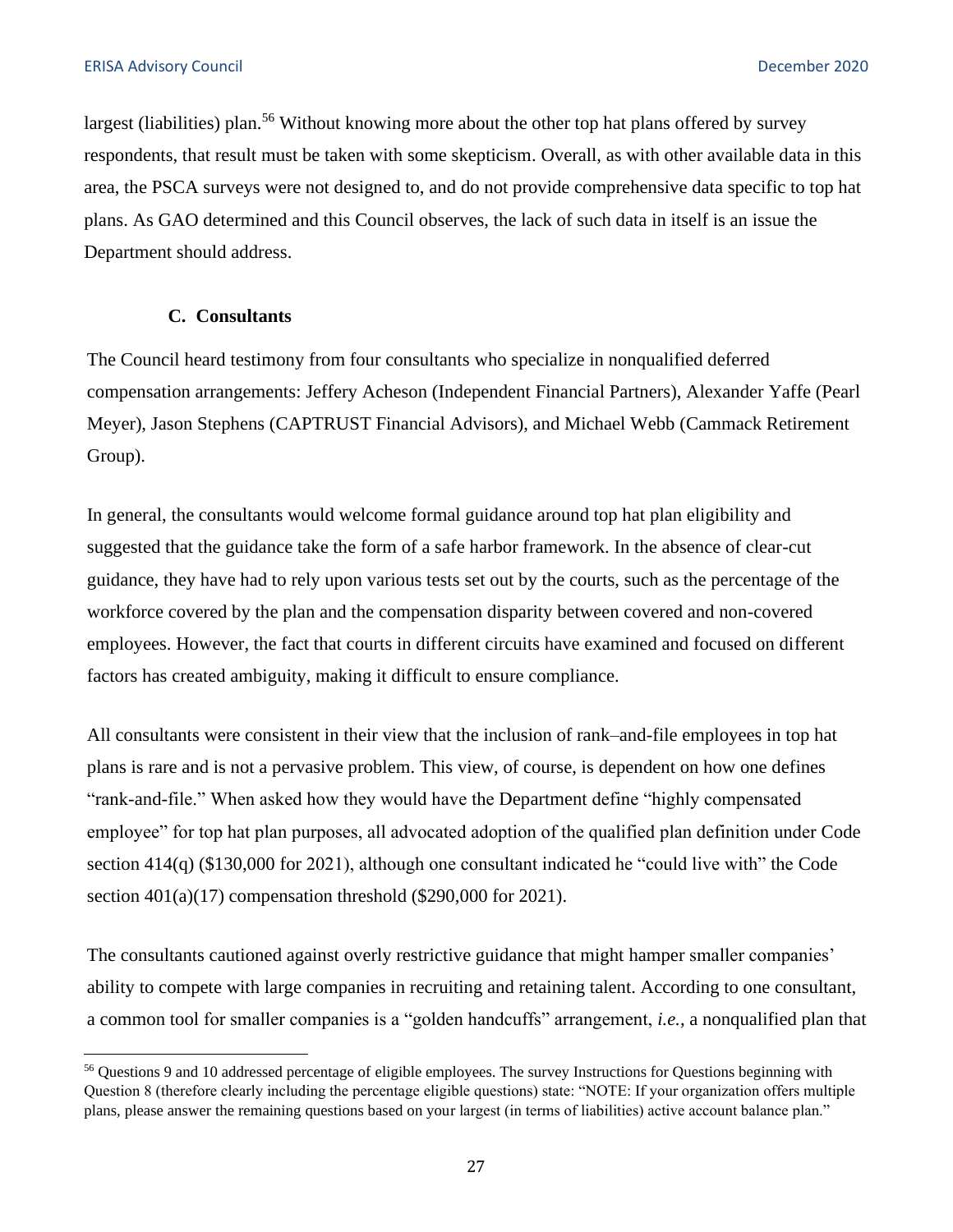largest (liabilities) plan.[56] Without knowing more about the other top hat plans offered by survey respondents, that result must be taken with some skepticism. Overall, as with other available data in this area, the PSCA surveys were not designed to, and do not provide comprehensive data specific to top hat plans. As GAO determined and this Council observes, the lack of such data in itself is an issue the Department should address.

### C. Consultants

The Council heard testimony from four consultants who specialize in nonqualified deferred compensation arrangements: Jeffery Acheson (Independent Financial Partners), Alexander Yaffe (Pearl Meyer), Jason Stephens (CAPTRUST Financial Advisors), and Michael Webb (Cammack Retirement Group).

In general, the consultants would welcome formal guidance around top hat plan eligibility and suggested that the guidance take the form of a safe harbor framework. In the absence of clear-cut guidance, they have had to rely upon various tests set out by the courts, such as the percentage of the workforce covered by the plan and the compensation disparity between covered and non-covered employees. However, the fact that courts in different circuits have examined and focused on different factors has created ambiguity, making it difficult to ensure compliance.

All consultants were consistent in their view that the inclusion of rank–and-file employees in top hat plans is rare and is not a pervasive problem. This view, of course, is dependent on how one defines "rank-and-file." When asked how they would have the Department define "highly compensated employee" for top hat plan purposes, all advocated adoption of the qualified plan definition under Code section 414(q) ($130,000 for 2021), although one consultant indicated he "could live with" the Code section 401(a)(17) compensation threshold ($290,000 for 2021).

The consultants cautioned against overly restrictive guidance that might hamper smaller companies' ability to compete with large companies in recruiting and retaining talent. According to one consultant, a common tool for smaller companies is a "golden handcuffs" arrangement, *i.e.*, a nonqualified plan that

---

[56] Questions 9 and 10 addressed percentage of eligible employees. The survey Instructions for Questions beginning with Question 8 (therefore clearly including the percentage eligible questions) state: "NOTE: If your organization offers multiple plans, please answer the remaining questions based on your largest (in terms of liabilities) active account balance plan."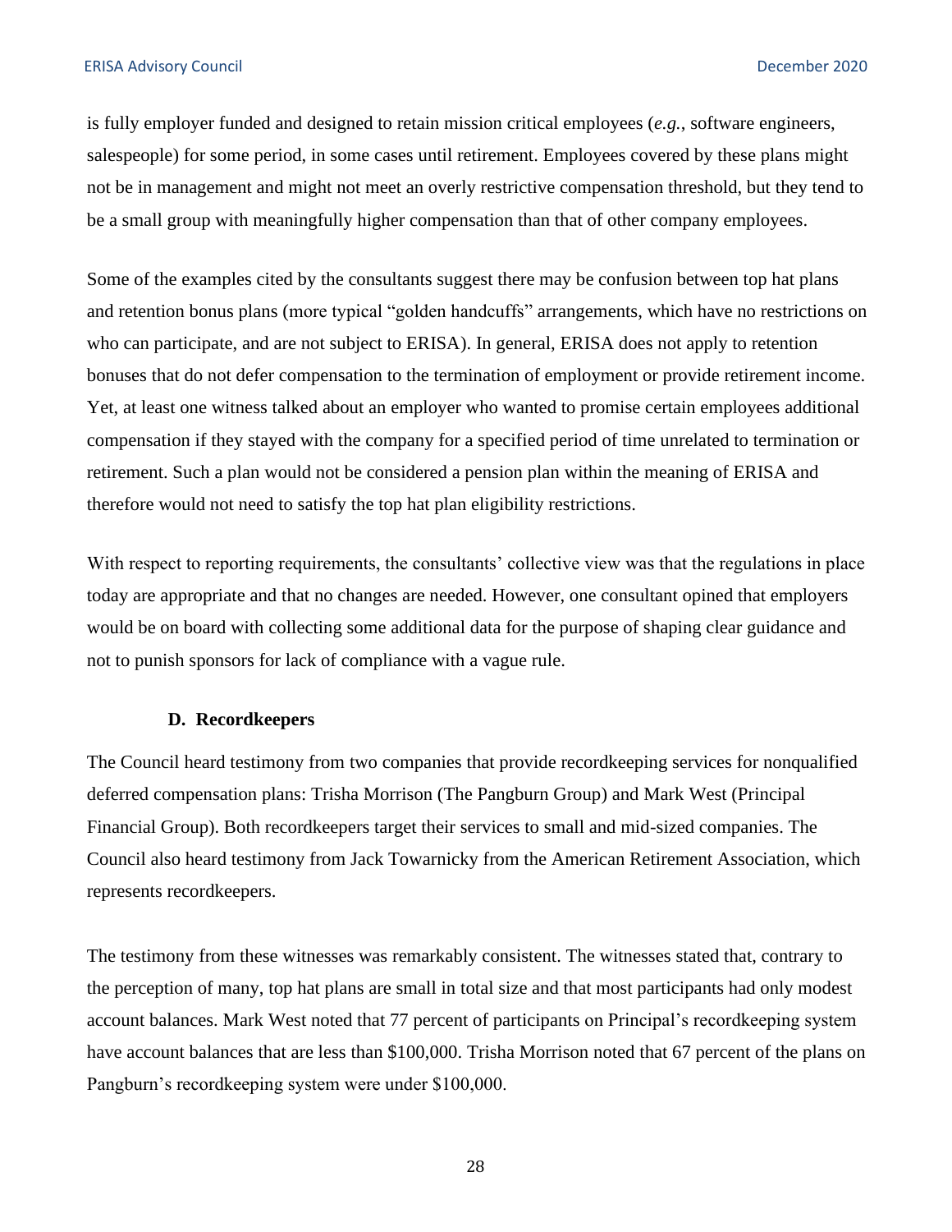is fully employer funded and designed to retain mission critical employees (*e.g.*, software engineers, salespeople) for some period, in some cases until retirement. Employees covered by these plans might not be in management and might not meet an overly restrictive compensation threshold, but they tend to be a small group with meaningfully higher compensation than that of other company employees.

Some of the examples cited by the consultants suggest there may be confusion between top hat plans and retention bonus plans (more typical "golden handcuffs" arrangements, which have no restrictions on who can participate, and are not subject to ERISA). In general, ERISA does not apply to retention bonuses that do not defer compensation to the termination of employment or provide retirement income. Yet, at least one witness talked about an employer who wanted to promise certain employees additional compensation if they stayed with the company for a specified period of time unrelated to termination or retirement. Such a plan would not be considered a pension plan within the meaning of ERISA and therefore would not need to satisfy the top hat plan eligibility restrictions.

With respect to reporting requirements, the consultants' collective view was that the regulations in place today are appropriate and that no changes are needed. However, one consultant opined that employers would be on board with collecting some additional data for the purpose of shaping clear guidance and not to punish sponsors for lack of compliance with a vague rule.

### D. Recordkeepers

The Council heard testimony from two companies that provide recordkeeping services for nonqualified deferred compensation plans: Trisha Morrison (The Pangburn Group) and Mark West (Principal Financial Group). Both recordkeepers target their services to small and mid-sized companies. The Council also heard testimony from Jack Towarnicky from the American Retirement Association, which represents recordkeepers.

The testimony from these witnesses was remarkably consistent. The witnesses stated that, contrary to the perception of many, top hat plans are small in total size and that most participants had only modest account balances. Mark West noted that 77 percent of participants on Principal's recordkeeping system have account balances that are less than $100,000. Trisha Morrison noted that 67 percent of the plans on Pangburn's recordkeeping system were under $100,000.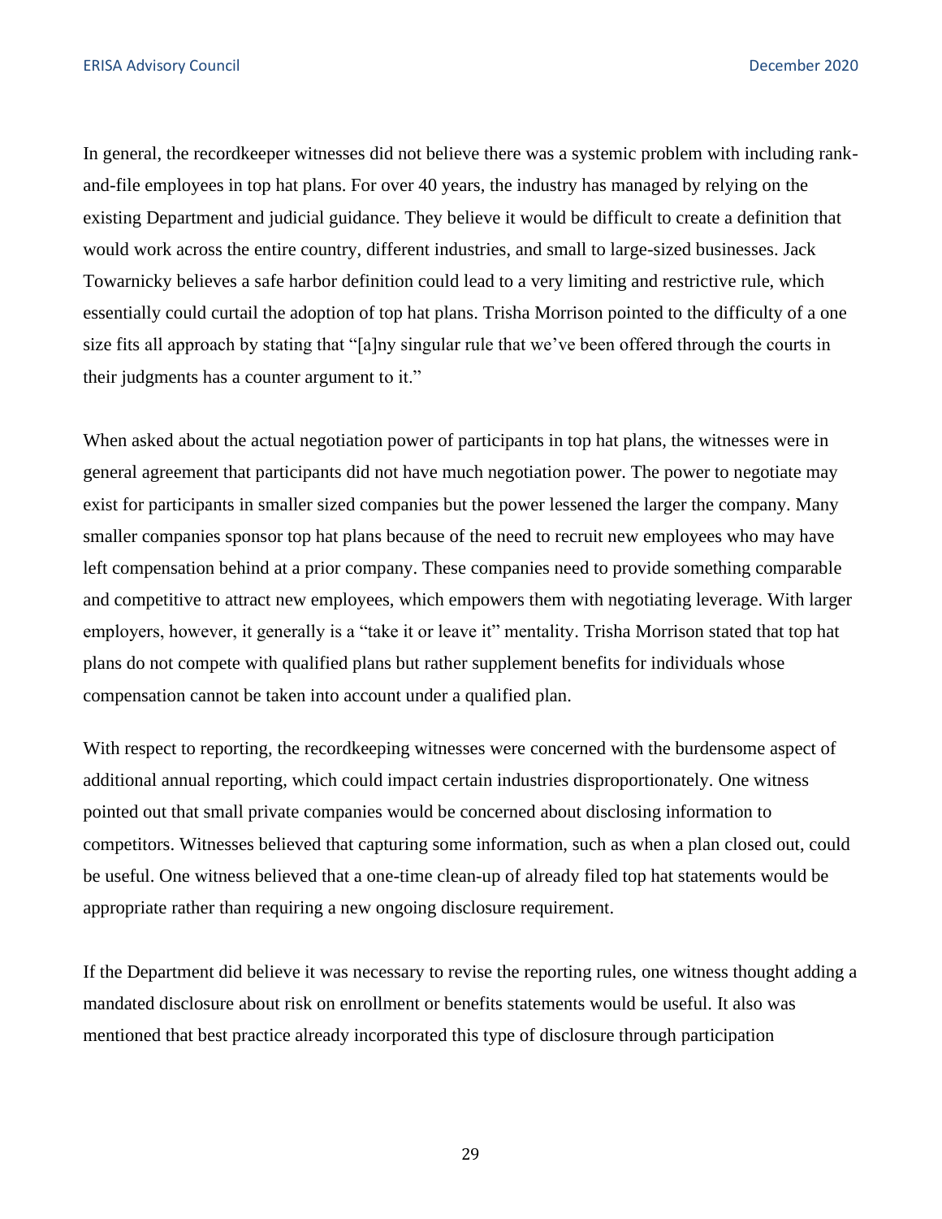In general, the recordkeeper witnesses did not believe there was a systemic problem with including rank-and-file employees in top hat plans. For over 40 years, the industry has managed by relying on the existing Department and judicial guidance. They believe it would be difficult to create a definition that would work across the entire country, different industries, and small to large-sized businesses. Jack Towarnicky believes a safe harbor definition could lead to a very limiting and restrictive rule, which essentially could curtail the adoption of top hat plans. Trisha Morrison pointed to the difficulty of a one size fits all approach by stating that "[a]ny singular rule that we've been offered through the courts in their judgments has a counter argument to it."

When asked about the actual negotiation power of participants in top hat plans, the witnesses were in general agreement that participants did not have much negotiation power. The power to negotiate may exist for participants in smaller sized companies but the power lessened the larger the company. Many smaller companies sponsor top hat plans because of the need to recruit new employees who may have left compensation behind at a prior company. These companies need to provide something comparable and competitive to attract new employees, which empowers them with negotiating leverage. With larger employers, however, it generally is a "take it or leave it" mentality. Trisha Morrison stated that top hat plans do not compete with qualified plans but rather supplement benefits for individuals whose compensation cannot be taken into account under a qualified plan.

With respect to reporting, the recordkeeping witnesses were concerned with the burdensome aspect of additional annual reporting, which could impact certain industries disproportionately. One witness pointed out that small private companies would be concerned about disclosing information to competitors. Witnesses believed that capturing some information, such as when a plan closed out, could be useful. One witness believed that a one-time clean-up of already filed top hat statements would be appropriate rather than requiring a new ongoing disclosure requirement.

If the Department did believe it was necessary to revise the reporting rules, one witness thought adding a mandated disclosure about risk on enrollment or benefits statements would be useful. It also was mentioned that best practice already incorporated this type of disclosure through participation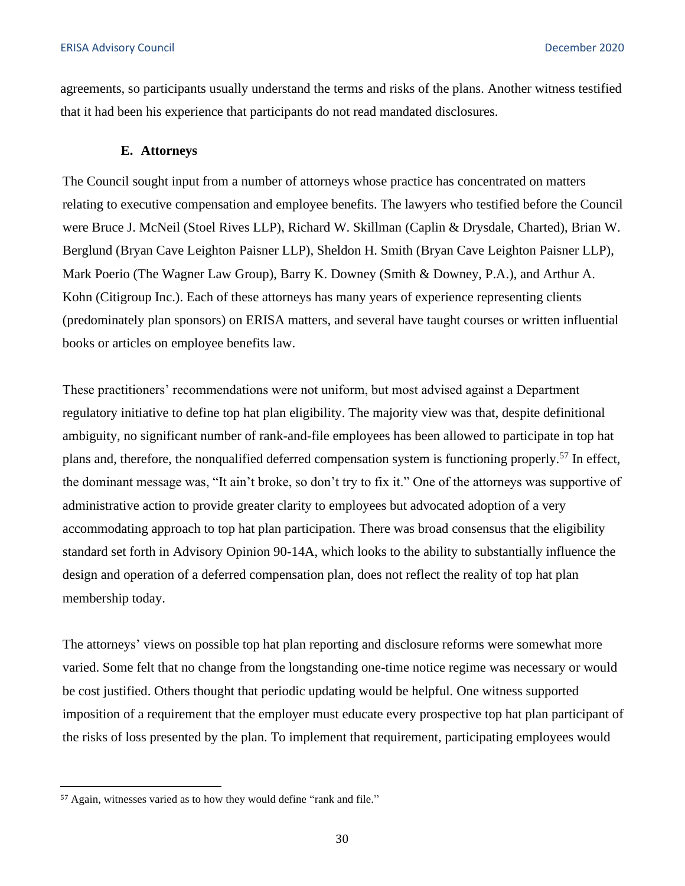agreements, so participants usually understand the terms and risks of the plans. Another witness testified that it had been his experience that participants do not read mandated disclosures.

### E. Attorneys

The Council sought input from a number of attorneys whose practice has concentrated on matters relating to executive compensation and employee benefits. The lawyers who testified before the Council were Bruce J. McNeil (Stoel Rives LLP), Richard W. Skillman (Caplin & Drysdale, Charted), Brian W. Berglund (Bryan Cave Leighton Paisner LLP), Sheldon H. Smith (Bryan Cave Leighton Paisner LLP), Mark Poerio (The Wagner Law Group), Barry K. Downey (Smith & Downey, P.A.), and Arthur A. Kohn (Citigroup Inc.). Each of these attorneys has many years of experience representing clients (predominately plan sponsors) on ERISA matters, and several have taught courses or written influential books or articles on employee benefits law.

These practitioners' recommendations were not uniform, but most advised against a Department regulatory initiative to define top hat plan eligibility. The majority view was that, despite definitional ambiguity, no significant number of rank-and-file employees has been allowed to participate in top hat plans and, therefore, the nonqualified deferred compensation system is functioning properly.[57] In effect, the dominant message was, "It ain't broke, so don't try to fix it." One of the attorneys was supportive of administrative action to provide greater clarity to employees but advocated adoption of a very accommodating approach to top hat plan participation. There was broad consensus that the eligibility standard set forth in Advisory Opinion 90-14A, which looks to the ability to substantially influence the design and operation of a deferred compensation plan, does not reflect the reality of top hat plan membership today.

The attorneys' views on possible top hat plan reporting and disclosure reforms were somewhat more varied. Some felt that no change from the longstanding one-time notice regime was necessary or would be cost justified. Others thought that periodic updating would be helpful. One witness supported imposition of a requirement that the employer must educate every prospective top hat plan participant of the risks of loss presented by the plan. To implement that requirement, participating employees would

---

[57] Again, witnesses varied as to how they would define "rank and file."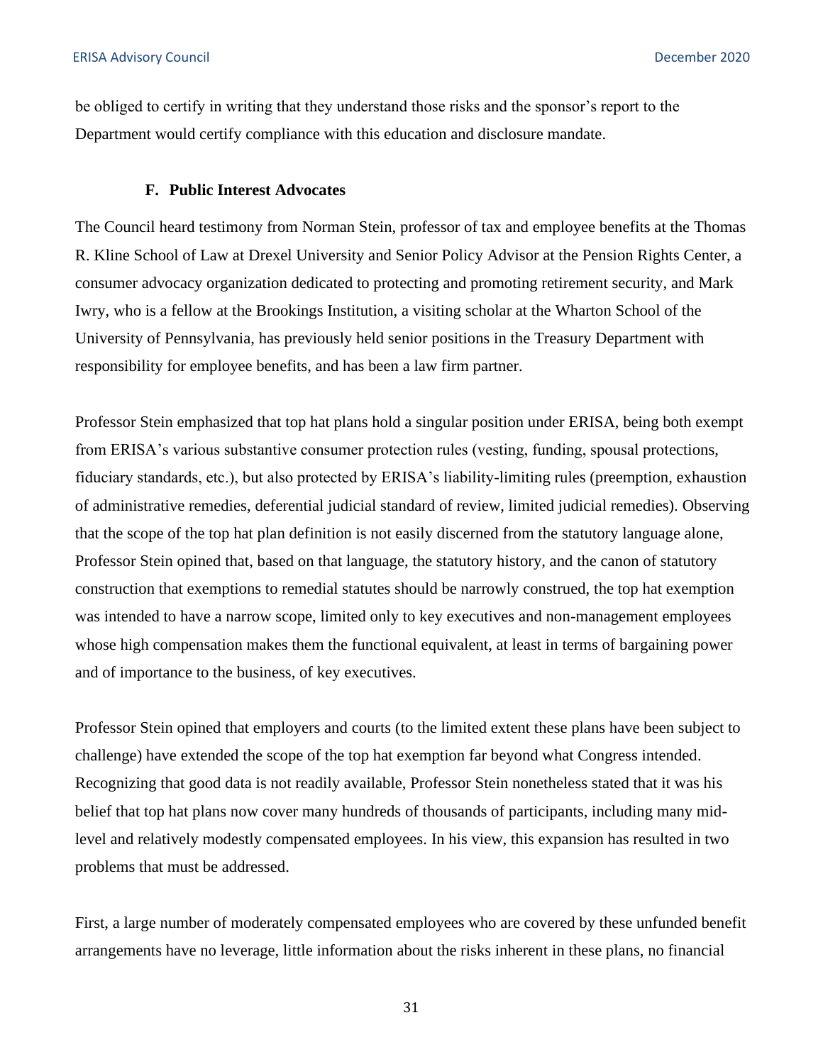be obliged to certify in writing that they understand those risks and the sponsor's report to the Department would certify compliance with this education and disclosure mandate.

### F. Public Interest Advocates

The Council heard testimony from Norman Stein, professor of tax and employee benefits at the Thomas R. Kline School of Law at Drexel University and Senior Policy Advisor at the Pension Rights Center, a consumer advocacy organization dedicated to protecting and promoting retirement security, and Mark Iwry, who is a fellow at the Brookings Institution, a visiting scholar at the Wharton School of the University of Pennsylvania, has previously held senior positions in the Treasury Department with responsibility for employee benefits, and has been a law firm partner.

Professor Stein emphasized that top hat plans hold a singular position under ERISA, being both exempt from ERISA's various substantive consumer protection rules (vesting, funding, spousal protections, fiduciary standards, etc.), but also protected by ERISA's liability-limiting rules (preemption, exhaustion of administrative remedies, deferential judicial standard of review, limited judicial remedies). Observing that the scope of the top hat plan definition is not easily discerned from the statutory language alone, Professor Stein opined that, based on that language, the statutory history, and the canon of statutory construction that exemptions to remedial statutes should be narrowly construed, the top hat exemption was intended to have a narrow scope, limited only to key executives and non-management employees whose high compensation makes them the functional equivalent, at least in terms of bargaining power and of importance to the business, of key executives.

Professor Stein opined that employers and courts (to the limited extent these plans have been subject to challenge) have extended the scope of the top hat exemption far beyond what Congress intended. Recognizing that good data is not readily available, Professor Stein nonetheless stated that it was his belief that top hat plans now cover many hundreds of thousands of participants, including many mid-level and relatively modestly compensated employees. In his view, this expansion has resulted in two problems that must be addressed.

First, a large number of moderately compensated employees who are covered by these unfunded benefit arrangements have no leverage, little information about the risks inherent in these plans, no financial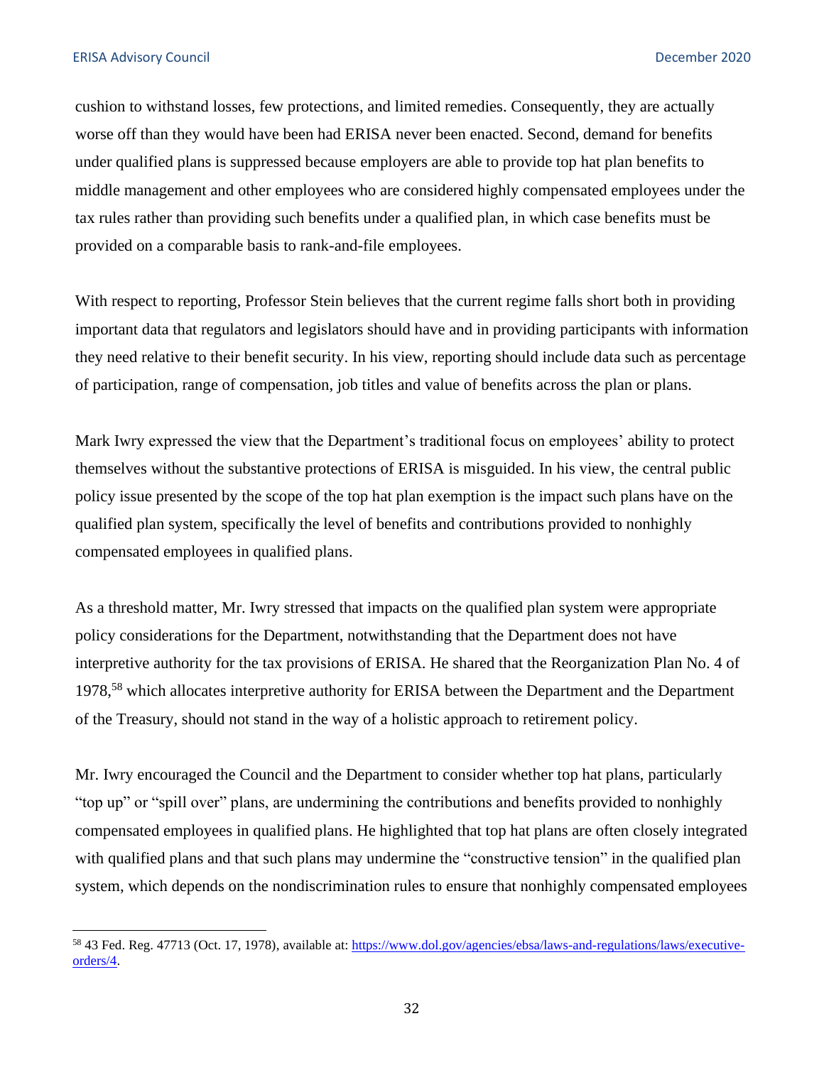cushion to withstand losses, few protections, and limited remedies. Consequently, they are actually worse off than they would have been had ERISA never been enacted. Second, demand for benefits under qualified plans is suppressed because employers are able to provide top hat plan benefits to middle management and other employees who are considered highly compensated employees under the tax rules rather than providing such benefits under a qualified plan, in which case benefits must be provided on a comparable basis to rank-and-file employees.

With respect to reporting, Professor Stein believes that the current regime falls short both in providing important data that regulators and legislators should have and in providing participants with information they need relative to their benefit security. In his view, reporting should include data such as percentage of participation, range of compensation, job titles and value of benefits across the plan or plans.

Mark Iwry expressed the view that the Department's traditional focus on employees' ability to protect themselves without the substantive protections of ERISA is misguided. In his view, the central public policy issue presented by the scope of the top hat plan exemption is the impact such plans have on the qualified plan system, specifically the level of benefits and contributions provided to nonhighly compensated employees in qualified plans.

As a threshold matter, Mr. Iwry stressed that impacts on the qualified plan system were appropriate policy considerations for the Department, notwithstanding that the Department does not have interpretive authority for the tax provisions of ERISA. He shared that the Reorganization Plan No. 4 of 1978,[58] which allocates interpretive authority for ERISA between the Department and the Department of the Treasury, should not stand in the way of a holistic approach to retirement policy.

Mr. Iwry encouraged the Council and the Department to consider whether top hat plans, particularly "top up" or "spill over" plans, are undermining the contributions and benefits provided to nonhighly compensated employees in qualified plans. He highlighted that top hat plans are often closely integrated with qualified plans and that such plans may undermine the "constructive tension" in the qualified plan system, which depends on the nondiscrimination rules to ensure that nonhighly compensated employees

[58] 43 Fed. Reg. 47713 (Oct. 17, 1978), available at: https://www.dol.gov/agencies/ebsa/laws-and-regulations/laws/executive-orders/4.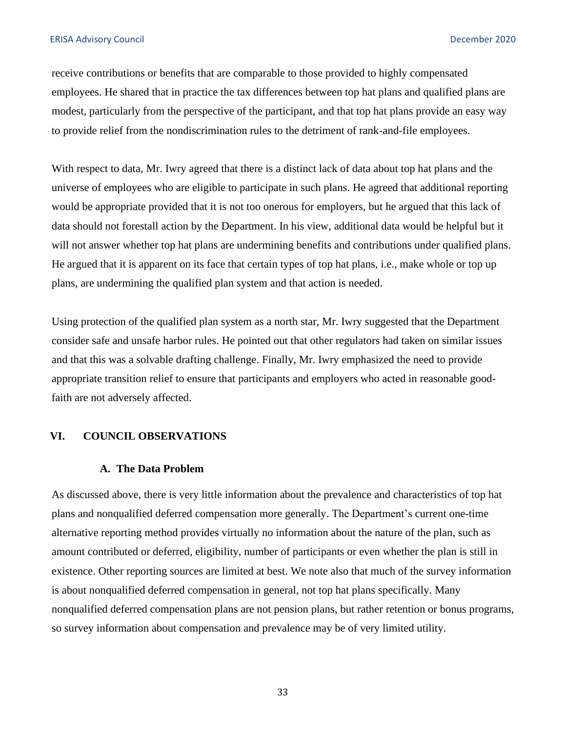receive contributions or benefits that are comparable to those provided to highly compensated employees. He shared that in practice the tax differences between top hat plans and qualified plans are modest, particularly from the perspective of the participant, and that top hat plans provide an easy way to provide relief from the nondiscrimination rules to the detriment of rank-and-file employees.

With respect to data, Mr. Iwry agreed that there is a distinct lack of data about top hat plans and the universe of employees who are eligible to participate in such plans. He agreed that additional reporting would be appropriate provided that it is not too onerous for employers, but he argued that this lack of data should not forestall action by the Department. In his view, additional data would be helpful but it will not answer whether top hat plans are undermining benefits and contributions under qualified plans. He argued that it is apparent on its face that certain types of top hat plans, i.e., make whole or top up plans, are undermining the qualified plan system and that action is needed.

Using protection of the qualified plan system as a north star, Mr. Iwry suggested that the Department consider safe and unsafe harbor rules. He pointed out that other regulators had taken on similar issues and that this was a solvable drafting challenge. Finally, Mr. Iwry emphasized the need to provide appropriate transition relief to ensure that participants and employers who acted in reasonable good-faith are not adversely affected.

## VI. COUNCIL OBSERVATIONS

### A. The Data Problem

As discussed above, there is very little information about the prevalence and characteristics of top hat plans and nonqualified deferred compensation more generally. The Department's current one-time alternative reporting method provides virtually no information about the nature of the plan, such as amount contributed or deferred, eligibility, number of participants or even whether the plan is still in existence. Other reporting sources are limited at best. We note also that much of the survey information is about nonqualified deferred compensation in general, not top hat plans specifically. Many nonqualified deferred compensation plans are not pension plans, but rather retention or bonus programs, so survey information about compensation and prevalence may be of very limited utility.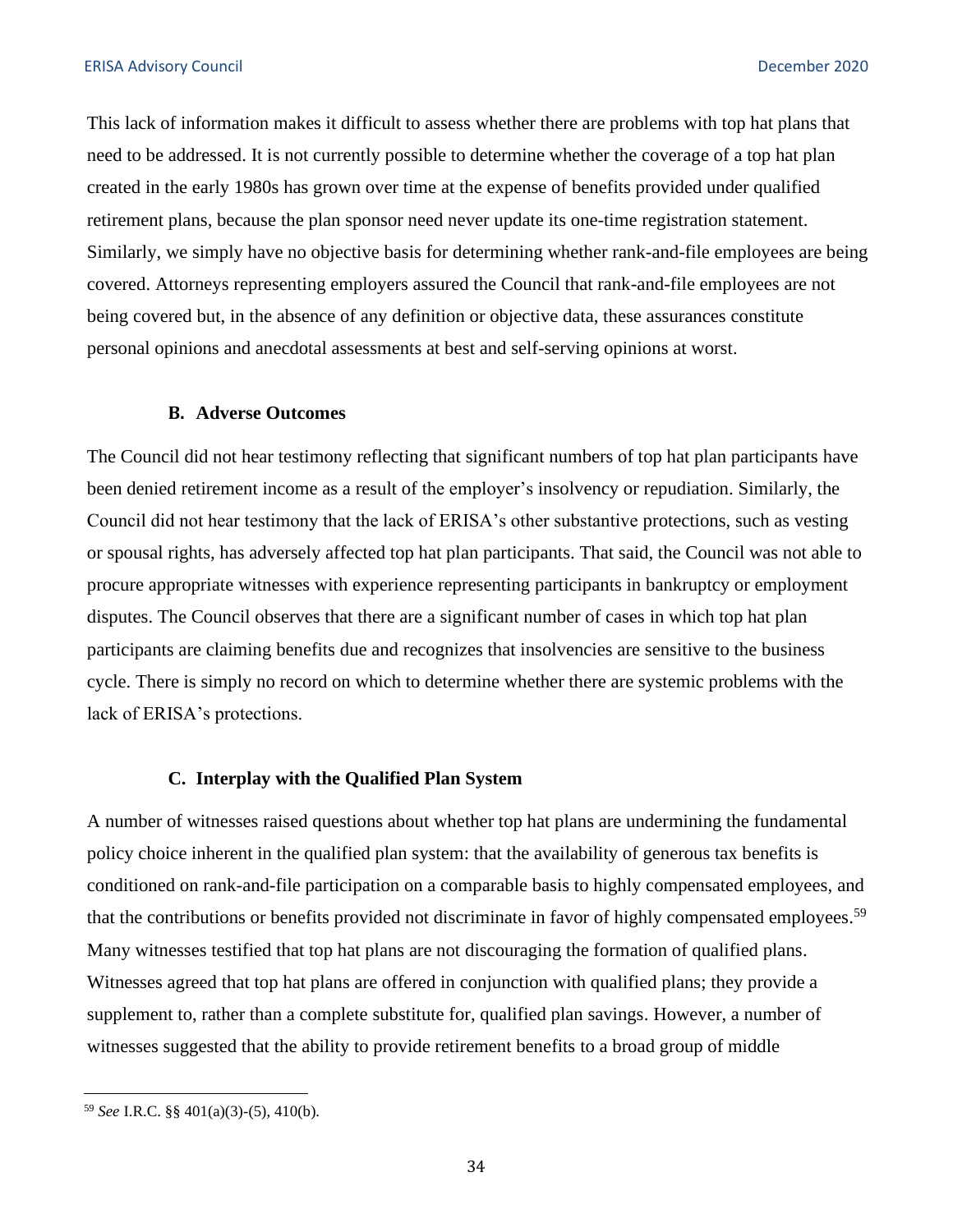This lack of information makes it difficult to assess whether there are problems with top hat plans that need to be addressed. It is not currently possible to determine whether the coverage of a top hat plan created in the early 1980s has grown over time at the expense of benefits provided under qualified retirement plans, because the plan sponsor need never update its one-time registration statement. Similarly, we simply have no objective basis for determining whether rank-and-file employees are being covered. Attorneys representing employers assured the Council that rank-and-file employees are not being covered but, in the absence of any definition or objective data, these assurances constitute personal opinions and anecdotal assessments at best and self-serving opinions at worst.

### B. Adverse Outcomes

The Council did not hear testimony reflecting that significant numbers of top hat plan participants have been denied retirement income as a result of the employer's insolvency or repudiation. Similarly, the Council did not hear testimony that the lack of ERISA's other substantive protections, such as vesting or spousal rights, has adversely affected top hat plan participants. That said, the Council was not able to procure appropriate witnesses with experience representing participants in bankruptcy or employment disputes. The Council observes that there are a significant number of cases in which top hat plan participants are claiming benefits due and recognizes that insolvencies are sensitive to the business cycle. There is simply no record on which to determine whether there are systemic problems with the lack of ERISA's protections.

### C. Interplay with the Qualified Plan System

A number of witnesses raised questions about whether top hat plans are undermining the fundamental policy choice inherent in the qualified plan system: that the availability of generous tax benefits is conditioned on rank-and-file participation on a comparable basis to highly compensated employees, and that the contributions or benefits provided not discriminate in favor of highly compensated employees.[59] Many witnesses testified that top hat plans are not discouraging the formation of qualified plans. Witnesses agreed that top hat plans are offered in conjunction with qualified plans; they provide a supplement to, rather than a complete substitute for, qualified plan savings. However, a number of witnesses suggested that the ability to provide retirement benefits to a broad group of middle

[59] *See* I.R.C. §§ 401(a)(3)-(5), 410(b).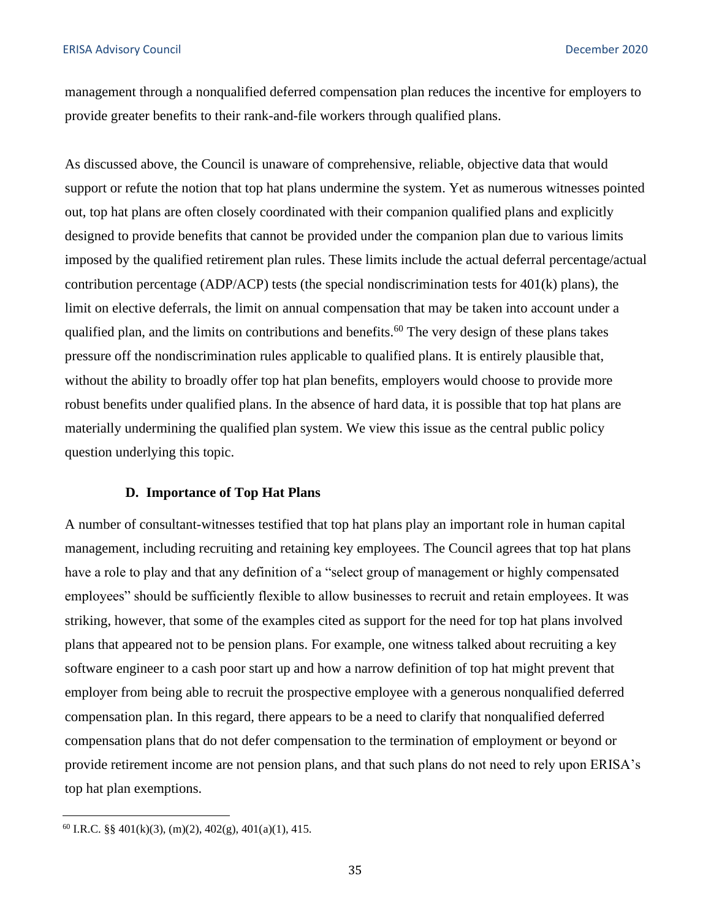management through a nonqualified deferred compensation plan reduces the incentive for employers to provide greater benefits to their rank-and-file workers through qualified plans.

As discussed above, the Council is unaware of comprehensive, reliable, objective data that would support or refute the notion that top hat plans undermine the system. Yet as numerous witnesses pointed out, top hat plans are often closely coordinated with their companion qualified plans and explicitly designed to provide benefits that cannot be provided under the companion plan due to various limits imposed by the qualified retirement plan rules. These limits include the actual deferral percentage/actual contribution percentage (ADP/ACP) tests (the special nondiscrimination tests for 401(k) plans), the limit on elective deferrals, the limit on annual compensation that may be taken into account under a qualified plan, and the limits on contributions and benefits.[60] The very design of these plans takes pressure off the nondiscrimination rules applicable to qualified plans. It is entirely plausible that, without the ability to broadly offer top hat plan benefits, employers would choose to provide more robust benefits under qualified plans. In the absence of hard data, it is possible that top hat plans are materially undermining the qualified plan system. We view this issue as the central public policy question underlying this topic.

### D. Importance of Top Hat Plans

A number of consultant-witnesses testified that top hat plans play an important role in human capital management, including recruiting and retaining key employees. The Council agrees that top hat plans have a role to play and that any definition of a "select group of management or highly compensated employees" should be sufficiently flexible to allow businesses to recruit and retain employees. It was striking, however, that some of the examples cited as support for the need for top hat plans involved plans that appeared not to be pension plans. For example, one witness talked about recruiting a key software engineer to a cash poor start up and how a narrow definition of top hat might prevent that employer from being able to recruit the prospective employee with a generous nonqualified deferred compensation plan. In this regard, there appears to be a need to clarify that nonqualified deferred compensation plans that do not defer compensation to the termination of employment or beyond or provide retirement income are not pension plans, and that such plans do not need to rely upon ERISA's top hat plan exemptions.

[60] I.R.C. §§ 401(k)(3), (m)(2), 402(g), 401(a)(1), 415.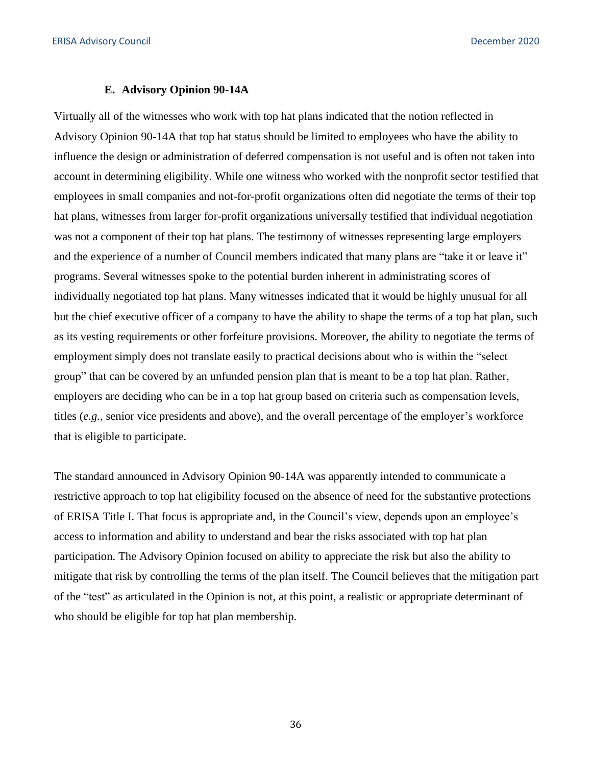### E. Advisory Opinion 90-14A

Virtually all of the witnesses who work with top hat plans indicated that the notion reflected in Advisory Opinion 90-14A that top hat status should be limited to employees who have the ability to influence the design or administration of deferred compensation is not useful and is often not taken into account in determining eligibility. While one witness who worked with the nonprofit sector testified that employees in small companies and not-for-profit organizations often did negotiate the terms of their top hat plans, witnesses from larger for-profit organizations universally testified that individual negotiation was not a component of their top hat plans. The testimony of witnesses representing large employers and the experience of a number of Council members indicated that many plans are "take it or leave it" programs. Several witnesses spoke to the potential burden inherent in administrating scores of individually negotiated top hat plans. Many witnesses indicated that it would be highly unusual for all but the chief executive officer of a company to have the ability to shape the terms of a top hat plan, such as its vesting requirements or other forfeiture provisions. Moreover, the ability to negotiate the terms of employment simply does not translate easily to practical decisions about who is within the "select group" that can be covered by an unfunded pension plan that is meant to be a top hat plan. Rather, employers are deciding who can be in a top hat group based on criteria such as compensation levels, titles (*e.g.*, senior vice presidents and above), and the overall percentage of the employer's workforce that is eligible to participate.

The standard announced in Advisory Opinion 90-14A was apparently intended to communicate a restrictive approach to top hat eligibility focused on the absence of need for the substantive protections of ERISA Title I. That focus is appropriate and, in the Council's view, depends upon an employee's access to information and ability to understand and bear the risks associated with top hat plan participation. The Advisory Opinion focused on ability to appreciate the risk but also the ability to mitigate that risk by controlling the terms of the plan itself. The Council believes that the mitigation part of the "test" as articulated in the Opinion is not, at this point, a realistic or appropriate determinant of who should be eligible for top hat plan membership.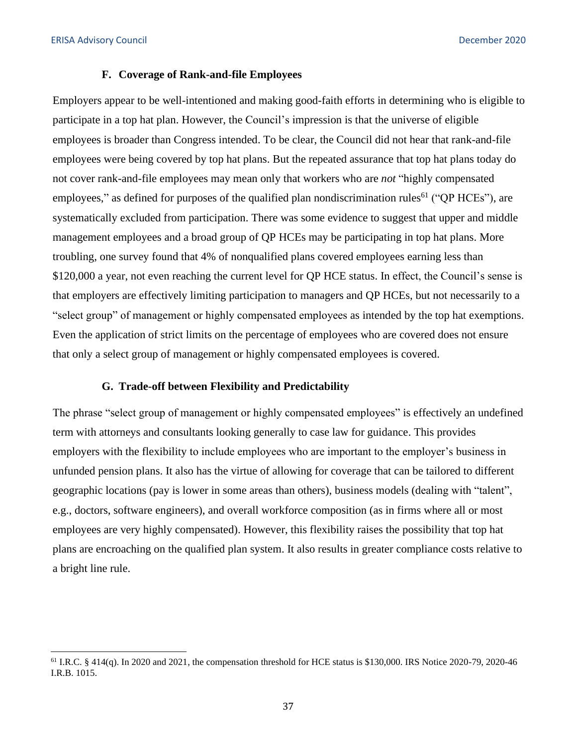### F. Coverage of Rank-and-file Employees

Employers appear to be well-intentioned and making good-faith efforts in determining who is eligible to participate in a top hat plan. However, the Council's impression is that the universe of eligible employees is broader than Congress intended. To be clear, the Council did not hear that rank-and-file employees were being covered by top hat plans. But the repeated assurance that top hat plans today do not cover rank-and-file employees may mean only that workers who are *not* "highly compensated employees," as defined for purposes of the qualified plan nondiscrimination rules[61] ("QP HCEs"), are systematically excluded from participation. There was some evidence to suggest that upper and middle management employees and a broad group of QP HCEs may be participating in top hat plans. More troubling, one survey found that 4% of nonqualified plans covered employees earning less than $120,000 a year, not even reaching the current level for QP HCE status. In effect, the Council's sense is that employers are effectively limiting participation to managers and QP HCEs, but not necessarily to a "select group" of management or highly compensated employees as intended by the top hat exemptions. Even the application of strict limits on the percentage of employees who are covered does not ensure that only a select group of management or highly compensated employees is covered.

### G. Trade-off between Flexibility and Predictability

The phrase "select group of management or highly compensated employees" is effectively an undefined term with attorneys and consultants looking generally to case law for guidance. This provides employers with the flexibility to include employees who are important to the employer's business in unfunded pension plans. It also has the virtue of allowing for coverage that can be tailored to different geographic locations (pay is lower in some areas than others), business models (dealing with "talent", e.g., doctors, software engineers), and overall workforce composition (as in firms where all or most employees are very highly compensated). However, this flexibility raises the possibility that top hat plans are encroaching on the qualified plan system. It also results in greater compliance costs relative to a bright line rule.

---

[61] I.R.C. § 414(q). In 2020 and 2021, the compensation threshold for HCE status is $130,000. IRS Notice 2020-79, 2020-46 I.R.B. 1015.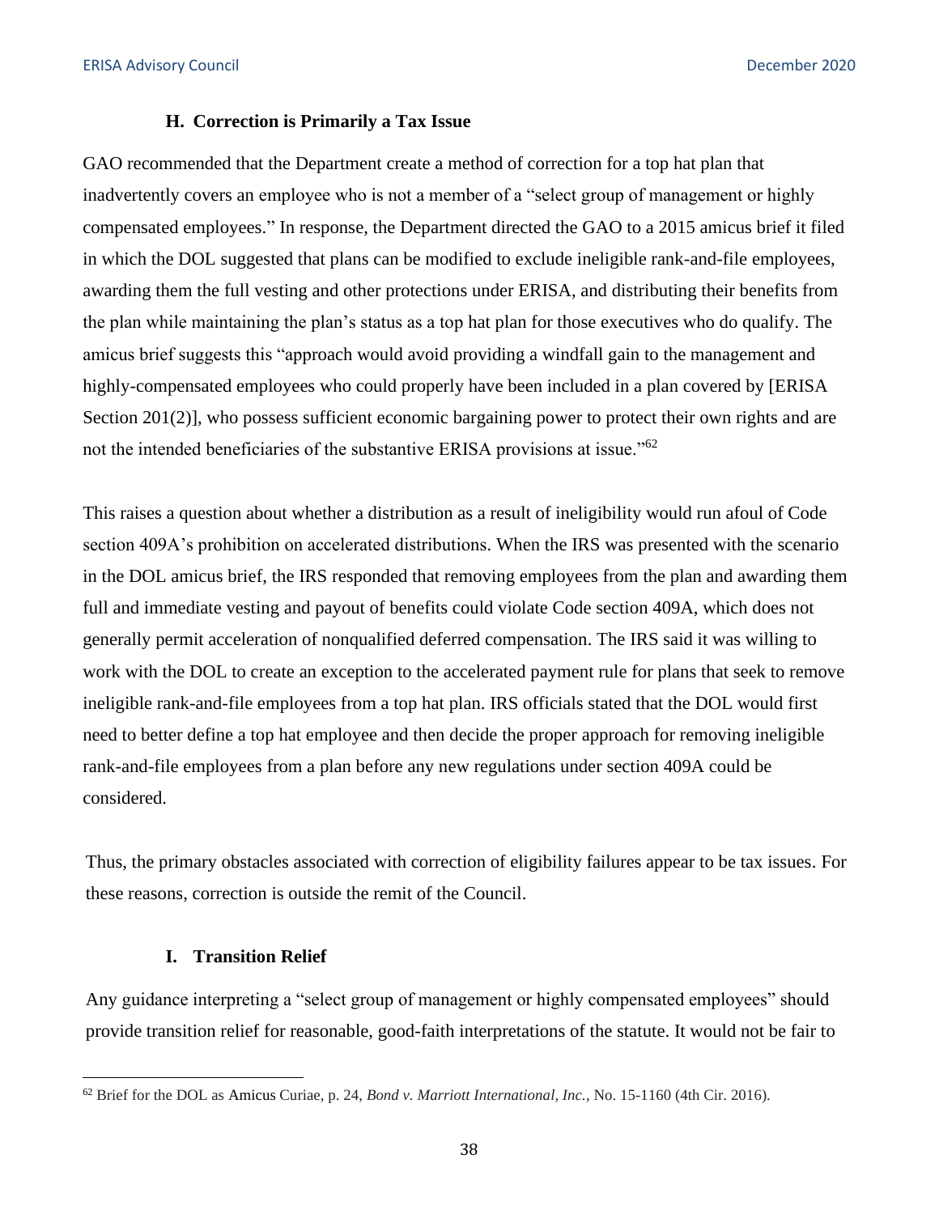### H. Correction is Primarily a Tax Issue

GAO recommended that the Department create a method of correction for a top hat plan that inadvertently covers an employee who is not a member of a "select group of management or highly compensated employees." In response, the Department directed the GAO to a 2015 amicus brief it filed in which the DOL suggested that plans can be modified to exclude ineligible rank-and-file employees, awarding them the full vesting and other protections under ERISA, and distributing their benefits from the plan while maintaining the plan's status as a top hat plan for those executives who do qualify. The amicus brief suggests this "approach would avoid providing a windfall gain to the management and highly-compensated employees who could properly have been included in a plan covered by [ERISA Section 201(2)], who possess sufficient economic bargaining power to protect their own rights and are not the intended beneficiaries of the substantive ERISA provisions at issue."[62]

This raises a question about whether a distribution as a result of ineligibility would run afoul of Code section 409A's prohibition on accelerated distributions. When the IRS was presented with the scenario in the DOL amicus brief, the IRS responded that removing employees from the plan and awarding them full and immediate vesting and payout of benefits could violate Code section 409A, which does not generally permit acceleration of nonqualified deferred compensation. The IRS said it was willing to work with the DOL to create an exception to the accelerated payment rule for plans that seek to remove ineligible rank-and-file employees from a top hat plan. IRS officials stated that the DOL would first need to better define a top hat employee and then decide the proper approach for removing ineligible rank-and-file employees from a plan before any new regulations under section 409A could be considered.

Thus, the primary obstacles associated with correction of eligibility failures appear to be tax issues. For these reasons, correction is outside the remit of the Council.

### I. Transition Relief

Any guidance interpreting a "select group of management or highly compensated employees" should provide transition relief for reasonable, good-faith interpretations of the statute. It would not be fair to

---

[62] Brief for the DOL as Amicus Curiae, p. 24, *Bond v. Marriott International, Inc.*, No. 15-1160 (4th Cir. 2016).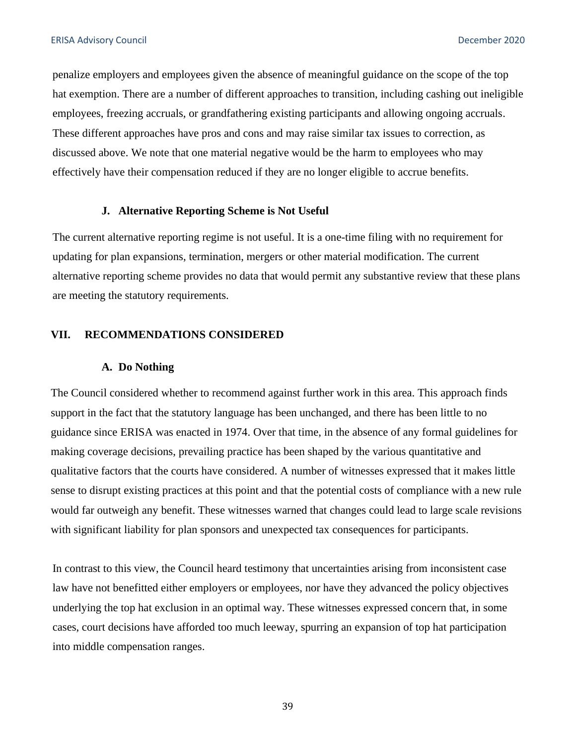penalize employers and employees given the absence of meaningful guidance on the scope of the top hat exemption. There are a number of different approaches to transition, including cashing out ineligible employees, freezing accruals, or grandfathering existing participants and allowing ongoing accruals. These different approaches have pros and cons and may raise similar tax issues to correction, as discussed above. We note that one material negative would be the harm to employees who may effectively have their compensation reduced if they are no longer eligible to accrue benefits.

### J. Alternative Reporting Scheme is Not Useful

The current alternative reporting regime is not useful. It is a one-time filing with no requirement for updating for plan expansions, termination, mergers or other material modification. The current alternative reporting scheme provides no data that would permit any substantive review that these plans are meeting the statutory requirements.

## VII. RECOMMENDATIONS CONSIDERED

### A. Do Nothing

The Council considered whether to recommend against further work in this area. This approach finds support in the fact that the statutory language has been unchanged, and there has been little to no guidance since ERISA was enacted in 1974. Over that time, in the absence of any formal guidelines for making coverage decisions, prevailing practice has been shaped by the various quantitative and qualitative factors that the courts have considered. A number of witnesses expressed that it makes little sense to disrupt existing practices at this point and that the potential costs of compliance with a new rule would far outweigh any benefit. These witnesses warned that changes could lead to large scale revisions with significant liability for plan sponsors and unexpected tax consequences for participants.

In contrast to this view, the Council heard testimony that uncertainties arising from inconsistent case law have not benefitted either employers or employees, nor have they advanced the policy objectives underlying the top hat exclusion in an optimal way. These witnesses expressed concern that, in some cases, court decisions have afforded too much leeway, spurring an expansion of top hat participation into middle compensation ranges.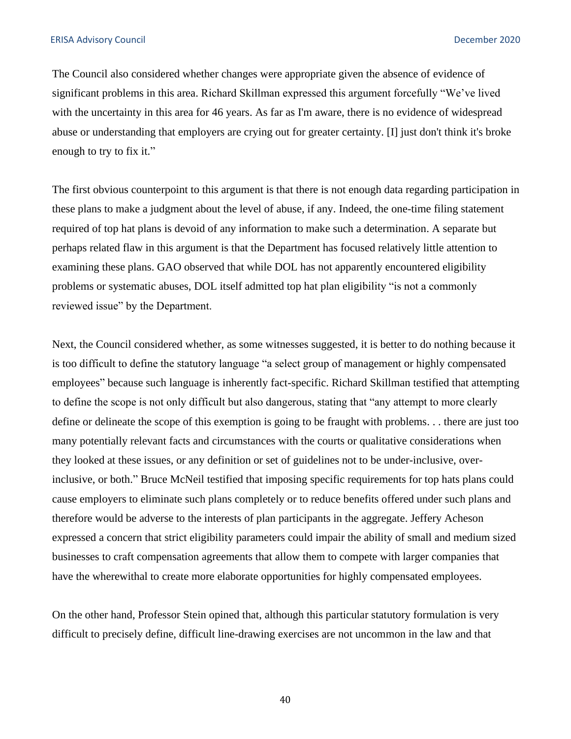The Council also considered whether changes were appropriate given the absence of evidence of significant problems in this area. Richard Skillman expressed this argument forcefully "We've lived with the uncertainty in this area for 46 years. As far as I'm aware, there is no evidence of widespread abuse or understanding that employers are crying out for greater certainty. [I] just don't think it's broke enough to try to fix it."

The first obvious counterpoint to this argument is that there is not enough data regarding participation in these plans to make a judgment about the level of abuse, if any. Indeed, the one-time filing statement required of top hat plans is devoid of any information to make such a determination. A separate but perhaps related flaw in this argument is that the Department has focused relatively little attention to examining these plans. GAO observed that while DOL has not apparently encountered eligibility problems or systematic abuses, DOL itself admitted top hat plan eligibility "is not a commonly reviewed issue" by the Department.

Next, the Council considered whether, as some witnesses suggested, it is better to do nothing because it is too difficult to define the statutory language "a select group of management or highly compensated employees" because such language is inherently fact-specific. Richard Skillman testified that attempting to define the scope is not only difficult but also dangerous, stating that "any attempt to more clearly define or delineate the scope of this exemption is going to be fraught with problems. . . there are just too many potentially relevant facts and circumstances with the courts or qualitative considerations when they looked at these issues, or any definition or set of guidelines not to be under-inclusive, over-inclusive, or both." Bruce McNeil testified that imposing specific requirements for top hats plans could cause employers to eliminate such plans completely or to reduce benefits offered under such plans and therefore would be adverse to the interests of plan participants in the aggregate. Jeffery Acheson expressed a concern that strict eligibility parameters could impair the ability of small and medium sized businesses to craft compensation agreements that allow them to compete with larger companies that have the wherewithal to create more elaborate opportunities for highly compensated employees.

On the other hand, Professor Stein opined that, although this particular statutory formulation is very difficult to precisely define, difficult line-drawing exercises are not uncommon in the law and that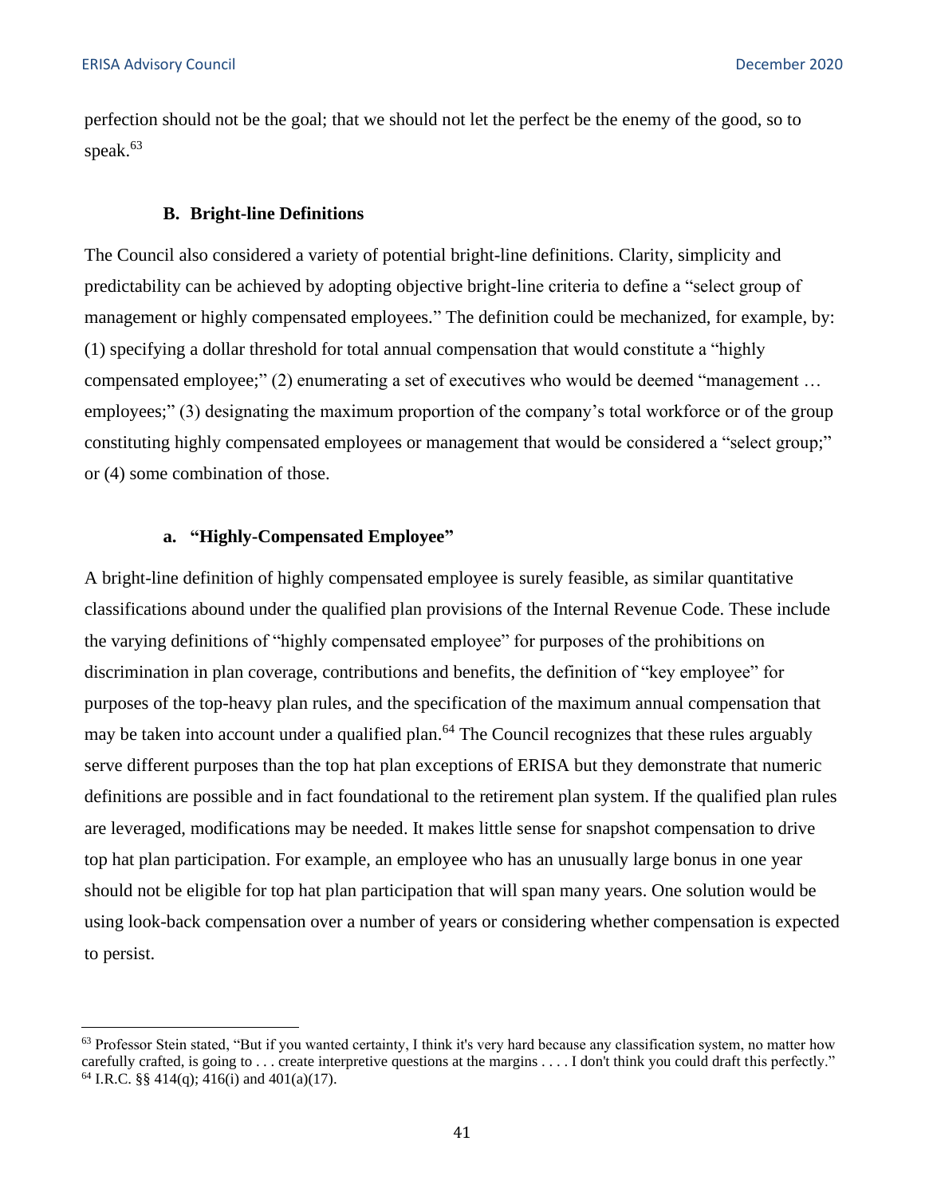perfection should not be the goal; that we should not let the perfect be the enemy of the good, so to speak.[63]

### B. Bright-line Definitions

The Council also considered a variety of potential bright-line definitions. Clarity, simplicity and predictability can be achieved by adopting objective bright-line criteria to define a "select group of management or highly compensated employees." The definition could be mechanized, for example, by: (1) specifying a dollar threshold for total annual compensation that would constitute a "highly compensated employee;" (2) enumerating a set of executives who would be deemed "management … employees;" (3) designating the maximum proportion of the company's total workforce or of the group constituting highly compensated employees or management that would be considered a "select group;" or (4) some combination of those.

#### a. "Highly-Compensated Employee"

A bright-line definition of highly compensated employee is surely feasible, as similar quantitative classifications abound under the qualified plan provisions of the Internal Revenue Code. These include the varying definitions of "highly compensated employee" for purposes of the prohibitions on discrimination in plan coverage, contributions and benefits, the definition of "key employee" for purposes of the top-heavy plan rules, and the specification of the maximum annual compensation that may be taken into account under a qualified plan.[64] The Council recognizes that these rules arguably serve different purposes than the top hat plan exceptions of ERISA but they demonstrate that numeric definitions are possible and in fact foundational to the retirement plan system. If the qualified plan rules are leveraged, modifications may be needed. It makes little sense for snapshot compensation to drive top hat plan participation. For example, an employee who has an unusually large bonus in one year should not be eligible for top hat plan participation that will span many years. One solution would be using look-back compensation over a number of years or considering whether compensation is expected to persist.

---

[63] Professor Stein stated, "But if you wanted certainty, I think it's very hard because any classification system, no matter how carefully crafted, is going to . . . create interpretive questions at the margins . . . . I don't think you could draft this perfectly."

[64] I.R.C. §§ 414(q); 416(i) and 401(a)(17).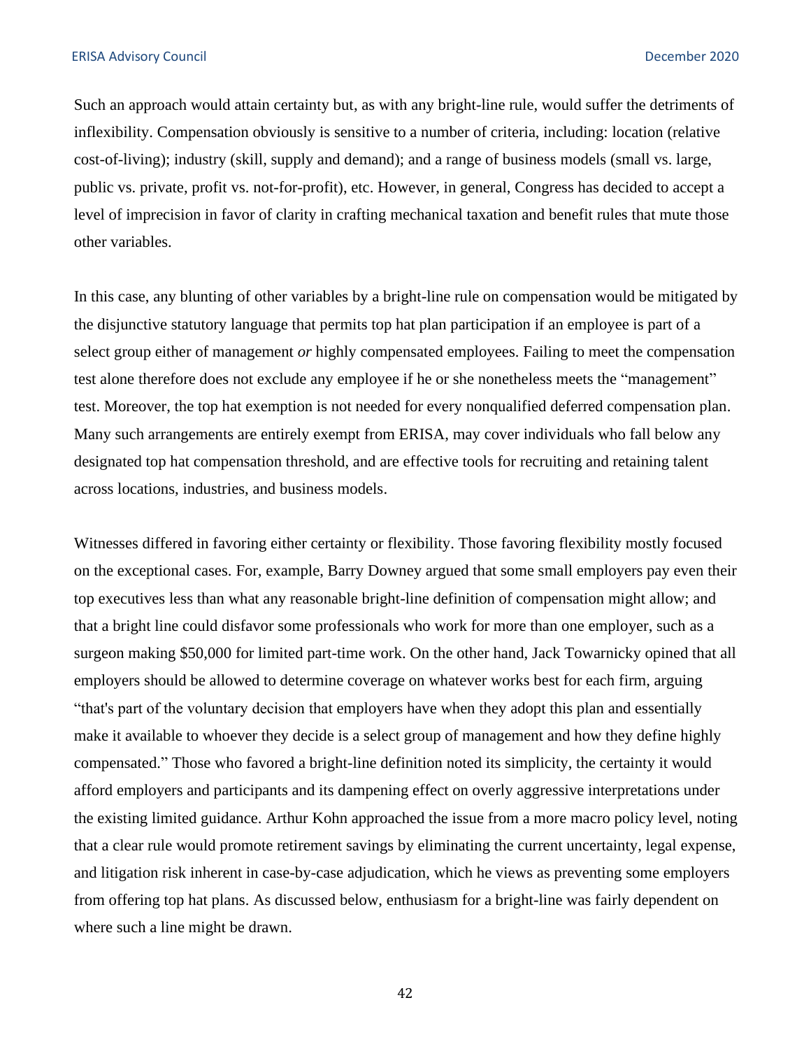Such an approach would attain certainty but, as with any bright-line rule, would suffer the detriments of inflexibility. Compensation obviously is sensitive to a number of criteria, including: location (relative cost-of-living); industry (skill, supply and demand); and a range of business models (small vs. large, public vs. private, profit vs. not-for-profit), etc. However, in general, Congress has decided to accept a level of imprecision in favor of clarity in crafting mechanical taxation and benefit rules that mute those other variables.

In this case, any blunting of other variables by a bright-line rule on compensation would be mitigated by the disjunctive statutory language that permits top hat plan participation if an employee is part of a select group either of management *or* highly compensated employees. Failing to meet the compensation test alone therefore does not exclude any employee if he or she nonetheless meets the "management" test. Moreover, the top hat exemption is not needed for every nonqualified deferred compensation plan. Many such arrangements are entirely exempt from ERISA, may cover individuals who fall below any designated top hat compensation threshold, and are effective tools for recruiting and retaining talent across locations, industries, and business models.

Witnesses differed in favoring either certainty or flexibility. Those favoring flexibility mostly focused on the exceptional cases. For, example, Barry Downey argued that some small employers pay even their top executives less than what any reasonable bright-line definition of compensation might allow; and that a bright line could disfavor some professionals who work for more than one employer, such as a surgeon making $50,000 for limited part-time work. On the other hand, Jack Towarnicky opined that all employers should be allowed to determine coverage on whatever works best for each firm, arguing "that's part of the voluntary decision that employers have when they adopt this plan and essentially make it available to whoever they decide is a select group of management and how they define highly compensated." Those who favored a bright-line definition noted its simplicity, the certainty it would afford employers and participants and its dampening effect on overly aggressive interpretations under the existing limited guidance. Arthur Kohn approached the issue from a more macro policy level, noting that a clear rule would promote retirement savings by eliminating the current uncertainty, legal expense, and litigation risk inherent in case-by-case adjudication, which he views as preventing some employers from offering top hat plans. As discussed below, enthusiasm for a bright-line was fairly dependent on where such a line might be drawn.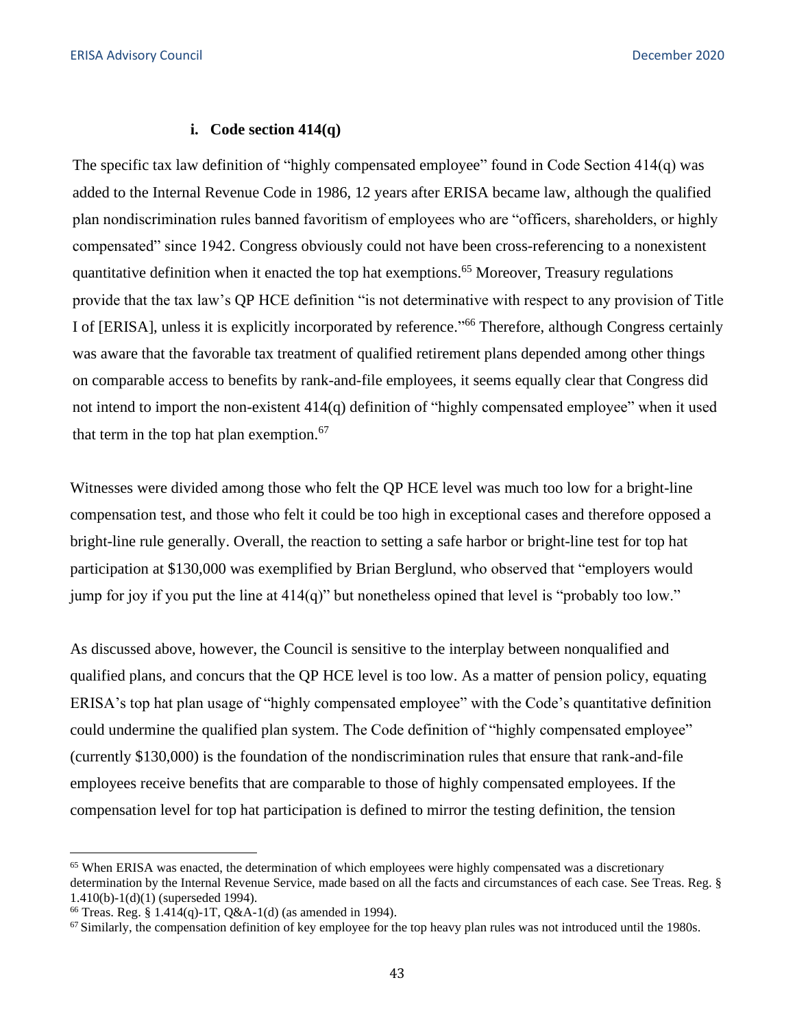#### i. Code section 414(q)

The specific tax law definition of "highly compensated employee" found in Code Section 414(q) was added to the Internal Revenue Code in 1986, 12 years after ERISA became law, although the qualified plan nondiscrimination rules banned favoritism of employees who are "officers, shareholders, or highly compensated" since 1942. Congress obviously could not have been cross-referencing to a nonexistent quantitative definition when it enacted the top hat exemptions.[65] Moreover, Treasury regulations provide that the tax law's QP HCE definition "is not determinative with respect to any provision of Title I of [ERISA], unless it is explicitly incorporated by reference."[66] Therefore, although Congress certainly was aware that the favorable tax treatment of qualified retirement plans depended among other things on comparable access to benefits by rank-and-file employees, it seems equally clear that Congress did not intend to import the non-existent 414(q) definition of "highly compensated employee" when it used that term in the top hat plan exemption.[67]

Witnesses were divided among those who felt the QP HCE level was much too low for a bright-line compensation test, and those who felt it could be too high in exceptional cases and therefore opposed a bright-line rule generally. Overall, the reaction to setting a safe harbor or bright-line test for top hat participation at $130,000 was exemplified by Brian Berglund, who observed that "employers would jump for joy if you put the line at 414(q)" but nonetheless opined that level is "probably too low."

As discussed above, however, the Council is sensitive to the interplay between nonqualified and qualified plans, and concurs that the QP HCE level is too low. As a matter of pension policy, equating ERISA's top hat plan usage of "highly compensated employee" with the Code's quantitative definition could undermine the qualified plan system. The Code definition of "highly compensated employee" (currently $130,000) is the foundation of the nondiscrimination rules that ensure that rank-and-file employees receive benefits that are comparable to those of highly compensated employees. If the compensation level for top hat participation is defined to mirror the testing definition, the tension

---

[65] When ERISA was enacted, the determination of which employees were highly compensated was a discretionary determination by the Internal Revenue Service, made based on all the facts and circumstances of each case. See Treas. Reg. § 1.410(b)-1(d)(1) (superseded 1994).

[66] Treas. Reg. § 1.414(q)-1T, Q&A-1(d) (as amended in 1994).

[67] Similarly, the compensation definition of key employee for the top heavy plan rules was not introduced until the 1980s.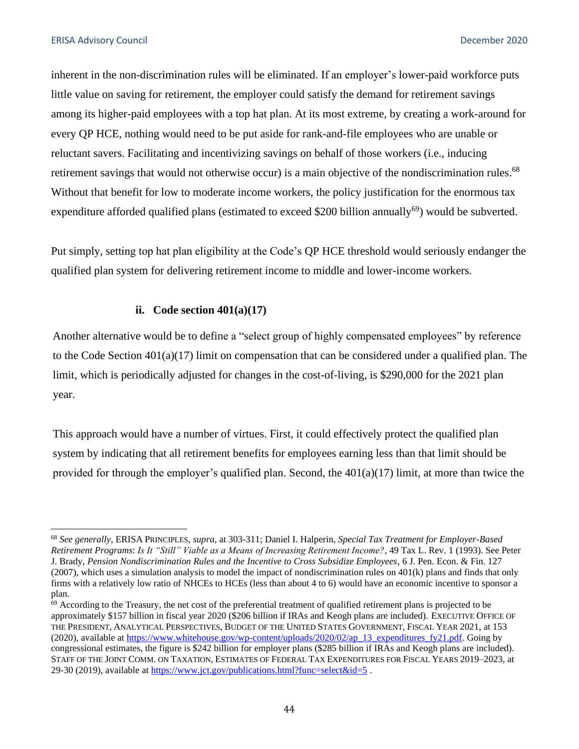inherent in the non-discrimination rules will be eliminated. If an employer's lower-paid workforce puts little value on saving for retirement, the employer could satisfy the demand for retirement savings among its higher-paid employees with a top hat plan. At its most extreme, by creating a work-around for every QP HCE, nothing would need to be put aside for rank-and-file employees who are unable or reluctant savers. Facilitating and incentivizing savings on behalf of those workers (i.e., inducing retirement savings that would not otherwise occur) is a main objective of the nondiscrimination rules.[68] Without that benefit for low to moderate income workers, the policy justification for the enormous tax expenditure afforded qualified plans (estimated to exceed $200 billion annually[69]) would be subverted.

Put simply, setting top hat plan eligibility at the Code's QP HCE threshold would seriously endanger the qualified plan system for delivering retirement income to middle and lower-income workers.

#### ii. Code section 401(a)(17)

Another alternative would be to define a "select group of highly compensated employees" by reference to the Code Section 401(a)(17) limit on compensation that can be considered under a qualified plan. The limit, which is periodically adjusted for changes in the cost-of-living, is $290,000 for the 2021 plan year.

This approach would have a number of virtues. First, it could effectively protect the qualified plan system by indicating that all retirement benefits for employees earning less than that limit should be provided for through the employer's qualified plan. Second, the 401(a)(17) limit, at more than twice the

---

[68] *See generally*, ERISA PRINCIPLES, *supra*, at 303-311; Daniel I. Halperin, *Special Tax Treatment for Employer-Based Retirement Programs*: *Is It "Still" Viable as a Means of Increasing Retirement Income?*, 49 Tax L. Rev. 1 (1993). See Peter J. Brady, *Pension Nondiscrimination Rules and the Incentive to Cross Subsidize Employees*, 6 J. Pen. Econ. & Fin. 127 (2007), which uses a simulation analysis to model the impact of nondiscrimination rules on 401(k) plans and finds that only firms with a relatively low ratio of NHCEs to HCEs (less than about 4 to 6) would have an economic incentive to sponsor a plan.

[69] According to the Treasury, the net cost of the preferential treatment of qualified retirement plans is projected to be approximately $157 billion in fiscal year 2020 ($206 billion if IRAs and Keogh plans are included). EXECUTIVE OFFICE OF THE PRESIDENT, ANALYTICAL PERSPECTIVES, BUDGET OF THE UNITED STATES GOVERNMENT, FISCAL YEAR 2021, at 153 (2020), available at https://www.whitehouse.gov/wp-content/uploads/2020/02/ap_13_expenditures_fy21.pdf. Going by congressional estimates, the figure is $242 billion for employer plans ($285 billion if IRAs and Keogh plans are included). STAFF OF THE JOINT COMM. ON TAXATION, ESTIMATES OF FEDERAL TAX EXPENDITURES FOR FISCAL YEARS 2019–2023, at 29-30 (2019), available at https://www.jct.gov/publications.html?func=select&id=5 .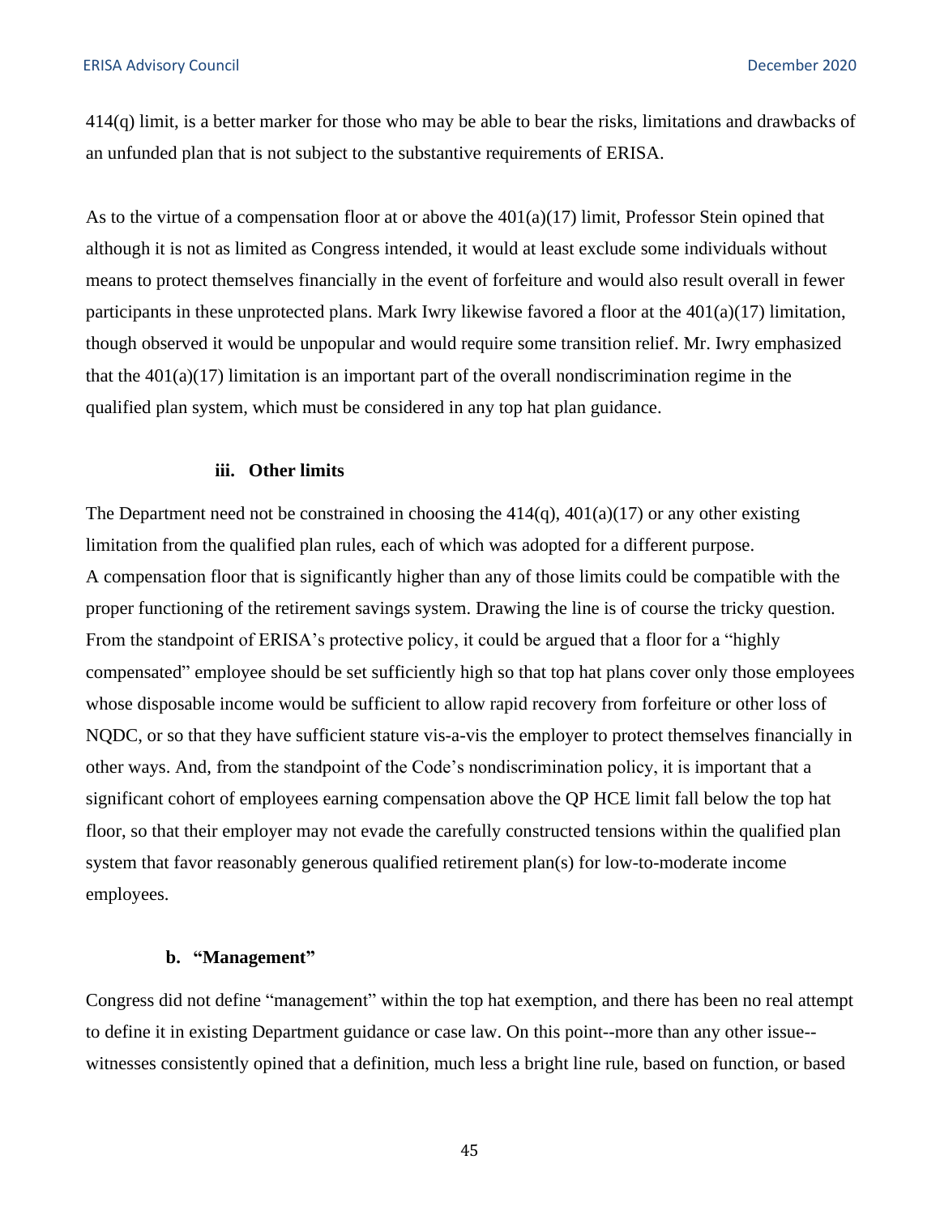414(q) limit, is a better marker for those who may be able to bear the risks, limitations and drawbacks of an unfunded plan that is not subject to the substantive requirements of ERISA.

As to the virtue of a compensation floor at or above the 401(a)(17) limit, Professor Stein opined that although it is not as limited as Congress intended, it would at least exclude some individuals without means to protect themselves financially in the event of forfeiture and would also result overall in fewer participants in these unprotected plans. Mark Iwry likewise favored a floor at the 401(a)(17) limitation, though observed it would be unpopular and would require some transition relief. Mr. Iwry emphasized that the 401(a)(17) limitation is an important part of the overall nondiscrimination regime in the qualified plan system, which must be considered in any top hat plan guidance.

#### iii. Other limits

The Department need not be constrained in choosing the 414(q), 401(a)(17) or any other existing limitation from the qualified plan rules, each of which was adopted for a different purpose. A compensation floor that is significantly higher than any of those limits could be compatible with the proper functioning of the retirement savings system. Drawing the line is of course the tricky question. From the standpoint of ERISA's protective policy, it could be argued that a floor for a "highly compensated" employee should be set sufficiently high so that top hat plans cover only those employees whose disposable income would be sufficient to allow rapid recovery from forfeiture or other loss of NQDC, or so that they have sufficient stature vis-a-vis the employer to protect themselves financially in other ways. And, from the standpoint of the Code's nondiscrimination policy, it is important that a significant cohort of employees earning compensation above the QP HCE limit fall below the top hat floor, so that their employer may not evade the carefully constructed tensions within the qualified plan system that favor reasonably generous qualified retirement plan(s) for low-to-moderate income employees.

### b. "Management"

Congress did not define "management" within the top hat exemption, and there has been no real attempt to define it in existing Department guidance or case law. On this point--more than any other issue--witnesses consistently opined that a definition, much less a bright line rule, based on function, or based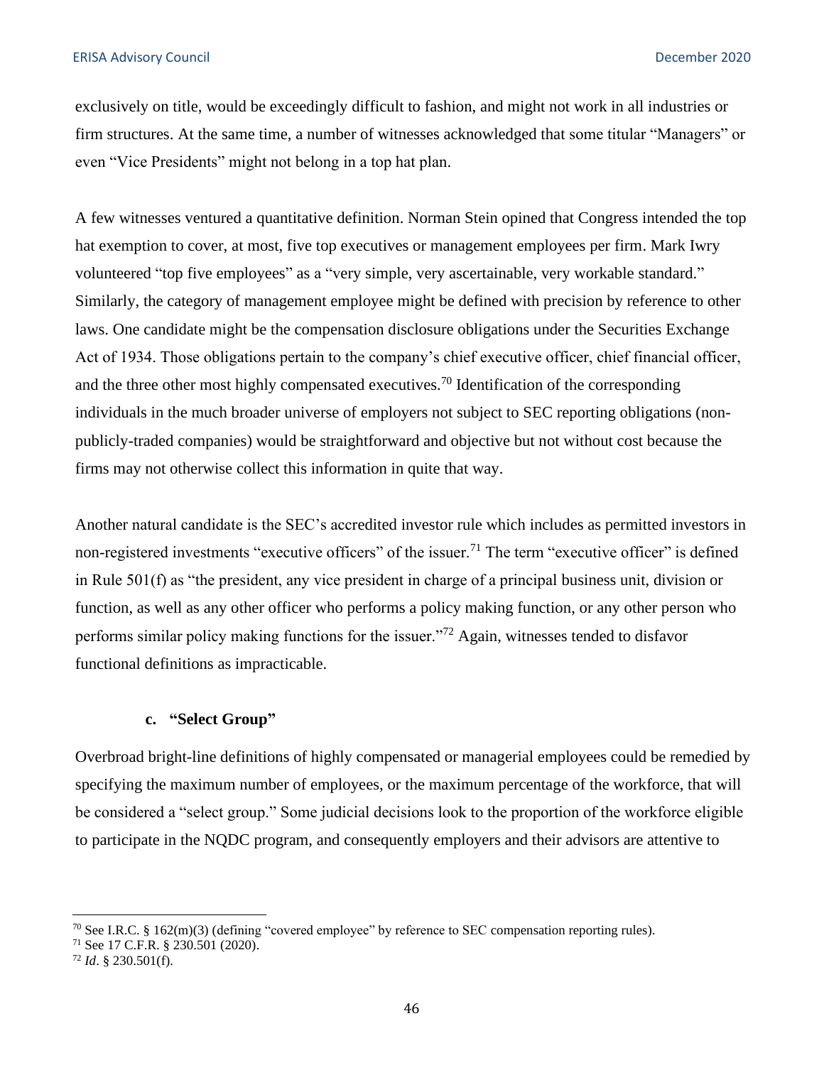exclusively on title, would be exceedingly difficult to fashion, and might not work in all industries or firm structures. At the same time, a number of witnesses acknowledged that some titular "Managers" or even "Vice Presidents" might not belong in a top hat plan.

A few witnesses ventured a quantitative definition. Norman Stein opined that Congress intended the top hat exemption to cover, at most, five top executives or management employees per firm. Mark Iwry volunteered "top five employees" as a "very simple, very ascertainable, very workable standard." Similarly, the category of management employee might be defined with precision by reference to other laws. One candidate might be the compensation disclosure obligations under the Securities Exchange Act of 1934. Those obligations pertain to the company's chief executive officer, chief financial officer, and the three other most highly compensated executives.[70] Identification of the corresponding individuals in the much broader universe of employers not subject to SEC reporting obligations (non-publicly-traded companies) would be straightforward and objective but not without cost because the firms may not otherwise collect this information in quite that way.

Another natural candidate is the SEC's accredited investor rule which includes as permitted investors in non-registered investments "executive officers" of the issuer.[71] The term "executive officer" is defined in Rule 501(f) as "the president, any vice president in charge of a principal business unit, division or function, as well as any other officer who performs a policy making function, or any other person who performs similar policy making functions for the issuer."[72] Again, witnesses tended to disfavor functional definitions as impracticable.

#### c. "Select Group"

Overbroad bright-line definitions of highly compensated or managerial employees could be remedied by specifying the maximum number of employees, or the maximum percentage of the workforce, that will be considered a "select group." Some judicial decisions look to the proportion of the workforce eligible to participate in the NQDC program, and consequently employers and their advisors are attentive to

---

[70] See I.R.C. § 162(m)(3) (defining "covered employee" by reference to SEC compensation reporting rules).

[71] See 17 C.F.R. § 230.501 (2020).

[72] *Id*. § 230.501(f).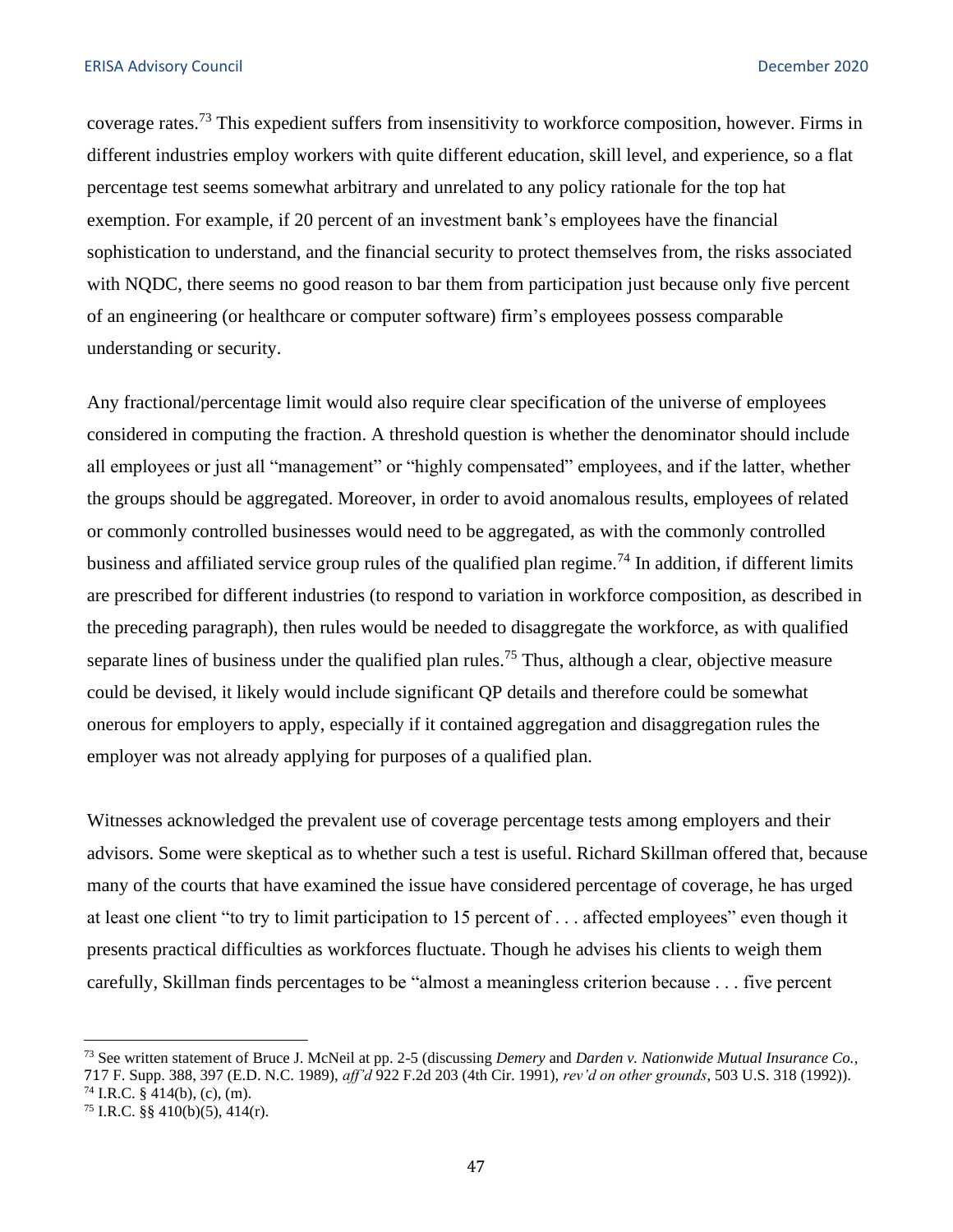coverage rates.[73] This expedient suffers from insensitivity to workforce composition, however. Firms in different industries employ workers with quite different education, skill level, and experience, so a flat percentage test seems somewhat arbitrary and unrelated to any policy rationale for the top hat exemption. For example, if 20 percent of an investment bank's employees have the financial sophistication to understand, and the financial security to protect themselves from, the risks associated with NQDC, there seems no good reason to bar them from participation just because only five percent of an engineering (or healthcare or computer software) firm's employees possess comparable understanding or security.

Any fractional/percentage limit would also require clear specification of the universe of employees considered in computing the fraction. A threshold question is whether the denominator should include all employees or just all "management" or "highly compensated" employees, and if the latter, whether the groups should be aggregated. Moreover, in order to avoid anomalous results, employees of related or commonly controlled businesses would need to be aggregated, as with the commonly controlled business and affiliated service group rules of the qualified plan regime.[74] In addition, if different limits are prescribed for different industries (to respond to variation in workforce composition, as described in the preceding paragraph), then rules would be needed to disaggregate the workforce, as with qualified separate lines of business under the qualified plan rules.[75] Thus, although a clear, objective measure could be devised, it likely would include significant QP details and therefore could be somewhat onerous for employers to apply, especially if it contained aggregation and disaggregation rules the employer was not already applying for purposes of a qualified plan.

Witnesses acknowledged the prevalent use of coverage percentage tests among employers and their advisors. Some were skeptical as to whether such a test is useful. Richard Skillman offered that, because many of the courts that have examined the issue have considered percentage of coverage, he has urged at least one client "to try to limit participation to 15 percent of . . . affected employees" even though it presents practical difficulties as workforces fluctuate. Though he advises his clients to weigh them carefully, Skillman finds percentages to be "almost a meaningless criterion because . . . five percent

---

[73] See written statement of Bruce J. McNeil at pp. 2-5 (discussing *Demery* and *Darden v. Nationwide Mutual Insurance Co.*, 717 F. Supp. 388, 397 (E.D. N.C. 1989), *aff'd* 922 F.2d 203 (4th Cir. 1991), *rev'd on other grounds*, 503 U.S. 318 (1992)).

[74] I.R.C. § 414(b), (c), (m).

[75] I.R.C. §§ 410(b)(5), 414(r).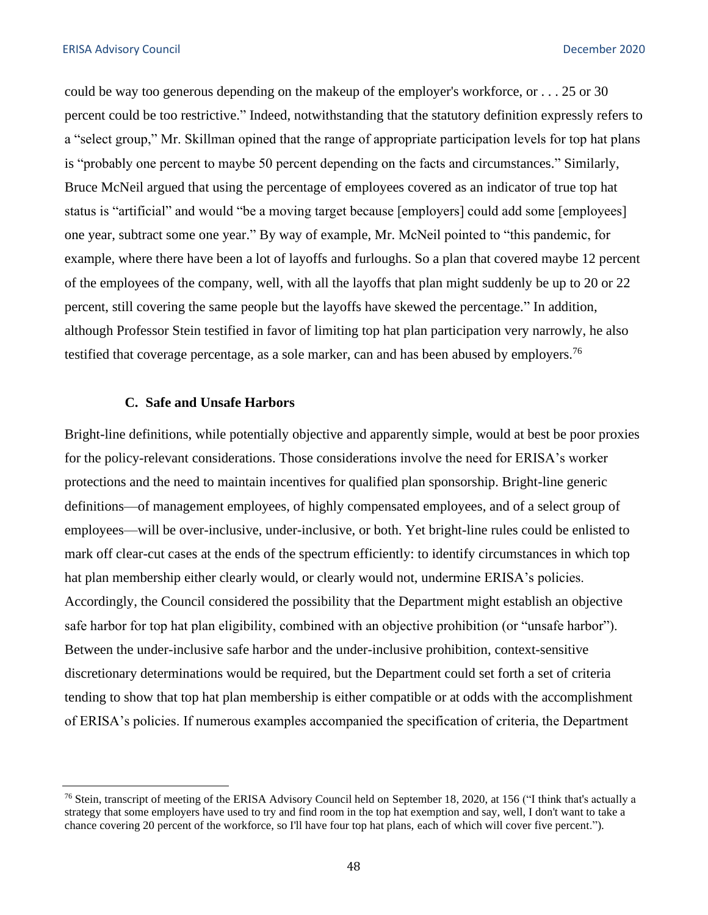could be way too generous depending on the makeup of the employer's workforce, or . . . 25 or 30 percent could be too restrictive." Indeed, notwithstanding that the statutory definition expressly refers to a "select group," Mr. Skillman opined that the range of appropriate participation levels for top hat plans is "probably one percent to maybe 50 percent depending on the facts and circumstances." Similarly, Bruce McNeil argued that using the percentage of employees covered as an indicator of true top hat status is "artificial" and would "be a moving target because [employers] could add some [employees] one year, subtract some one year." By way of example, Mr. McNeil pointed to "this pandemic, for example, where there have been a lot of layoffs and furloughs. So a plan that covered maybe 12 percent of the employees of the company, well, with all the layoffs that plan might suddenly be up to 20 or 22 percent, still covering the same people but the layoffs have skewed the percentage." In addition, although Professor Stein testified in favor of limiting top hat plan participation very narrowly, he also testified that coverage percentage, as a sole marker, can and has been abused by employers.[76]

### C. Safe and Unsafe Harbors

Bright-line definitions, while potentially objective and apparently simple, would at best be poor proxies for the policy-relevant considerations. Those considerations involve the need for ERISA's worker protections and the need to maintain incentives for qualified plan sponsorship. Bright-line generic definitions—of management employees, of highly compensated employees, and of a select group of employees—will be over-inclusive, under-inclusive, or both. Yet bright-line rules could be enlisted to mark off clear-cut cases at the ends of the spectrum efficiently: to identify circumstances in which top hat plan membership either clearly would, or clearly would not, undermine ERISA's policies. Accordingly, the Council considered the possibility that the Department might establish an objective safe harbor for top hat plan eligibility, combined with an objective prohibition (or "unsafe harbor"). Between the under-inclusive safe harbor and the under-inclusive prohibition, context-sensitive discretionary determinations would be required, but the Department could set forth a set of criteria tending to show that top hat plan membership is either compatible or at odds with the accomplishment of ERISA's policies. If numerous examples accompanied the specification of criteria, the Department

---

[76] Stein, transcript of meeting of the ERISA Advisory Council held on September 18, 2020, at 156 ("I think that's actually a strategy that some employers have used to try and find room in the top hat exemption and say, well, I don't want to take a chance covering 20 percent of the workforce, so I'll have four top hat plans, each of which will cover five percent.").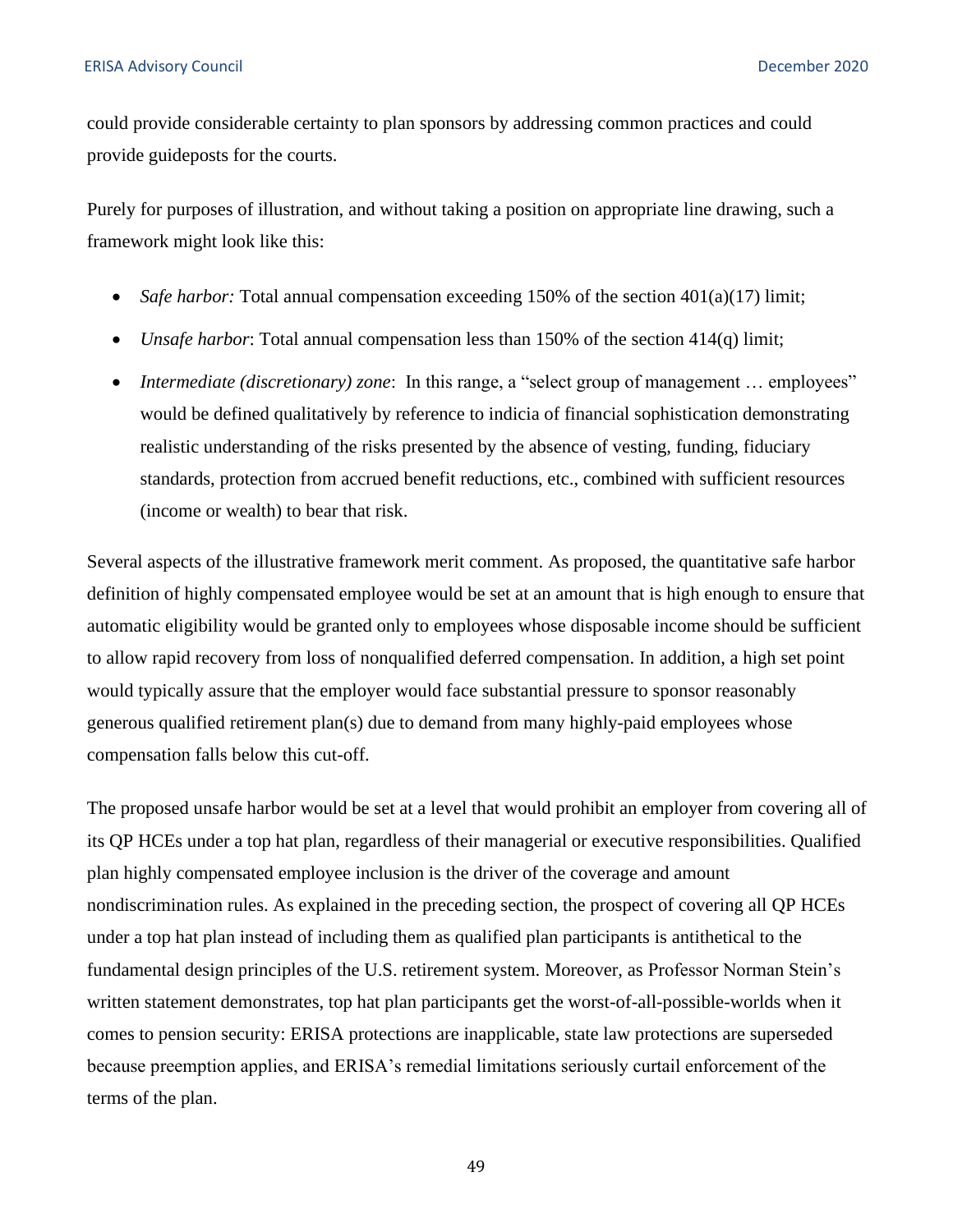could provide considerable certainty to plan sponsors by addressing common practices and could provide guideposts for the courts.

Purely for purposes of illustration, and without taking a position on appropriate line drawing, such a framework might look like this:

- *Safe harbor:* Total annual compensation exceeding 150% of the section 401(a)(17) limit;
- *Unsafe harbor*: Total annual compensation less than 150% of the section 414(q) limit;
- *Intermediate (discretionary) zone*: In this range, a "select group of management … employees" would be defined qualitatively by reference to indicia of financial sophistication demonstrating realistic understanding of the risks presented by the absence of vesting, funding, fiduciary standards, protection from accrued benefit reductions, etc., combined with sufficient resources (income or wealth) to bear that risk.

Several aspects of the illustrative framework merit comment. As proposed, the quantitative safe harbor definition of highly compensated employee would be set at an amount that is high enough to ensure that automatic eligibility would be granted only to employees whose disposable income should be sufficient to allow rapid recovery from loss of nonqualified deferred compensation. In addition, a high set point would typically assure that the employer would face substantial pressure to sponsor reasonably generous qualified retirement plan(s) due to demand from many highly-paid employees whose compensation falls below this cut-off.

The proposed unsafe harbor would be set at a level that would prohibit an employer from covering all of its QP HCEs under a top hat plan, regardless of their managerial or executive responsibilities. Qualified plan highly compensated employee inclusion is the driver of the coverage and amount nondiscrimination rules. As explained in the preceding section, the prospect of covering all QP HCEs under a top hat plan instead of including them as qualified plan participants is antithetical to the fundamental design principles of the U.S. retirement system. Moreover, as Professor Norman Stein's written statement demonstrates, top hat plan participants get the worst-of-all-possible-worlds when it comes to pension security: ERISA protections are inapplicable, state law protections are superseded because preemption applies, and ERISA's remedial limitations seriously curtail enforcement of the terms of the plan.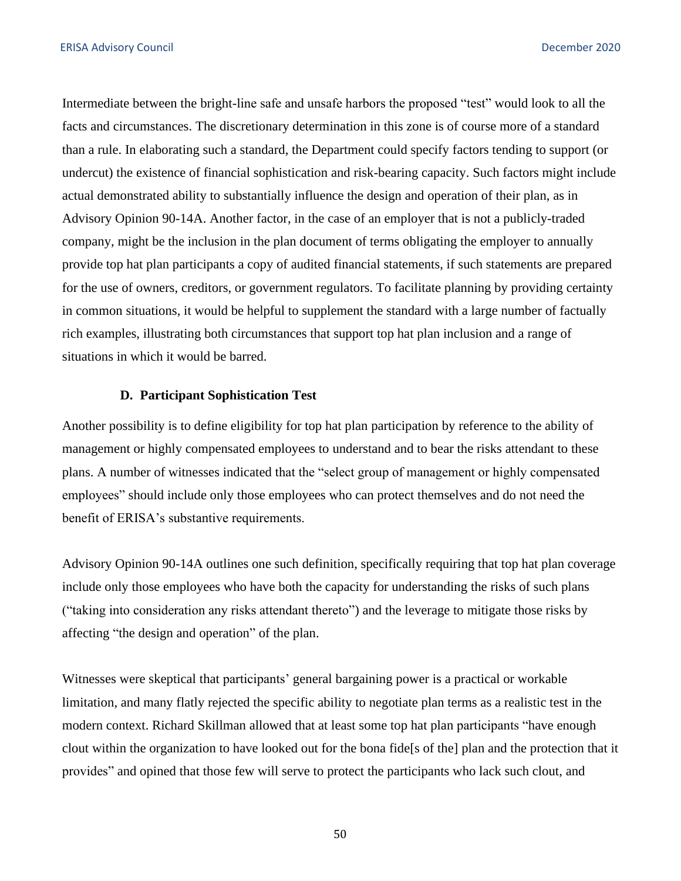Intermediate between the bright-line safe and unsafe harbors the proposed "test" would look to all the facts and circumstances. The discretionary determination in this zone is of course more of a standard than a rule. In elaborating such a standard, the Department could specify factors tending to support (or undercut) the existence of financial sophistication and risk-bearing capacity. Such factors might include actual demonstrated ability to substantially influence the design and operation of their plan, as in Advisory Opinion 90-14A. Another factor, in the case of an employer that is not a publicly-traded company, might be the inclusion in the plan document of terms obligating the employer to annually provide top hat plan participants a copy of audited financial statements, if such statements are prepared for the use of owners, creditors, or government regulators. To facilitate planning by providing certainty in common situations, it would be helpful to supplement the standard with a large number of factually rich examples, illustrating both circumstances that support top hat plan inclusion and a range of situations in which it would be barred.

### D. Participant Sophistication Test

Another possibility is to define eligibility for top hat plan participation by reference to the ability of management or highly compensated employees to understand and to bear the risks attendant to these plans. A number of witnesses indicated that the "select group of management or highly compensated employees" should include only those employees who can protect themselves and do not need the benefit of ERISA's substantive requirements.

Advisory Opinion 90-14A outlines one such definition, specifically requiring that top hat plan coverage include only those employees who have both the capacity for understanding the risks of such plans ("taking into consideration any risks attendant thereto") and the leverage to mitigate those risks by affecting "the design and operation" of the plan.

Witnesses were skeptical that participants' general bargaining power is a practical or workable limitation, and many flatly rejected the specific ability to negotiate plan terms as a realistic test in the modern context. Richard Skillman allowed that at least some top hat plan participants "have enough clout within the organization to have looked out for the bona fide[s of the] plan and the protection that it provides" and opined that those few will serve to protect the participants who lack such clout, and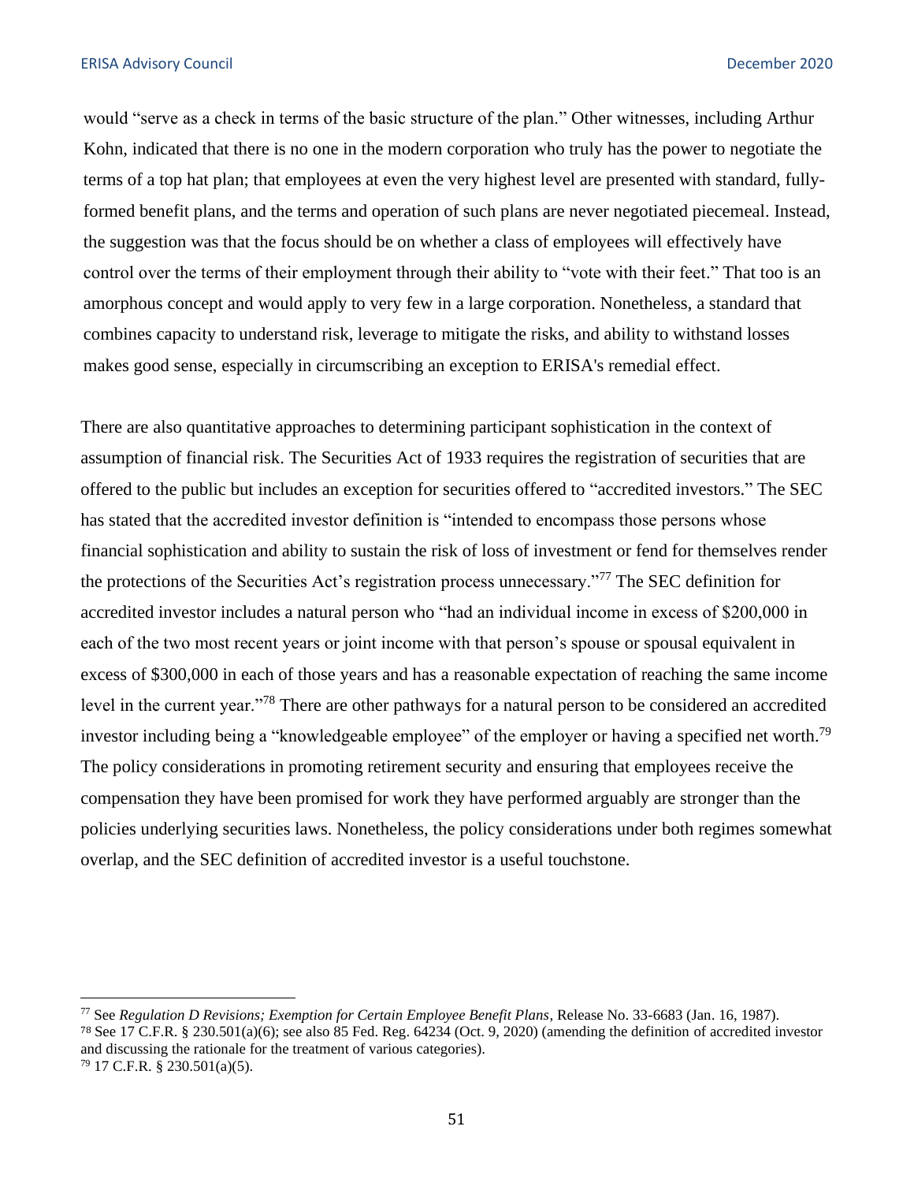would "serve as a check in terms of the basic structure of the plan." Other witnesses, including Arthur Kohn, indicated that there is no one in the modern corporation who truly has the power to negotiate the terms of a top hat plan; that employees at even the very highest level are presented with standard, fully-formed benefit plans, and the terms and operation of such plans are never negotiated piecemeal. Instead, the suggestion was that the focus should be on whether a class of employees will effectively have control over the terms of their employment through their ability to "vote with their feet." That too is an amorphous concept and would apply to very few in a large corporation. Nonetheless, a standard that combines capacity to understand risk, leverage to mitigate the risks, and ability to withstand losses makes good sense, especially in circumscribing an exception to ERISA's remedial effect.

There are also quantitative approaches to determining participant sophistication in the context of assumption of financial risk. The Securities Act of 1933 requires the registration of securities that are offered to the public but includes an exception for securities offered to "accredited investors." The SEC has stated that the accredited investor definition is "intended to encompass those persons whose financial sophistication and ability to sustain the risk of loss of investment or fend for themselves render the protections of the Securities Act's registration process unnecessary."[77] The SEC definition for accredited investor includes a natural person who "had an individual income in excess of $200,000 in each of the two most recent years or joint income with that person's spouse or spousal equivalent in excess of $300,000 in each of those years and has a reasonable expectation of reaching the same income level in the current year."[78] There are other pathways for a natural person to be considered an accredited investor including being a "knowledgeable employee" of the employer or having a specified net worth.[79] The policy considerations in promoting retirement security and ensuring that employees receive the compensation they have been promised for work they have performed arguably are stronger than the policies underlying securities laws. Nonetheless, the policy considerations under both regimes somewhat overlap, and the SEC definition of accredited investor is a useful touchstone.

---

[77] See *Regulation D Revisions; Exemption for Certain Employee Benefit Plans*, Release No. 33-6683 (Jan. 16, 1987).

[78] See 17 C.F.R. § 230.501(a)(6); see also 85 Fed. Reg. 64234 (Oct. 9, 2020) (amending the definition of accredited investor and discussing the rationale for the treatment of various categories).

[79] 17 C.F.R. § 230.501(a)(5).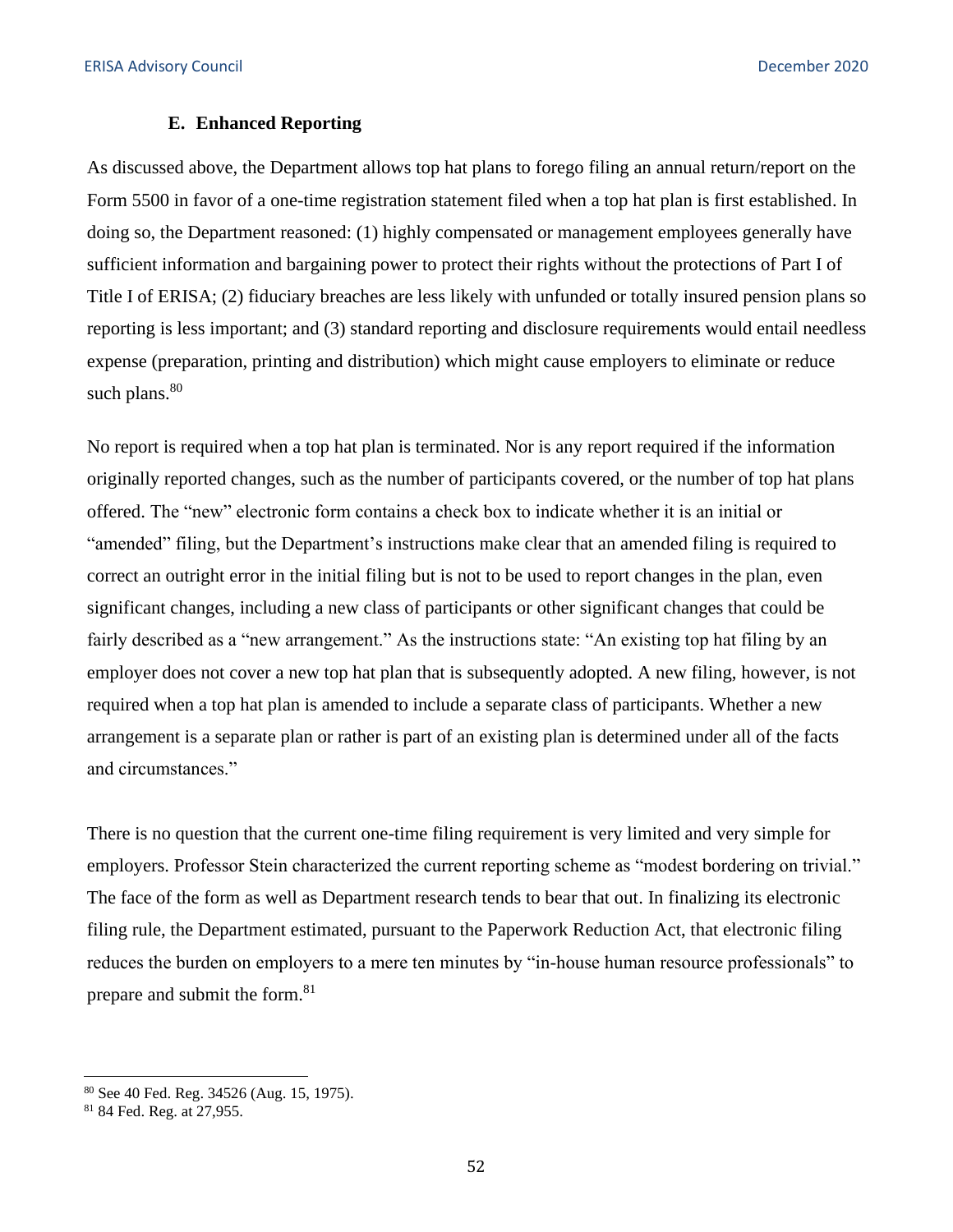### E. Enhanced Reporting

As discussed above, the Department allows top hat plans to forego filing an annual return/report on the Form 5500 in favor of a one-time registration statement filed when a top hat plan is first established. In doing so, the Department reasoned: (1) highly compensated or management employees generally have sufficient information and bargaining power to protect their rights without the protections of Part I of Title I of ERISA; (2) fiduciary breaches are less likely with unfunded or totally insured pension plans so reporting is less important; and (3) standard reporting and disclosure requirements would entail needless expense (preparation, printing and distribution) which might cause employers to eliminate or reduce such plans.[80]

No report is required when a top hat plan is terminated. Nor is any report required if the information originally reported changes, such as the number of participants covered, or the number of top hat plans offered. The "new" electronic form contains a check box to indicate whether it is an initial or "amended" filing, but the Department's instructions make clear that an amended filing is required to correct an outright error in the initial filing but is not to be used to report changes in the plan, even significant changes, including a new class of participants or other significant changes that could be fairly described as a "new arrangement." As the instructions state: "An existing top hat filing by an employer does not cover a new top hat plan that is subsequently adopted. A new filing, however, is not required when a top hat plan is amended to include a separate class of participants. Whether a new arrangement is a separate plan or rather is part of an existing plan is determined under all of the facts and circumstances."

There is no question that the current one-time filing requirement is very limited and very simple for employers. Professor Stein characterized the current reporting scheme as "modest bordering on trivial." The face of the form as well as Department research tends to bear that out. In finalizing its electronic filing rule, the Department estimated, pursuant to the Paperwork Reduction Act, that electronic filing reduces the burden on employers to a mere ten minutes by "in-house human resource professionals" to prepare and submit the form.[81]

---

[80] See 40 Fed. Reg. 34526 (Aug. 15, 1975).

[81] 84 Fed. Reg. at 27,955.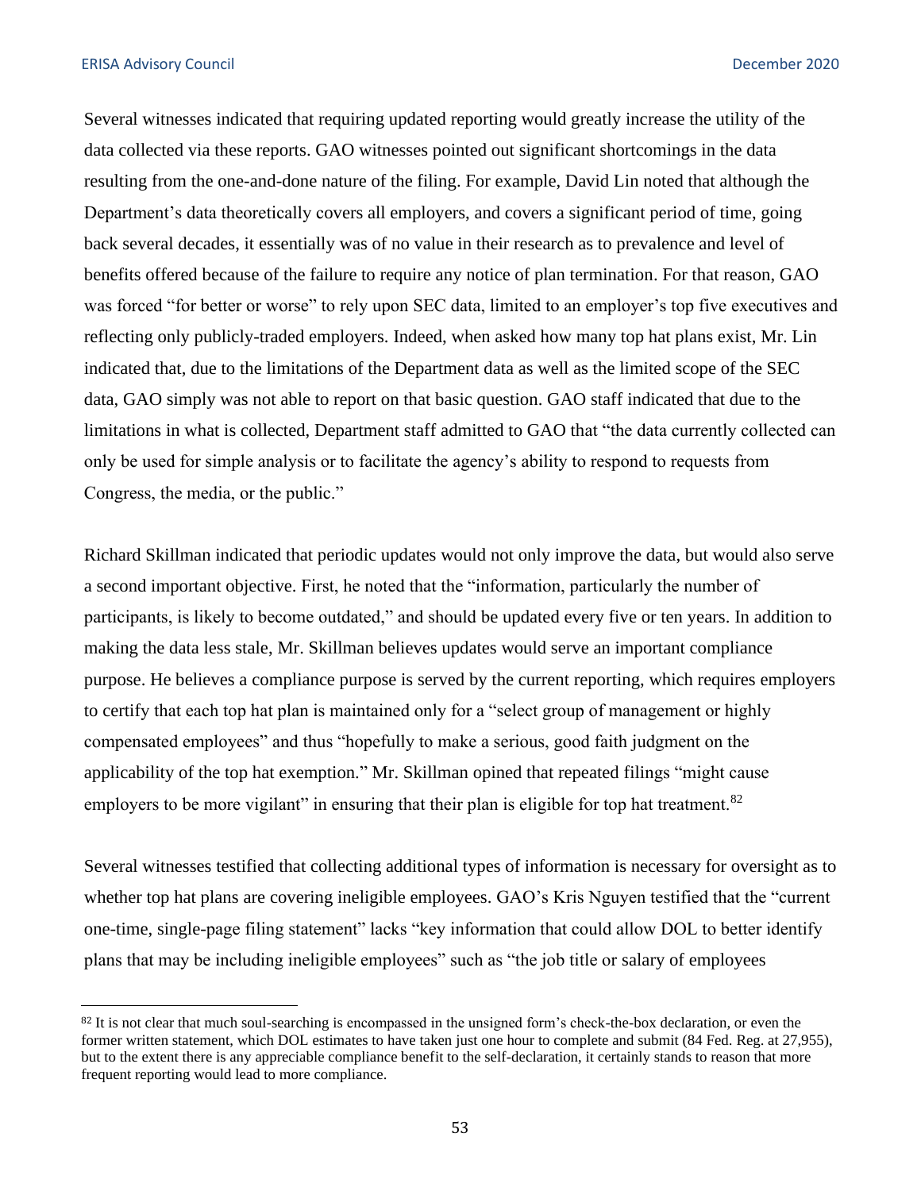Several witnesses indicated that requiring updated reporting would greatly increase the utility of the data collected via these reports. GAO witnesses pointed out significant shortcomings in the data resulting from the one-and-done nature of the filing. For example, David Lin noted that although the Department's data theoretically covers all employers, and covers a significant period of time, going back several decades, it essentially was of no value in their research as to prevalence and level of benefits offered because of the failure to require any notice of plan termination. For that reason, GAO was forced "for better or worse" to rely upon SEC data, limited to an employer's top five executives and reflecting only publicly-traded employers. Indeed, when asked how many top hat plans exist, Mr. Lin indicated that, due to the limitations of the Department data as well as the limited scope of the SEC data, GAO simply was not able to report on that basic question. GAO staff indicated that due to the limitations in what is collected, Department staff admitted to GAO that "the data currently collected can only be used for simple analysis or to facilitate the agency's ability to respond to requests from Congress, the media, or the public."

Richard Skillman indicated that periodic updates would not only improve the data, but would also serve a second important objective. First, he noted that the "information, particularly the number of participants, is likely to become outdated," and should be updated every five or ten years. In addition to making the data less stale, Mr. Skillman believes updates would serve an important compliance purpose. He believes a compliance purpose is served by the current reporting, which requires employers to certify that each top hat plan is maintained only for a "select group of management or highly compensated employees" and thus "hopefully to make a serious, good faith judgment on the applicability of the top hat exemption." Mr. Skillman opined that repeated filings "might cause employers to be more vigilant" in ensuring that their plan is eligible for top hat treatment.[82]

Several witnesses testified that collecting additional types of information is necessary for oversight as to whether top hat plans are covering ineligible employees. GAO's Kris Nguyen testified that the "current one-time, single-page filing statement" lacks "key information that could allow DOL to better identify plans that may be including ineligible employees" such as "the job title or salary of employees

[82] It is not clear that much soul-searching is encompassed in the unsigned form's check-the-box declaration, or even the former written statement, which DOL estimates to have taken just one hour to complete and submit (84 Fed. Reg. at 27,955), but to the extent there is any appreciable compliance benefit to the self-declaration, it certainly stands to reason that more frequent reporting would lead to more compliance.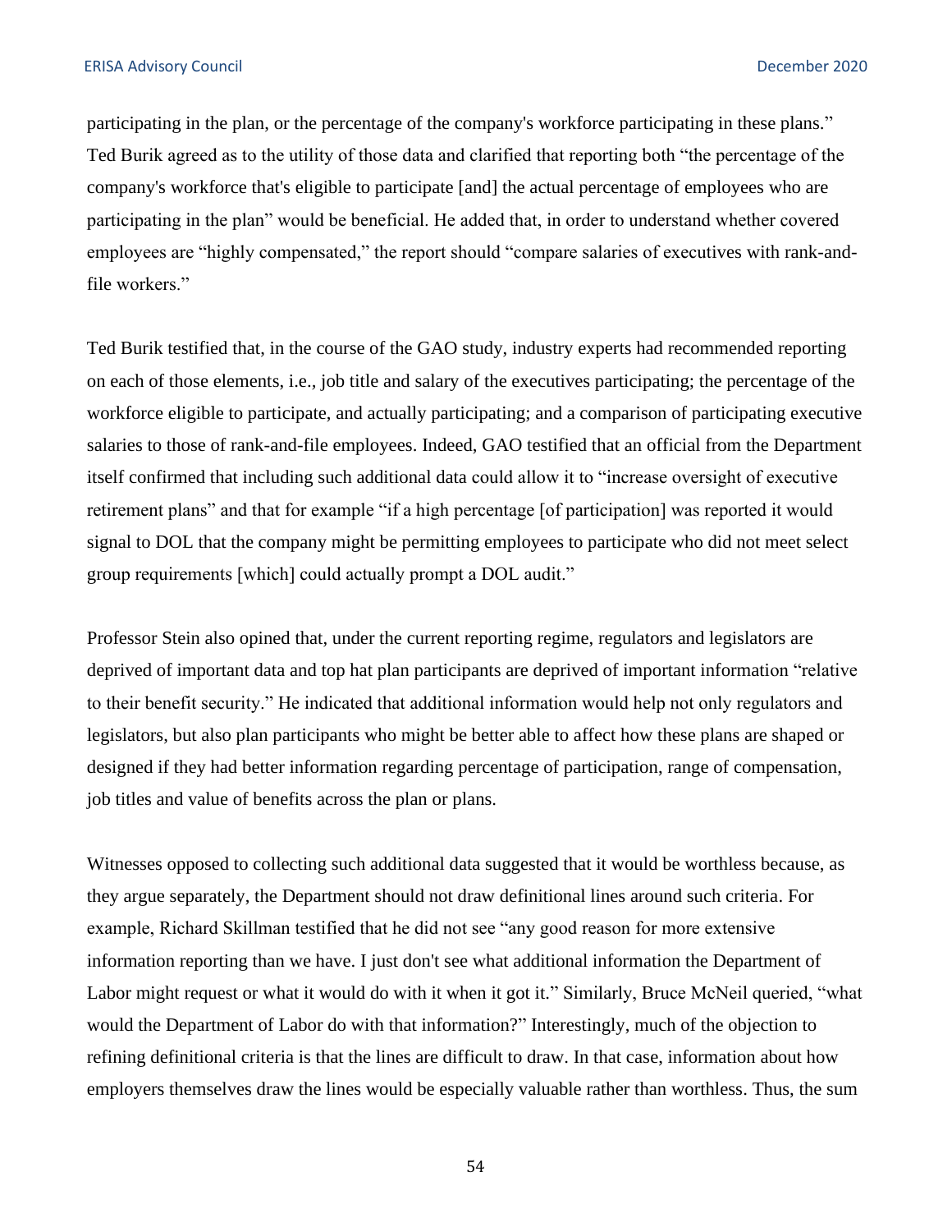participating in the plan, or the percentage of the company's workforce participating in these plans." Ted Burik agreed as to the utility of those data and clarified that reporting both "the percentage of the company's workforce that's eligible to participate [and] the actual percentage of employees who are participating in the plan" would be beneficial. He added that, in order to understand whether covered employees are "highly compensated," the report should "compare salaries of executives with rank-and-file workers."

Ted Burik testified that, in the course of the GAO study, industry experts had recommended reporting on each of those elements, i.e., job title and salary of the executives participating; the percentage of the workforce eligible to participate, and actually participating; and a comparison of participating executive salaries to those of rank-and-file employees. Indeed, GAO testified that an official from the Department itself confirmed that including such additional data could allow it to "increase oversight of executive retirement plans" and that for example "if a high percentage [of participation] was reported it would signal to DOL that the company might be permitting employees to participate who did not meet select group requirements [which] could actually prompt a DOL audit."

Professor Stein also opined that, under the current reporting regime, regulators and legislators are deprived of important data and top hat plan participants are deprived of important information "relative to their benefit security." He indicated that additional information would help not only regulators and legislators, but also plan participants who might be better able to affect how these plans are shaped or designed if they had better information regarding percentage of participation, range of compensation, job titles and value of benefits across the plan or plans.

Witnesses opposed to collecting such additional data suggested that it would be worthless because, as they argue separately, the Department should not draw definitional lines around such criteria. For example, Richard Skillman testified that he did not see "any good reason for more extensive information reporting than we have. I just don't see what additional information the Department of Labor might request or what it would do with it when it got it." Similarly, Bruce McNeil queried, "what would the Department of Labor do with that information?" Interestingly, much of the objection to refining definitional criteria is that the lines are difficult to draw. In that case, information about how employers themselves draw the lines would be especially valuable rather than worthless. Thus, the sum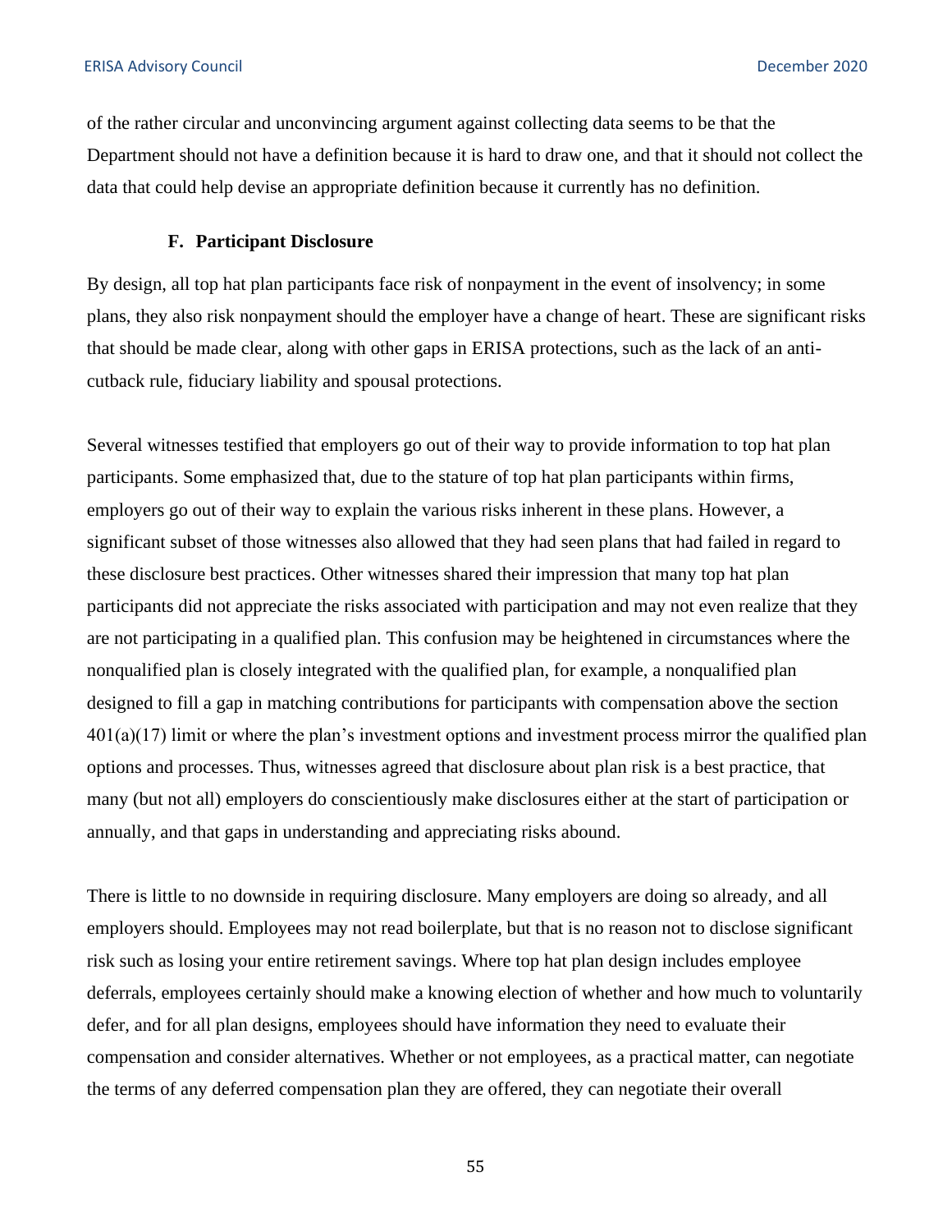of the rather circular and unconvincing argument against collecting data seems to be that the Department should not have a definition because it is hard to draw one, and that it should not collect the data that could help devise an appropriate definition because it currently has no definition.

### F. Participant Disclosure

By design, all top hat plan participants face risk of nonpayment in the event of insolvency; in some plans, they also risk nonpayment should the employer have a change of heart. These are significant risks that should be made clear, along with other gaps in ERISA protections, such as the lack of an anti-cutback rule, fiduciary liability and spousal protections.

Several witnesses testified that employers go out of their way to provide information to top hat plan participants. Some emphasized that, due to the stature of top hat plan participants within firms, employers go out of their way to explain the various risks inherent in these plans. However, a significant subset of those witnesses also allowed that they had seen plans that had failed in regard to these disclosure best practices. Other witnesses shared their impression that many top hat plan participants did not appreciate the risks associated with participation and may not even realize that they are not participating in a qualified plan. This confusion may be heightened in circumstances where the nonqualified plan is closely integrated with the qualified plan, for example, a nonqualified plan designed to fill a gap in matching contributions for participants with compensation above the section 401(a)(17) limit or where the plan's investment options and investment process mirror the qualified plan options and processes. Thus, witnesses agreed that disclosure about plan risk is a best practice, that many (but not all) employers do conscientiously make disclosures either at the start of participation or annually, and that gaps in understanding and appreciating risks abound.

There is little to no downside in requiring disclosure. Many employers are doing so already, and all employers should. Employees may not read boilerplate, but that is no reason not to disclose significant risk such as losing your entire retirement savings. Where top hat plan design includes employee deferrals, employees certainly should make a knowing election of whether and how much to voluntarily defer, and for all plan designs, employees should have information they need to evaluate their compensation and consider alternatives. Whether or not employees, as a practical matter, can negotiate the terms of any deferred compensation plan they are offered, they can negotiate their overall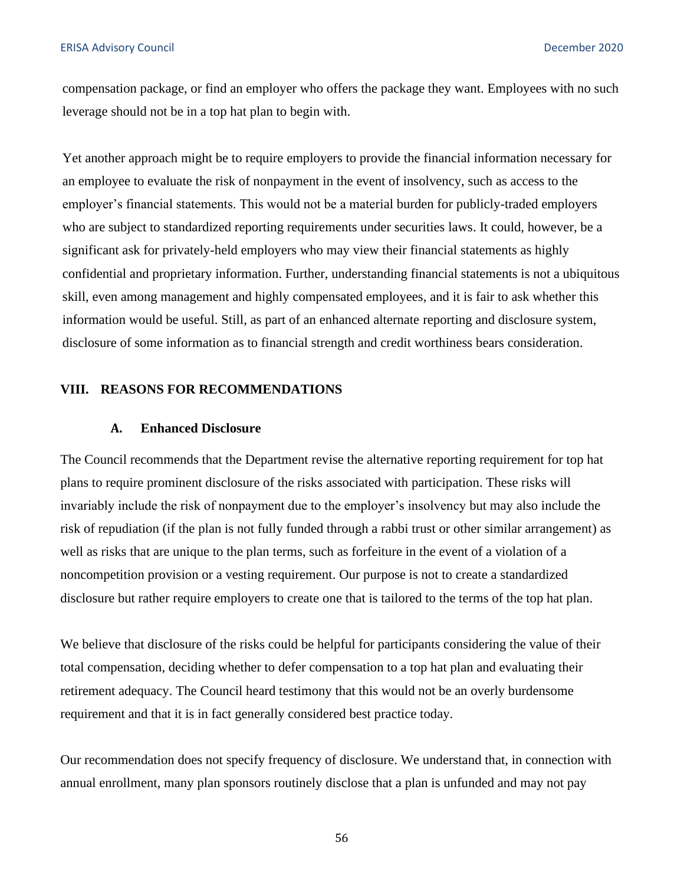compensation package, or find an employer who offers the package they want. Employees with no such leverage should not be in a top hat plan to begin with.

Yet another approach might be to require employers to provide the financial information necessary for an employee to evaluate the risk of nonpayment in the event of insolvency, such as access to the employer's financial statements. This would not be a material burden for publicly-traded employers who are subject to standardized reporting requirements under securities laws. It could, however, be a significant ask for privately-held employers who may view their financial statements as highly confidential and proprietary information. Further, understanding financial statements is not a ubiquitous skill, even among management and highly compensated employees, and it is fair to ask whether this information would be useful. Still, as part of an enhanced alternate reporting and disclosure system, disclosure of some information as to financial strength and credit worthiness bears consideration.

## VIII. REASONS FOR RECOMMENDATIONS

### A. Enhanced Disclosure

The Council recommends that the Department revise the alternative reporting requirement for top hat plans to require prominent disclosure of the risks associated with participation. These risks will invariably include the risk of nonpayment due to the employer's insolvency but may also include the risk of repudiation (if the plan is not fully funded through a rabbi trust or other similar arrangement) as well as risks that are unique to the plan terms, such as forfeiture in the event of a violation of a noncompetition provision or a vesting requirement. Our purpose is not to create a standardized disclosure but rather require employers to create one that is tailored to the terms of the top hat plan.

We believe that disclosure of the risks could be helpful for participants considering the value of their total compensation, deciding whether to defer compensation to a top hat plan and evaluating their retirement adequacy. The Council heard testimony that this would not be an overly burdensome requirement and that it is in fact generally considered best practice today.

Our recommendation does not specify frequency of disclosure. We understand that, in connection with annual enrollment, many plan sponsors routinely disclose that a plan is unfunded and may not pay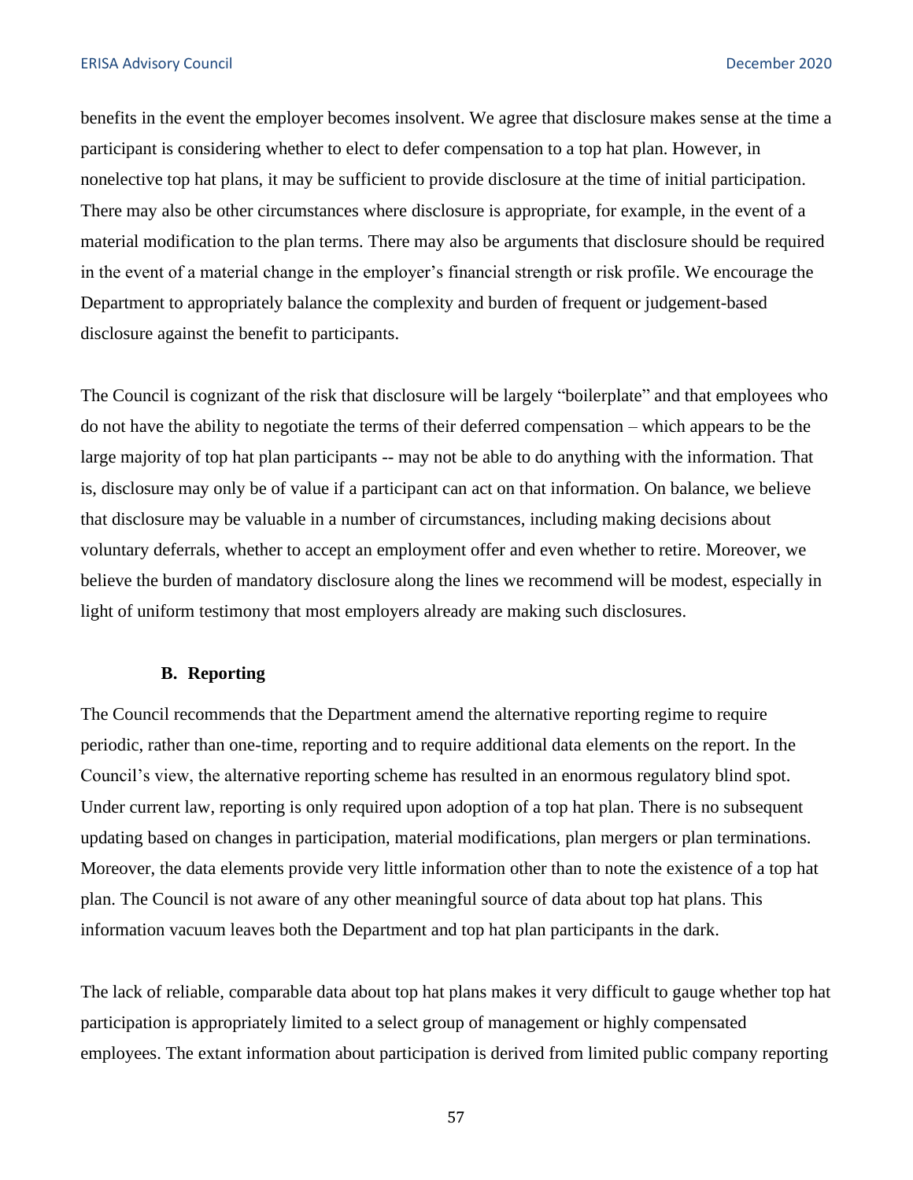benefits in the event the employer becomes insolvent. We agree that disclosure makes sense at the time a participant is considering whether to elect to defer compensation to a top hat plan. However, in nonelective top hat plans, it may be sufficient to provide disclosure at the time of initial participation. There may also be other circumstances where disclosure is appropriate, for example, in the event of a material modification to the plan terms. There may also be arguments that disclosure should be required in the event of a material change in the employer's financial strength or risk profile. We encourage the Department to appropriately balance the complexity and burden of frequent or judgement-based disclosure against the benefit to participants.

The Council is cognizant of the risk that disclosure will be largely "boilerplate" and that employees who do not have the ability to negotiate the terms of their deferred compensation – which appears to be the large majority of top hat plan participants -- may not be able to do anything with the information. That is, disclosure may only be of value if a participant can act on that information. On balance, we believe that disclosure may be valuable in a number of circumstances, including making decisions about voluntary deferrals, whether to accept an employment offer and even whether to retire. Moreover, we believe the burden of mandatory disclosure along the lines we recommend will be modest, especially in light of uniform testimony that most employers already are making such disclosures.

### B. Reporting

The Council recommends that the Department amend the alternative reporting regime to require periodic, rather than one-time, reporting and to require additional data elements on the report. In the Council's view, the alternative reporting scheme has resulted in an enormous regulatory blind spot. Under current law, reporting is only required upon adoption of a top hat plan. There is no subsequent updating based on changes in participation, material modifications, plan mergers or plan terminations. Moreover, the data elements provide very little information other than to note the existence of a top hat plan. The Council is not aware of any other meaningful source of data about top hat plans. This information vacuum leaves both the Department and top hat plan participants in the dark.

The lack of reliable, comparable data about top hat plans makes it very difficult to gauge whether top hat participation is appropriately limited to a select group of management or highly compensated employees. The extant information about participation is derived from limited public company reporting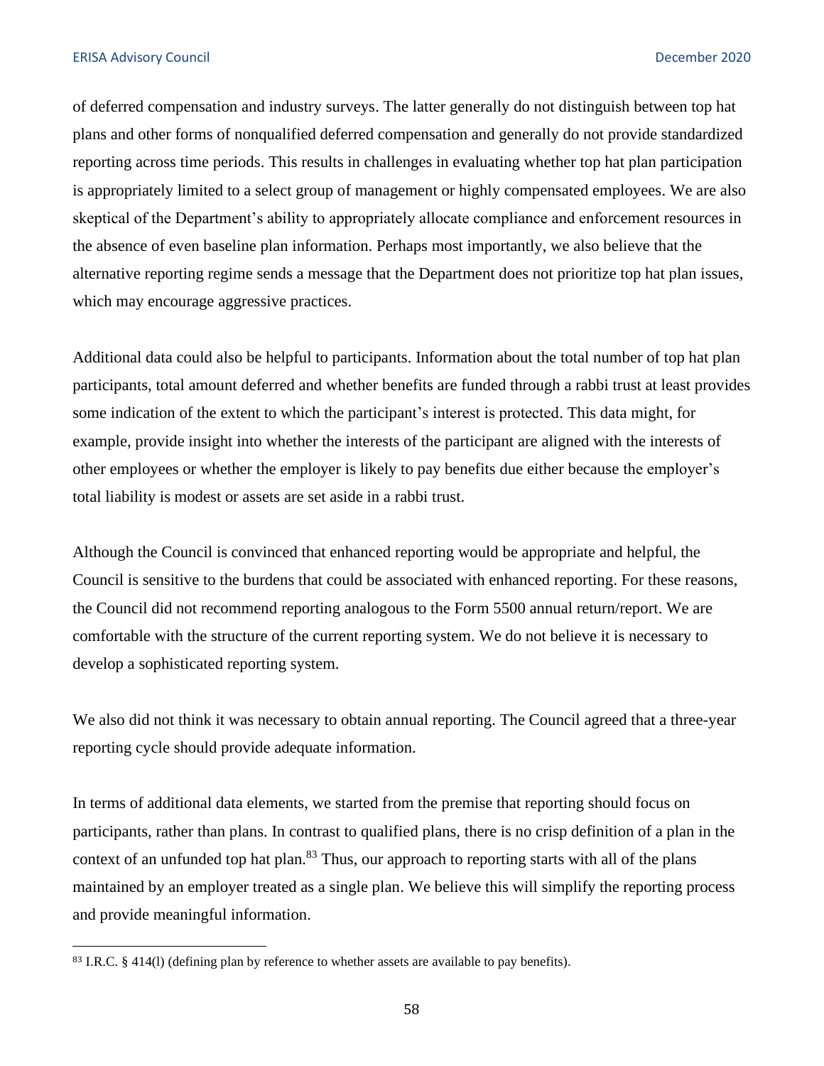of deferred compensation and industry surveys. The latter generally do not distinguish between top hat plans and other forms of nonqualified deferred compensation and generally do not provide standardized reporting across time periods. This results in challenges in evaluating whether top hat plan participation is appropriately limited to a select group of management or highly compensated employees. We are also skeptical of the Department's ability to appropriately allocate compliance and enforcement resources in the absence of even baseline plan information. Perhaps most importantly, we also believe that the alternative reporting regime sends a message that the Department does not prioritize top hat plan issues, which may encourage aggressive practices.

Additional data could also be helpful to participants. Information about the total number of top hat plan participants, total amount deferred and whether benefits are funded through a rabbi trust at least provides some indication of the extent to which the participant's interest is protected. This data might, for example, provide insight into whether the interests of the participant are aligned with the interests of other employees or whether the employer is likely to pay benefits due either because the employer's total liability is modest or assets are set aside in a rabbi trust.

Although the Council is convinced that enhanced reporting would be appropriate and helpful, the Council is sensitive to the burdens that could be associated with enhanced reporting. For these reasons, the Council did not recommend reporting analogous to the Form 5500 annual return/report. We are comfortable with the structure of the current reporting system. We do not believe it is necessary to develop a sophisticated reporting system.

We also did not think it was necessary to obtain annual reporting. The Council agreed that a three-year reporting cycle should provide adequate information.

In terms of additional data elements, we started from the premise that reporting should focus on participants, rather than plans. In contrast to qualified plans, there is no crisp definition of a plan in the context of an unfunded top hat plan.[83] Thus, our approach to reporting starts with all of the plans maintained by an employer treated as a single plan. We believe this will simplify the reporting process and provide meaningful information.

---

[83] I.R.C. § 414(l) (defining plan by reference to whether assets are available to pay benefits).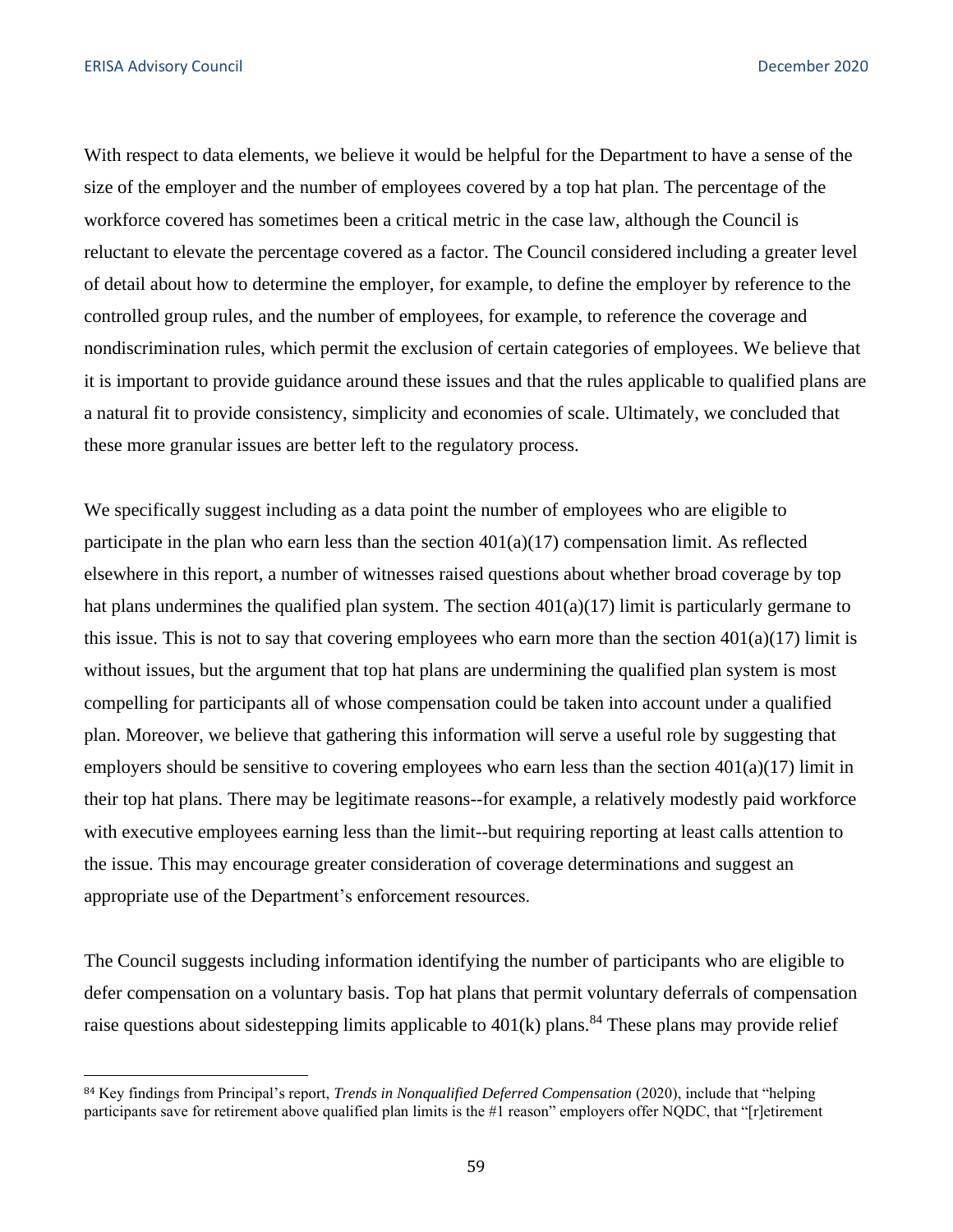With respect to data elements, we believe it would be helpful for the Department to have a sense of the size of the employer and the number of employees covered by a top hat plan. The percentage of the workforce covered has sometimes been a critical metric in the case law, although the Council is reluctant to elevate the percentage covered as a factor. The Council considered including a greater level of detail about how to determine the employer, for example, to define the employer by reference to the controlled group rules, and the number of employees, for example, to reference the coverage and nondiscrimination rules, which permit the exclusion of certain categories of employees. We believe that it is important to provide guidance around these issues and that the rules applicable to qualified plans are a natural fit to provide consistency, simplicity and economies of scale. Ultimately, we concluded that these more granular issues are better left to the regulatory process.

We specifically suggest including as a data point the number of employees who are eligible to participate in the plan who earn less than the section 401(a)(17) compensation limit. As reflected elsewhere in this report, a number of witnesses raised questions about whether broad coverage by top hat plans undermines the qualified plan system. The section 401(a)(17) limit is particularly germane to this issue. This is not to say that covering employees who earn more than the section 401(a)(17) limit is without issues, but the argument that top hat plans are undermining the qualified plan system is most compelling for participants all of whose compensation could be taken into account under a qualified plan. Moreover, we believe that gathering this information will serve a useful role by suggesting that employers should be sensitive to covering employees who earn less than the section 401(a)(17) limit in their top hat plans. There may be legitimate reasons--for example, a relatively modestly paid workforce with executive employees earning less than the limit--but requiring reporting at least calls attention to the issue. This may encourage greater consideration of coverage determinations and suggest an appropriate use of the Department's enforcement resources.

The Council suggests including information identifying the number of participants who are eligible to defer compensation on a voluntary basis. Top hat plans that permit voluntary deferrals of compensation raise questions about sidestepping limits applicable to 401(k) plans.[84] These plans may provide relief

---

[84] Key findings from Principal's report, *Trends in Nonqualified Deferred Compensation* (2020), include that "helping participants save for retirement above qualified plan limits is the #1 reason" employers offer NQDC, that "[r]etirement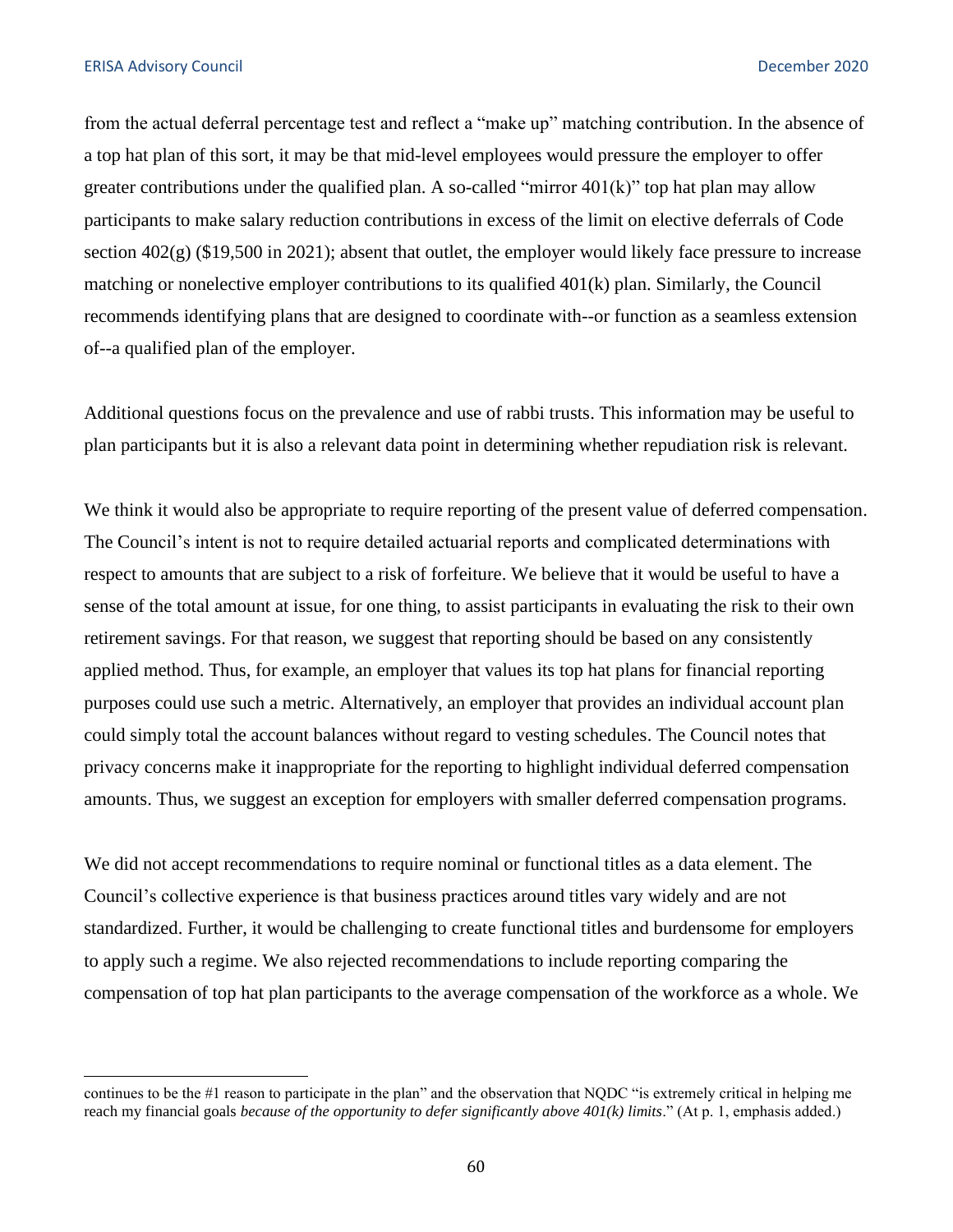from the actual deferral percentage test and reflect a "make up" matching contribution. In the absence of a top hat plan of this sort, it may be that mid-level employees would pressure the employer to offer greater contributions under the qualified plan. A so-called "mirror 401(k)" top hat plan may allow participants to make salary reduction contributions in excess of the limit on elective deferrals of Code section 402(g) ($19,500 in 2021); absent that outlet, the employer would likely face pressure to increase matching or nonelective employer contributions to its qualified 401(k) plan. Similarly, the Council recommends identifying plans that are designed to coordinate with--or function as a seamless extension of--a qualified plan of the employer.

Additional questions focus on the prevalence and use of rabbi trusts. This information may be useful to plan participants but it is also a relevant data point in determining whether repudiation risk is relevant.

We think it would also be appropriate to require reporting of the present value of deferred compensation. The Council's intent is not to require detailed actuarial reports and complicated determinations with respect to amounts that are subject to a risk of forfeiture. We believe that it would be useful to have a sense of the total amount at issue, for one thing, to assist participants in evaluating the risk to their own retirement savings. For that reason, we suggest that reporting should be based on any consistently applied method. Thus, for example, an employer that values its top hat plans for financial reporting purposes could use such a metric. Alternatively, an employer that provides an individual account plan could simply total the account balances without regard to vesting schedules. The Council notes that privacy concerns make it inappropriate for the reporting to highlight individual deferred compensation amounts. Thus, we suggest an exception for employers with smaller deferred compensation programs.

We did not accept recommendations to require nominal or functional titles as a data element. The Council's collective experience is that business practices around titles vary widely and are not standardized. Further, it would be challenging to create functional titles and burdensome for employers to apply such a regime. We also rejected recommendations to include reporting comparing the compensation of top hat plan participants to the average compensation of the workforce as a whole. We

---

continues to be the #1 reason to participate in the plan" and the observation that NQDC "is extremely critical in helping me reach my financial goals *because of the opportunity to defer significantly above 401(k) limits*." (At p. 1, emphasis added.)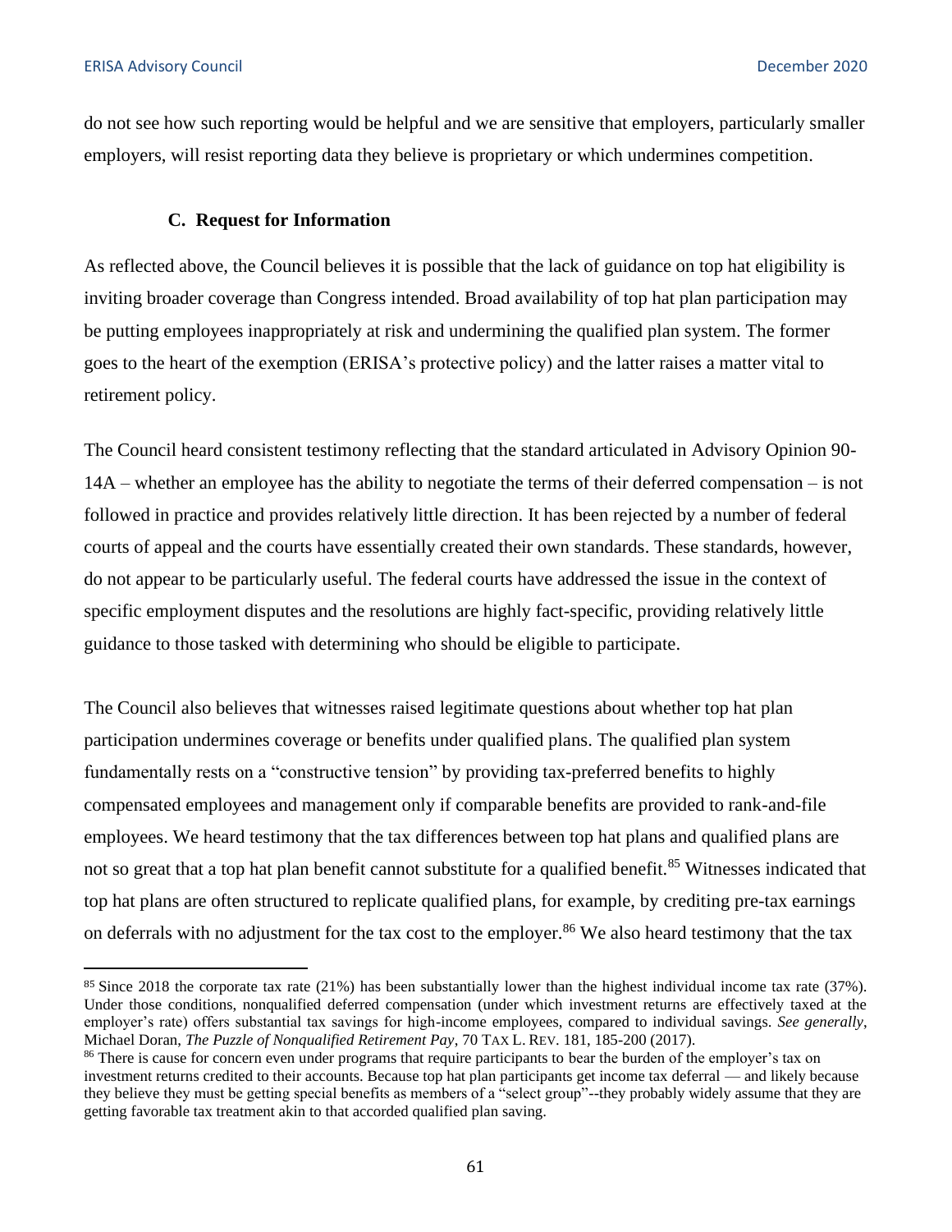do not see how such reporting would be helpful and we are sensitive that employers, particularly smaller employers, will resist reporting data they believe is proprietary or which undermines competition.

### C. Request for Information

As reflected above, the Council believes it is possible that the lack of guidance on top hat eligibility is inviting broader coverage than Congress intended. Broad availability of top hat plan participation may be putting employees inappropriately at risk and undermining the qualified plan system. The former goes to the heart of the exemption (ERISA's protective policy) and the latter raises a matter vital to retirement policy.

The Council heard consistent testimony reflecting that the standard articulated in Advisory Opinion 90-14A – whether an employee has the ability to negotiate the terms of their deferred compensation – is not followed in practice and provides relatively little direction. It has been rejected by a number of federal courts of appeal and the courts have essentially created their own standards. These standards, however, do not appear to be particularly useful. The federal courts have addressed the issue in the context of specific employment disputes and the resolutions are highly fact-specific, providing relatively little guidance to those tasked with determining who should be eligible to participate.

The Council also believes that witnesses raised legitimate questions about whether top hat plan participation undermines coverage or benefits under qualified plans. The qualified plan system fundamentally rests on a "constructive tension" by providing tax-preferred benefits to highly compensated employees and management only if comparable benefits are provided to rank-and-file employees. We heard testimony that the tax differences between top hat plans and qualified plans are not so great that a top hat plan benefit cannot substitute for a qualified benefit.[85] Witnesses indicated that top hat plans are often structured to replicate qualified plans, for example, by crediting pre-tax earnings on deferrals with no adjustment for the tax cost to the employer.[86] We also heard testimony that the tax

---

[85] Since 2018 the corporate tax rate (21%) has been substantially lower than the highest individual income tax rate (37%). Under those conditions, nonqualified deferred compensation (under which investment returns are effectively taxed at the employer's rate) offers substantial tax savings for high-income employees, compared to individual savings. *See generally*, Michael Doran, *The Puzzle of Nonqualified Retirement Pay*, 70 TAX L. REV. 181, 185-200 (2017).

[86] There is cause for concern even under programs that require participants to bear the burden of the employer's tax on investment returns credited to their accounts. Because top hat plan participants get income tax deferral — and likely because they believe they must be getting special benefits as members of a "select group"--they probably widely assume that they are getting favorable tax treatment akin to that accorded qualified plan saving.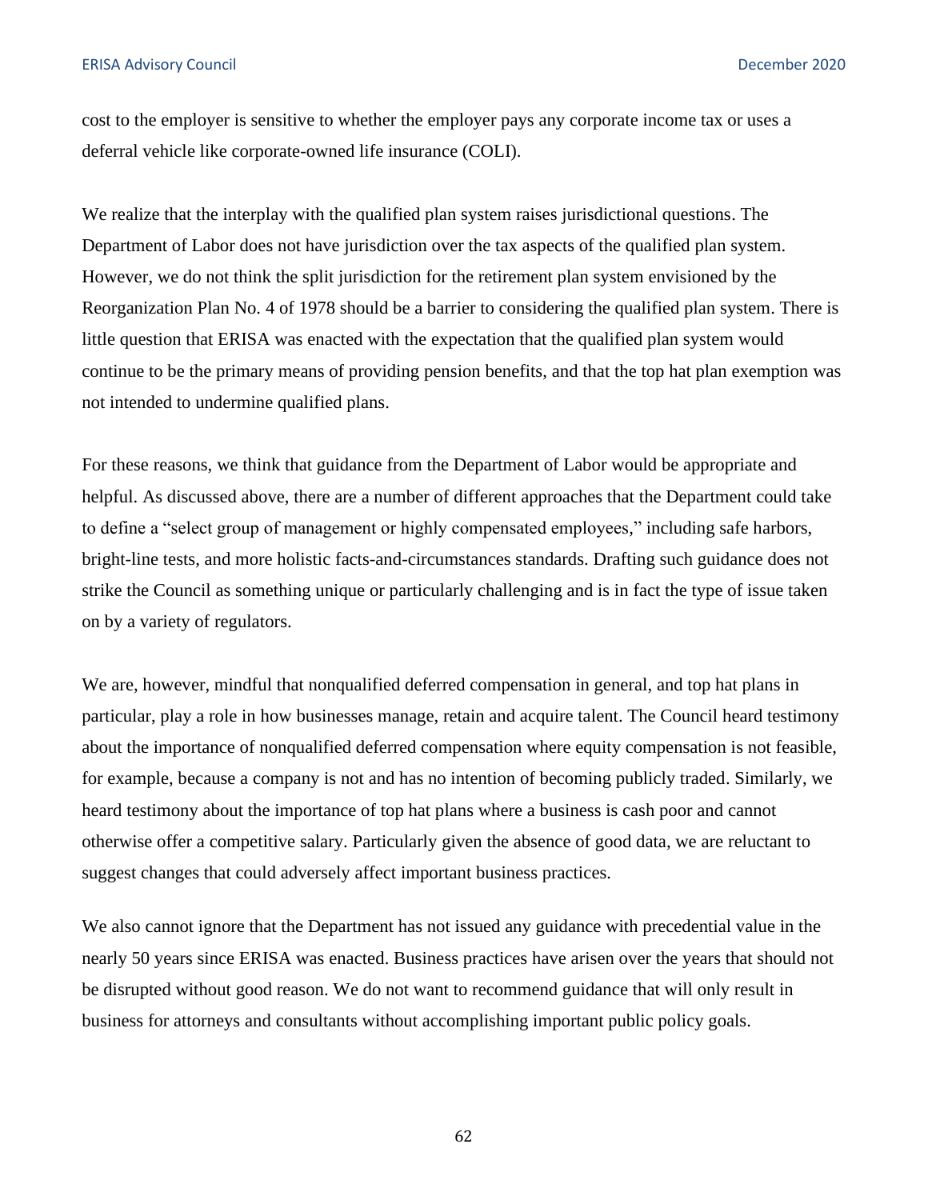cost to the employer is sensitive to whether the employer pays any corporate income tax or uses a deferral vehicle like corporate-owned life insurance (COLI).

We realize that the interplay with the qualified plan system raises jurisdictional questions. The Department of Labor does not have jurisdiction over the tax aspects of the qualified plan system. However, we do not think the split jurisdiction for the retirement plan system envisioned by the Reorganization Plan No. 4 of 1978 should be a barrier to considering the qualified plan system. There is little question that ERISA was enacted with the expectation that the qualified plan system would continue to be the primary means of providing pension benefits, and that the top hat plan exemption was not intended to undermine qualified plans.

For these reasons, we think that guidance from the Department of Labor would be appropriate and helpful. As discussed above, there are a number of different approaches that the Department could take to define a "select group of management or highly compensated employees," including safe harbors, bright-line tests, and more holistic facts-and-circumstances standards. Drafting such guidance does not strike the Council as something unique or particularly challenging and is in fact the type of issue taken on by a variety of regulators.

We are, however, mindful that nonqualified deferred compensation in general, and top hat plans in particular, play a role in how businesses manage, retain and acquire talent. The Council heard testimony about the importance of nonqualified deferred compensation where equity compensation is not feasible, for example, because a company is not and has no intention of becoming publicly traded. Similarly, we heard testimony about the importance of top hat plans where a business is cash poor and cannot otherwise offer a competitive salary. Particularly given the absence of good data, we are reluctant to suggest changes that could adversely affect important business practices.

We also cannot ignore that the Department has not issued any guidance with precedential value in the nearly 50 years since ERISA was enacted. Business practices have arisen over the years that should not be disrupted without good reason. We do not want to recommend guidance that will only result in business for attorneys and consultants without accomplishing important public policy goals.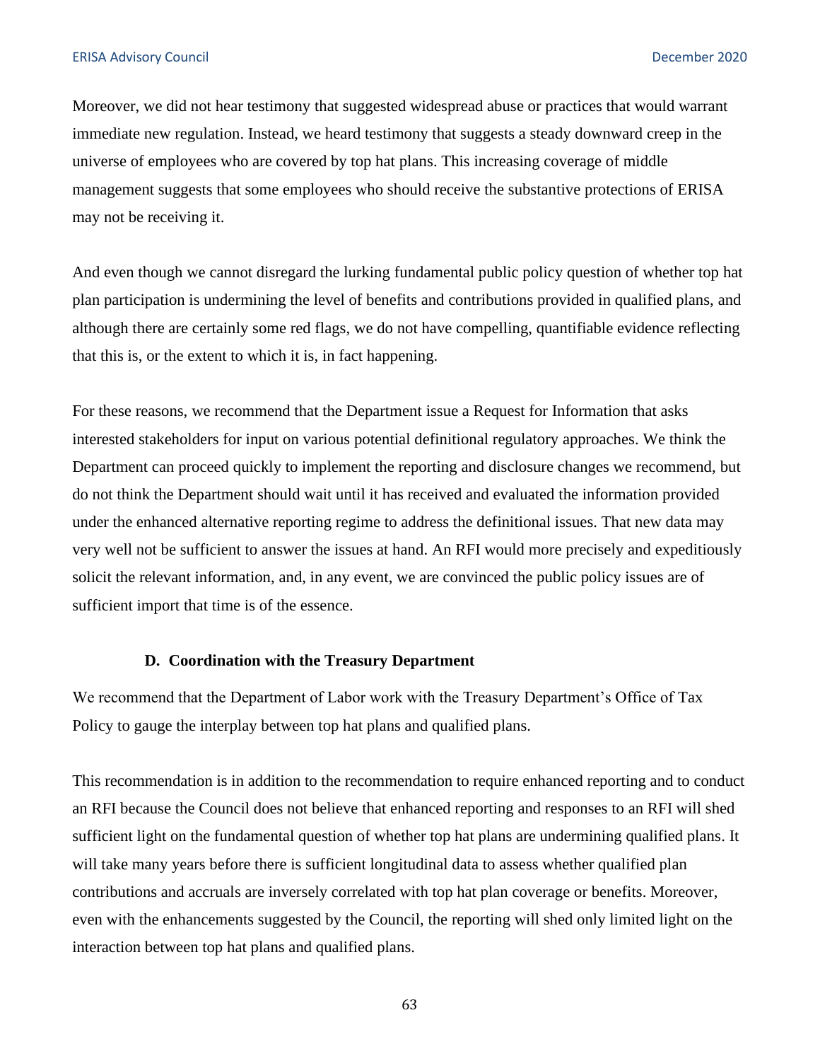Moreover, we did not hear testimony that suggested widespread abuse or practices that would warrant immediate new regulation. Instead, we heard testimony that suggests a steady downward creep in the universe of employees who are covered by top hat plans. This increasing coverage of middle management suggests that some employees who should receive the substantive protections of ERISA may not be receiving it.

And even though we cannot disregard the lurking fundamental public policy question of whether top hat plan participation is undermining the level of benefits and contributions provided in qualified plans, and although there are certainly some red flags, we do not have compelling, quantifiable evidence reflecting that this is, or the extent to which it is, in fact happening.

For these reasons, we recommend that the Department issue a Request for Information that asks interested stakeholders for input on various potential definitional regulatory approaches. We think the Department can proceed quickly to implement the reporting and disclosure changes we recommend, but do not think the Department should wait until it has received and evaluated the information provided under the enhanced alternative reporting regime to address the definitional issues. That new data may very well not be sufficient to answer the issues at hand. An RFI would more precisely and expeditiously solicit the relevant information, and, in any event, we are convinced the public policy issues are of sufficient import that time is of the essence.

### D. Coordination with the Treasury Department

We recommend that the Department of Labor work with the Treasury Department's Office of Tax Policy to gauge the interplay between top hat plans and qualified plans.

This recommendation is in addition to the recommendation to require enhanced reporting and to conduct an RFI because the Council does not believe that enhanced reporting and responses to an RFI will shed sufficient light on the fundamental question of whether top hat plans are undermining qualified plans. It will take many years before there is sufficient longitudinal data to assess whether qualified plan contributions and accruals are inversely correlated with top hat plan coverage or benefits. Moreover, even with the enhancements suggested by the Council, the reporting will shed only limited light on the interaction between top hat plans and qualified plans.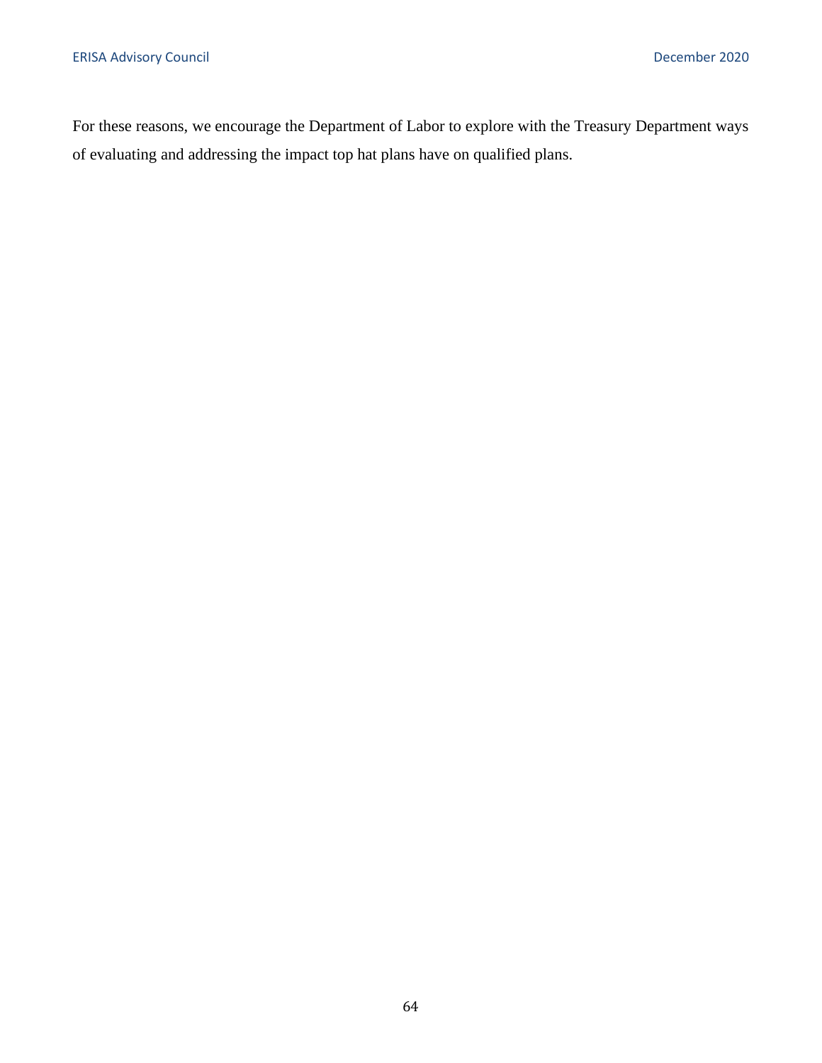For these reasons, we encourage the Department of Labor to explore with the Treasury Department ways of evaluating and addressing the impact top hat plans have on qualified plans.